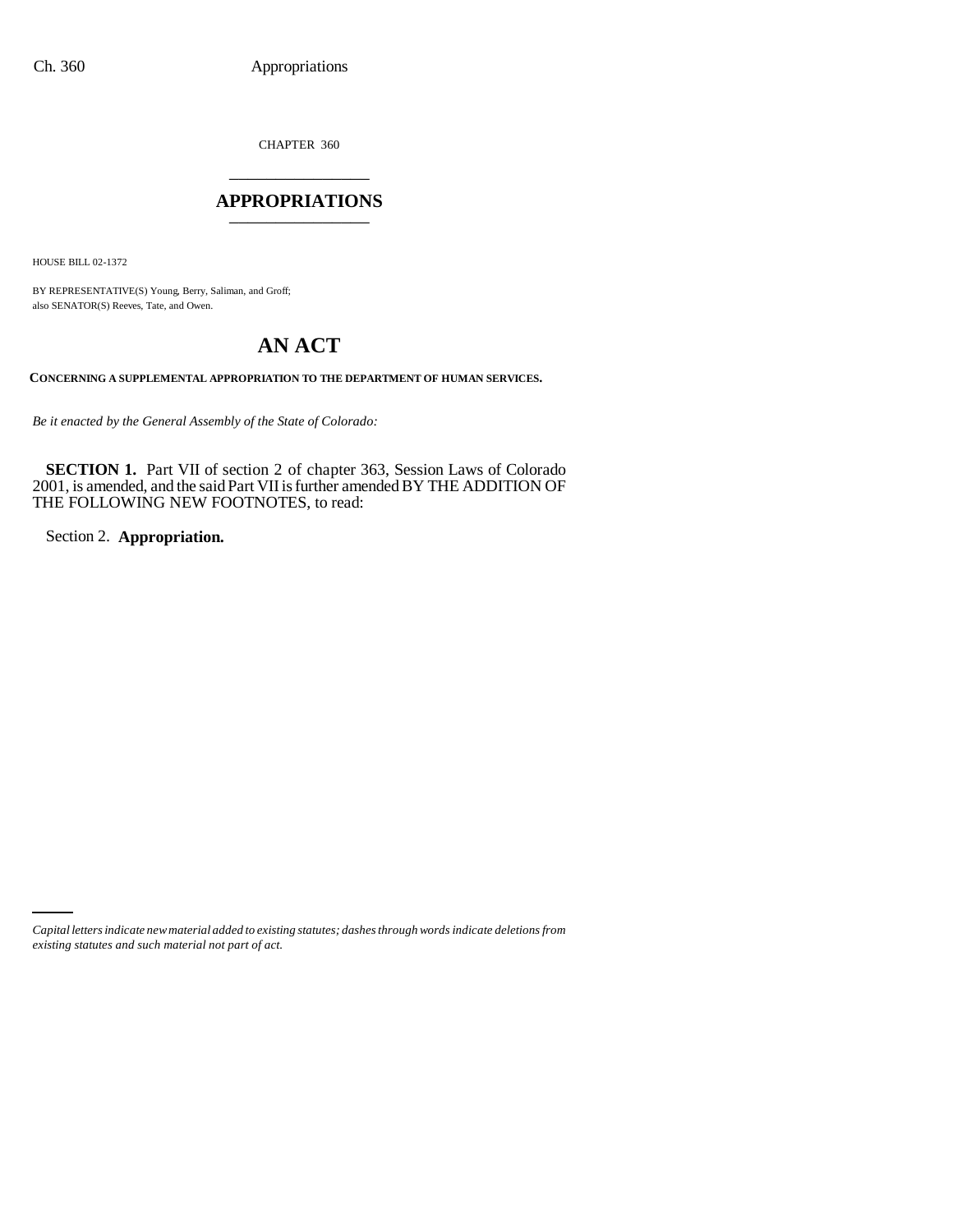CHAPTER 360

# APPROPRIATIONS

HOUSE BILL 02-1372

BY REPRESENTATIVE(S) Young, Berry, Saliman, and Groff;
also SENATOR(S) Reeves, Tate, and Owen.

# AN ACT

**CONCERNING A SUPPLEMENTAL APPROPRIATION TO THE DEPARTMENT OF HUMAN SERVICES.**

*Be it enacted by the General Assembly of the State of Colorado:*

**SECTION 1.** Part VII of section 2 of chapter 363, Session Laws of Colorado 2001, is amended, and the said Part VII is further amended BY THE ADDITION OF THE FOLLOWING NEW FOOTNOTES, to read:

Section 2. **Appropriation.**

*Capital letters indicate new material added to existing statutes; dashes through words indicate deletions from existing statutes and such material not part of act.*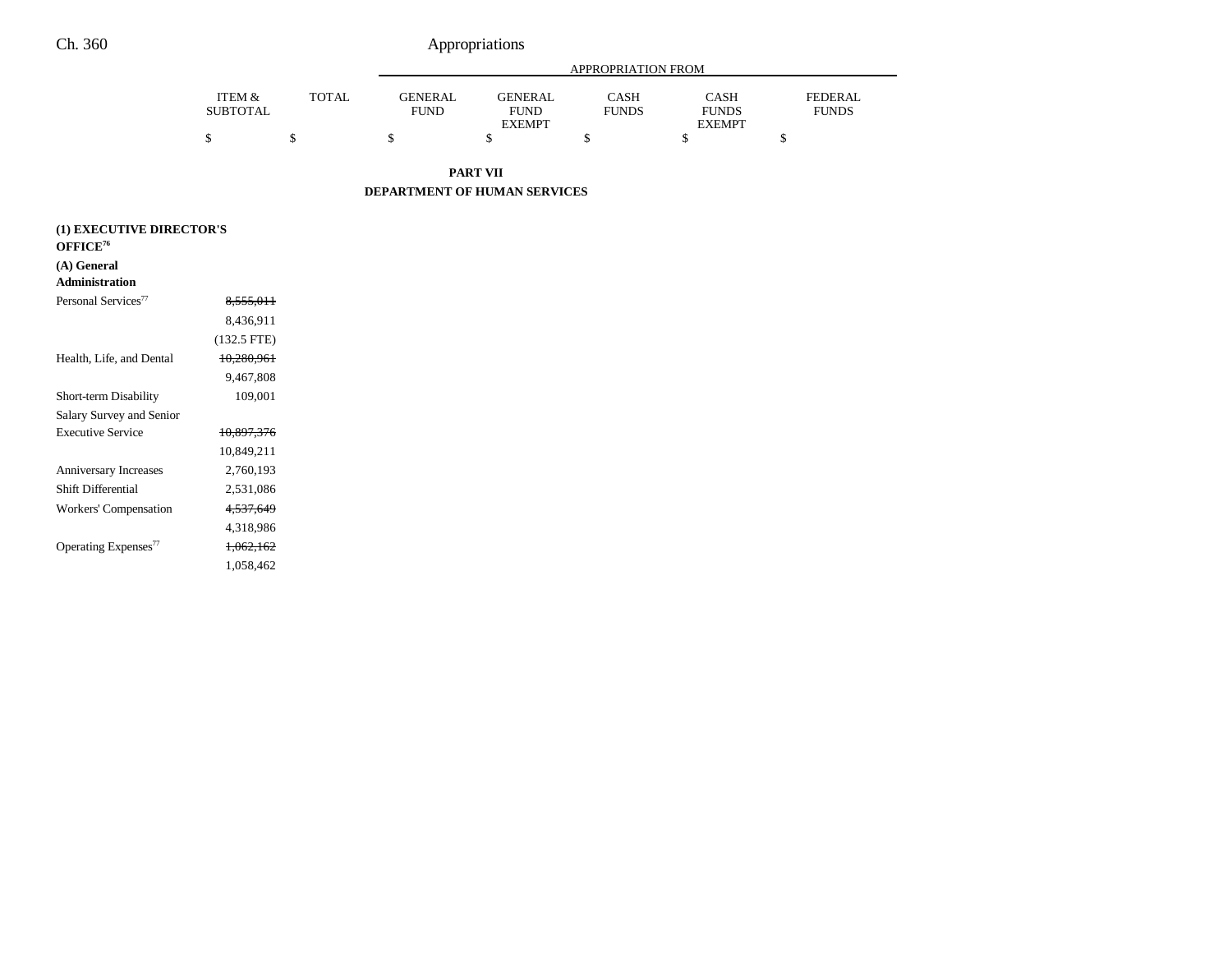| | ITEM & SUBTOTAL | TOTAL | APPROPRIATION FROM GENERAL FUND | GENERAL FUND EXEMPT | CASH FUNDS | CASH FUNDS EXEMPT | FEDERAL FUNDS |
|---|---|---|---|---|---|---|---|
| | $ | $ | $ | $ | $ | $ | $ |

**PART VII**

**DEPARTMENT OF HUMAN SERVICES**

**(1) EXECUTIVE DIRECTOR'S OFFICE[76]**

**(A) General Administration**

| | ITEM & SUBTOTAL | TOTAL | GENERAL FUND | GENERAL FUND EXEMPT | CASH FUNDS | CASH FUNDS EXEMPT | FEDERAL FUNDS |
|---|---|---|---|---|---|---|---|
| Personal Services[77] | ~~8,555,011~~ | | | | | | |
| | 8,436,911 | | | | | | |
| | (132.5 FTE) | | | | | | |
| Health, Life, and Dental | ~~10,280,961~~ | | | | | | |
| | 9,467,808 | | | | | | |
| Short-term Disability | 109,001 | | | | | | |
| Salary Survey and Senior Executive Service | ~~10,897,376~~ | | | | | | |
| | 10,849,211 | | | | | | |
| Anniversary Increases | 2,760,193 | | | | | | |
| Shift Differential | 2,531,086 | | | | | | |
| Workers' Compensation | ~~4,537,649~~ | | | | | | |
| | 4,318,986 | | | | | | |
| Operating Expenses[77] | ~~1,062,162~~ | | | | | | |
| | 1,058,462 | | | | | | |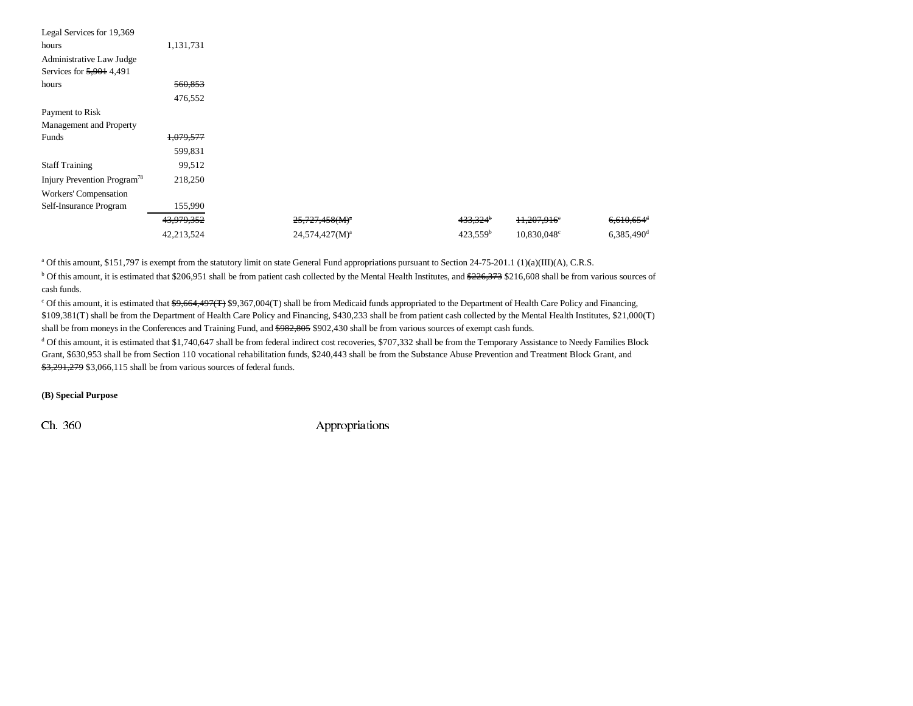| | | | | | |
|---|---|---|---|---|---|
| Legal Services for 19,369 hours | 1,131,731 | | | | |
| Administrative Law Judge Services for ~~5,901~~ 4,491 hours | ~~560,853~~ 476,552 | | | | |
| Payment to Risk Management and Property Funds | ~~1,079,577~~ 599,831 | | | | |
| Staff Training | 99,512 | | | | |
| Injury Prevention Program[78] | 218,250 | | | | |
| Workers' Compensation Self-Insurance Program | 155,990 | | | | |
| | ~~43,979,352~~ | ~~25,727,458(M)[a]~~ | ~~433,324[b]~~ | ~~11,207,916[c]~~ | ~~6,610,654[d]~~ |
| | 42,213,524 | 24,574,427(M)[a] | 423,559[b] | 10,830,048[c] | 6,385,490[d] |

[a] Of this amount, $151,797 is exempt from the statutory limit on state General Fund appropriations pursuant to Section 24-75-201.1 (1)(a)(III)(A), C.R.S.

[b] Of this amount, it is estimated that $206,951 shall be from patient cash collected by the Mental Health Institutes, and ~~$226,373~~ $216,608 shall be from various sources of cash funds.

[c] Of this amount, it is estimated that ~~$9,664,497(T)~~ $9,367,004(T) shall be from Medicaid funds appropriated to the Department of Health Care Policy and Financing, $109,381(T) shall be from the Department of Health Care Policy and Financing, $430,233 shall be from patient cash collected by the Mental Health Institutes, $21,000(T) shall be from moneys in the Conferences and Training Fund, and ~~$982,805~~ $902,430 shall be from various sources of exempt cash funds.

[d] Of this amount, it is estimated that $1,740,647 shall be from federal indirect cost recoveries, $707,332 shall be from the Temporary Assistance to Needy Families Block Grant, $630,953 shall be from Section 110 vocational rehabilitation funds, $240,443 shall be from the Substance Abuse Prevention and Treatment Block Grant, and ~~$3,291,279~~ $3,066,115 shall be from various sources of federal funds.

**(B) Special Purpose**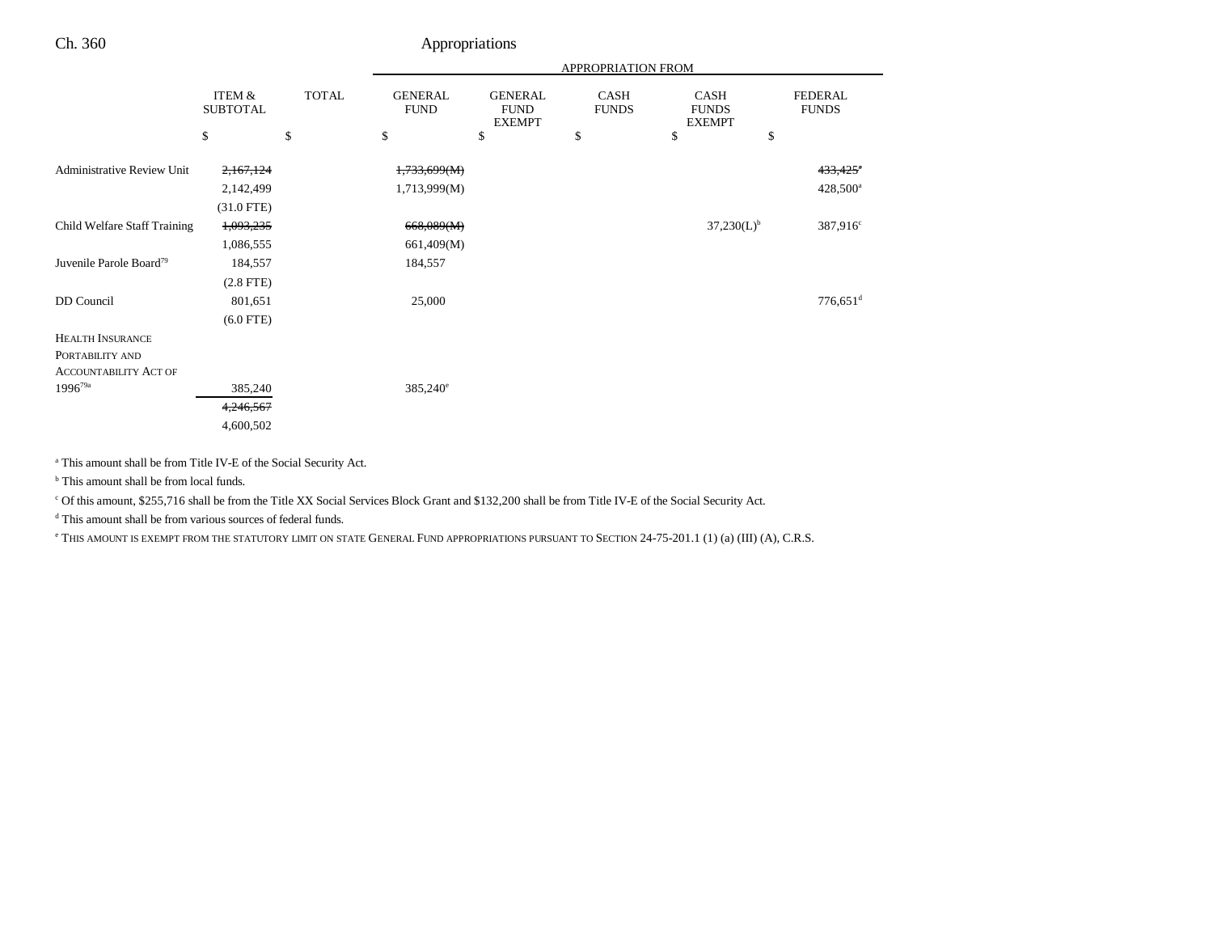| | ITEM & SUBTOTAL | TOTAL | APPROPRIATION FROM GENERAL FUND | GENERAL FUND EXEMPT | CASH FUNDS | CASH FUNDS EXEMPT | FEDERAL FUNDS |
|---|---|---|---|---|---|---|---|
| | $ | $ | $ | $ | $ | $ | $ |
| Administrative Review Unit | ~~2,167,124~~ | | ~~1,733,699(M)~~ | | | | ~~433,425~~[a] |
| | 2,142,499 | | 1,713,999(M) | | | | 428,500[a] |
| | (31.0 FTE) | | | | | | |
| Child Welfare Staff Training | ~~1,093,235~~ | | ~~668,089(M)~~ | | | 37,230(L)[b] | 387,916[c] |
| | 1,086,555 | | 661,409(M) | | | | |
| Juvenile Parole Board[79] | 184,557 | | 184,557 | | | | |
| | (2.8 FTE) | | | | | | |
| DD Council | 801,651 | | 25,000 | | | | 776,651[d] |
| | (6.0 FTE) | | | | | | |
| HEALTH INSURANCE PORTABILITY AND ACCOUNTABILITY ACT OF 1996[79a] | 385,240 | | 385,240[e] | | | | |
| | ~~4,246,567~~ | | | | | | |
| | 4,600,502 | | | | | | |

[a] This amount shall be from Title IV-E of the Social Security Act.

[b] This amount shall be from local funds.

[c] Of this amount, $255,716 shall be from the Title XX Social Services Block Grant and $132,200 shall be from Title IV-E of the Social Security Act.

[d] This amount shall be from various sources of federal funds.

[e] THIS AMOUNT IS EXEMPT FROM THE STATUTORY LIMIT ON STATE GENERAL FUND APPROPRIATIONS PURSUANT TO SECTION 24-75-201.1 (1) (a) (III) (A), C.R.S.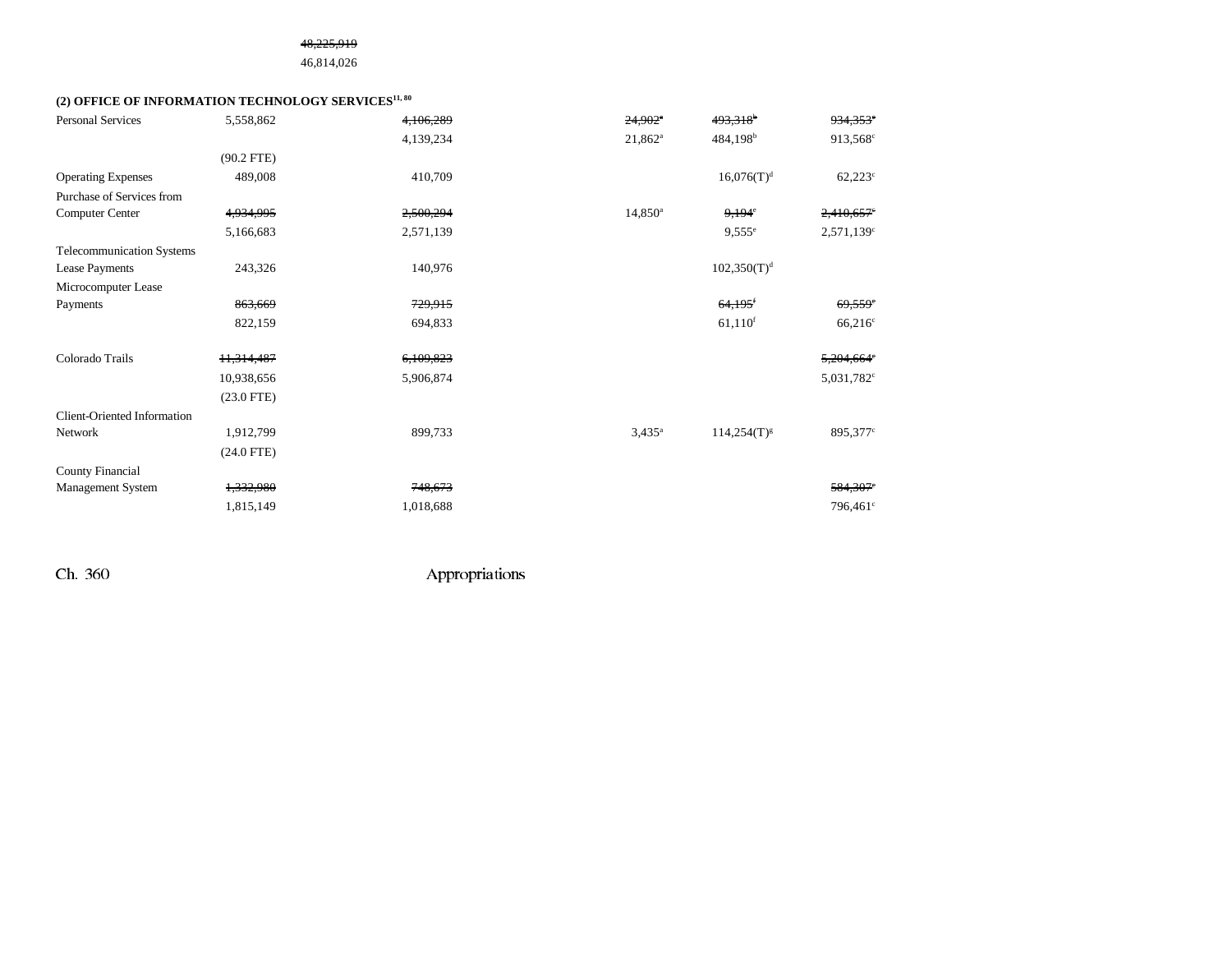| | | | | | | |
|---|---|---|---|---|---|---|
| | | ~~48,225,919~~ | | | | |
| | | 46,814,026 | | | | |

**(2) OFFICE OF INFORMATION TECHNOLOGY SERVICES**[11, 80]

| | | | | | | |
|---|---|---|---|---|---|---|
| Personal Services | 5,558,862 | | ~~4,106,289~~ | ~~24,902~~[a] | ~~493,318~~[b] | ~~934,353~~[c] |
| | | | 4,139,234 | 21,862[a] | 484,198[b] | 913,568[c] |
| | (90.2 FTE) | | | | | |
| Operating Expenses | 489,008 | | 410,709 | | 16,076(T)[d] | 62,223[c] |
| Purchase of Services from Computer Center | ~~4,934,995~~ | | ~~2,500,294~~ | 14,850[a] | ~~9,194~~[e] | ~~2,410,657~~[c] |
| | 5,166,683 | | 2,571,139 | | 9,555[e] | 2,571,139[c] |
| Telecommunication Systems Lease Payments | 243,326 | | 140,976 | | 102,350(T)[d] | |
| Microcomputer Lease Payments | ~~863,669~~ | | ~~729,915~~ | | ~~64,195~~[f] | ~~69,559~~[c] |
| | 822,159 | | 694,833 | | 61,110[f] | 66,216[c] |
| Colorado Trails | ~~11,314,487~~ | | ~~6,109,823~~ | | | ~~5,204,664~~[c] |
| | 10,938,656 | | 5,906,874 | | | 5,031,782[c] |
| | (23.0 FTE) | | | | | |
| Client-Oriented Information Network | 1,912,799 | | 899,733 | 3,435[a] | 114,254(T)[g] | 895,377[c] |
| | (24.0 FTE) | | | | | |
| County Financial Management System | ~~1,332,980~~ | | ~~748,673~~ | | | ~~584,307~~[c] |
| | 1,815,149 | | 1,018,688 | | | 796,461[c] |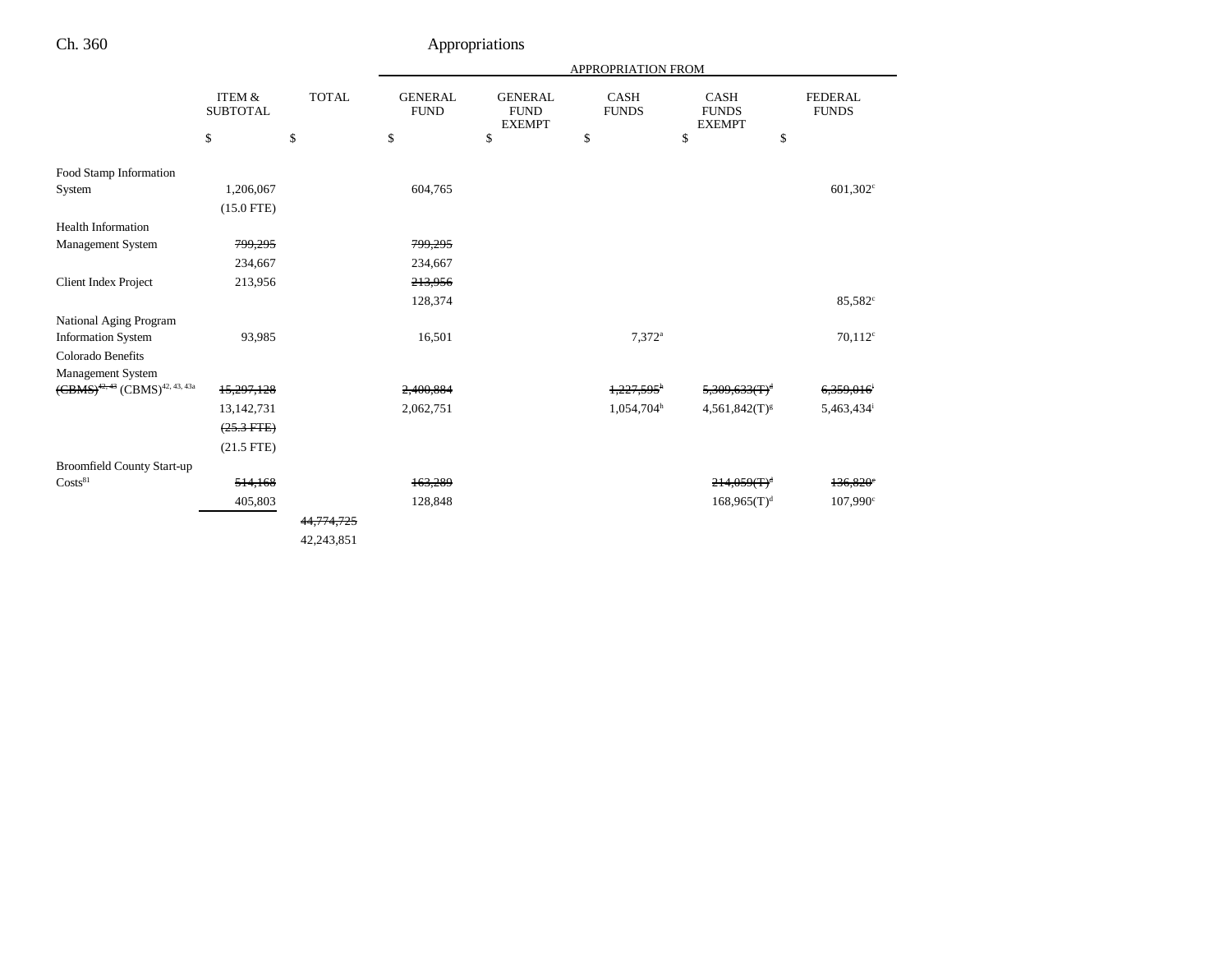Ch. 360 Appropriations

| | ITEM & SUBTOTAL | TOTAL | APPROPRIATION FROM GENERAL FUND | GENERAL FUND EXEMPT | CASH FUNDS | CASH FUNDS EXEMPT | FEDERAL FUNDS |
|---|---|---|---|---|---|---|---|
| | $ | $ | $ | $ | $ | $ | $ |
| Food Stamp Information System | 1,206,067 | | 604,765 | | | | 601,302[c] |
| | (15.0 FTE) | | | | | | |
| Health Information Management System | ~~799,295~~ | | ~~799,295~~ | | | | |
| | 234,667 | | 234,667 | | | | |
| Client Index Project | 213,956 | | ~~213,956~~ | | | | |
| | | | 128,374 | | | | 85,582[c] |
| National Aging Program Information System | 93,985 | | 16,501 | | 7,372[a] | | 70,112[c] |
| Colorado Benefits Management System ~~(CBMS)[42, 43]~~ (CBMS)[42, 43, 43a] | ~~15,297,128~~ | | ~~2,400,884~~ | | ~~1,227,595[h]~~ | ~~5,309,633(T)[g]~~ | ~~6,359,016[i]~~ |
| | 13,142,731 | | 2,062,751 | | 1,054,704[h] | 4,561,842(T)[g] | 5,463,434[i] |
| | ~~(25.3 FTE)~~ | | | | | | |
| | (21.5 FTE) | | | | | | |
| Broomfield County Start-up Costs[81] | ~~514,168~~ | | ~~163,289~~ | | | ~~214,059(T)[d]~~ | ~~136,820[c]~~ |
| | 405,803 | | 128,848 | | | 168,965(T)[d] | 107,990[c] |
| | | ~~44,774,725~~ | | | | | |
| | | 42,243,851 | | | | | |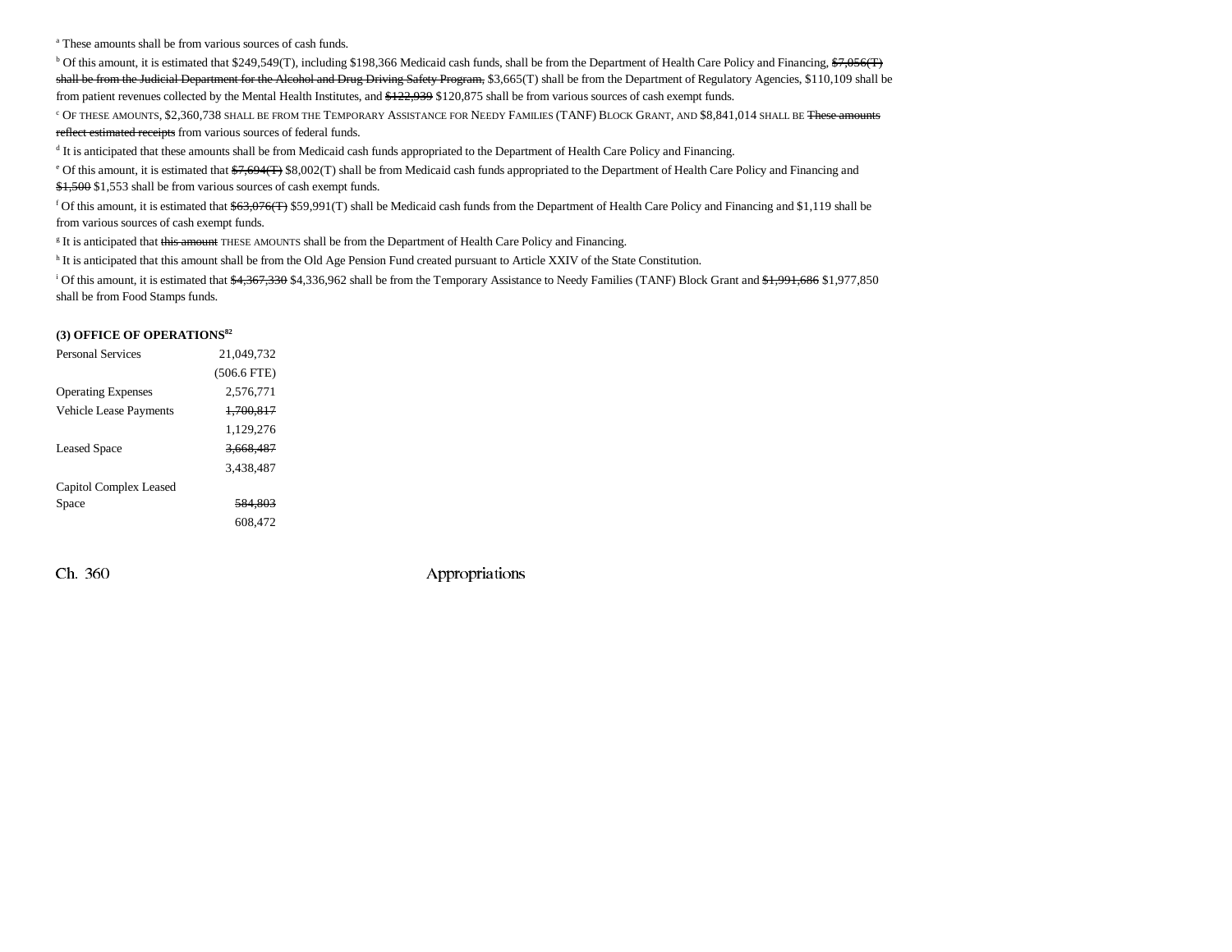[a] These amounts shall be from various sources of cash funds.

[b] Of this amount, it is estimated that $249,549(T), including $198,366 Medicaid cash funds, shall be from the Department of Health Care Policy and Financing, ~~$7,056(T) shall be from the Judicial Department for the Alcohol and Drug Driving Safety Program,~~ $3,665(T) shall be from the Department of Regulatory Agencies, $110,109 shall be from patient revenues collected by the Mental Health Institutes, and ~~$122,939~~ $120,875 shall be from various sources of cash exempt funds.

[c] OF THESE AMOUNTS, $2,360,738 SHALL BE FROM THE TEMPORARY ASSISTANCE FOR NEEDY FAMILIES (TANF) BLOCK GRANT, AND $8,841,014 SHALL BE ~~These amounts reflect estimated receipts~~ from various sources of federal funds.

[d] It is anticipated that these amounts shall be from Medicaid cash funds appropriated to the Department of Health Care Policy and Financing.

[e] Of this amount, it is estimated that ~~$7,694(T)~~ $8,002(T) shall be from Medicaid cash funds appropriated to the Department of Health Care Policy and Financing and ~~$1,500~~ $1,553 shall be from various sources of cash exempt funds.

[f] Of this amount, it is estimated that ~~$63,076(T)~~ $59,991(T) shall be Medicaid cash funds from the Department of Health Care Policy and Financing and $1,119 shall be from various sources of cash exempt funds.

[g] It is anticipated that ~~this amount~~ THESE AMOUNTS shall be from the Department of Health Care Policy and Financing.

[h] It is anticipated that this amount shall be from the Old Age Pension Fund created pursuant to Article XXIV of the State Constitution.

[i] Of this amount, it is estimated that ~~$4,367,330~~ $4,336,962 shall be from the Temporary Assistance to Needy Families (TANF) Block Grant and ~~$1,991,686~~ $1,977,850 shall be from Food Stamps funds.

**(3) OFFICE OF OPERATIONS[82]**

| | |
|---|---|
| Personal Services | 21,049,732 |
| | (506.6 FTE) |
| Operating Expenses | 2,576,771 |
| Vehicle Lease Payments | ~~1,700,817~~ |
| | 1,129,276 |
| Leased Space | ~~3,668,487~~ |
| | 3,438,487 |
| Capitol Complex Leased Space | ~~584,803~~ |
| | 608,472 |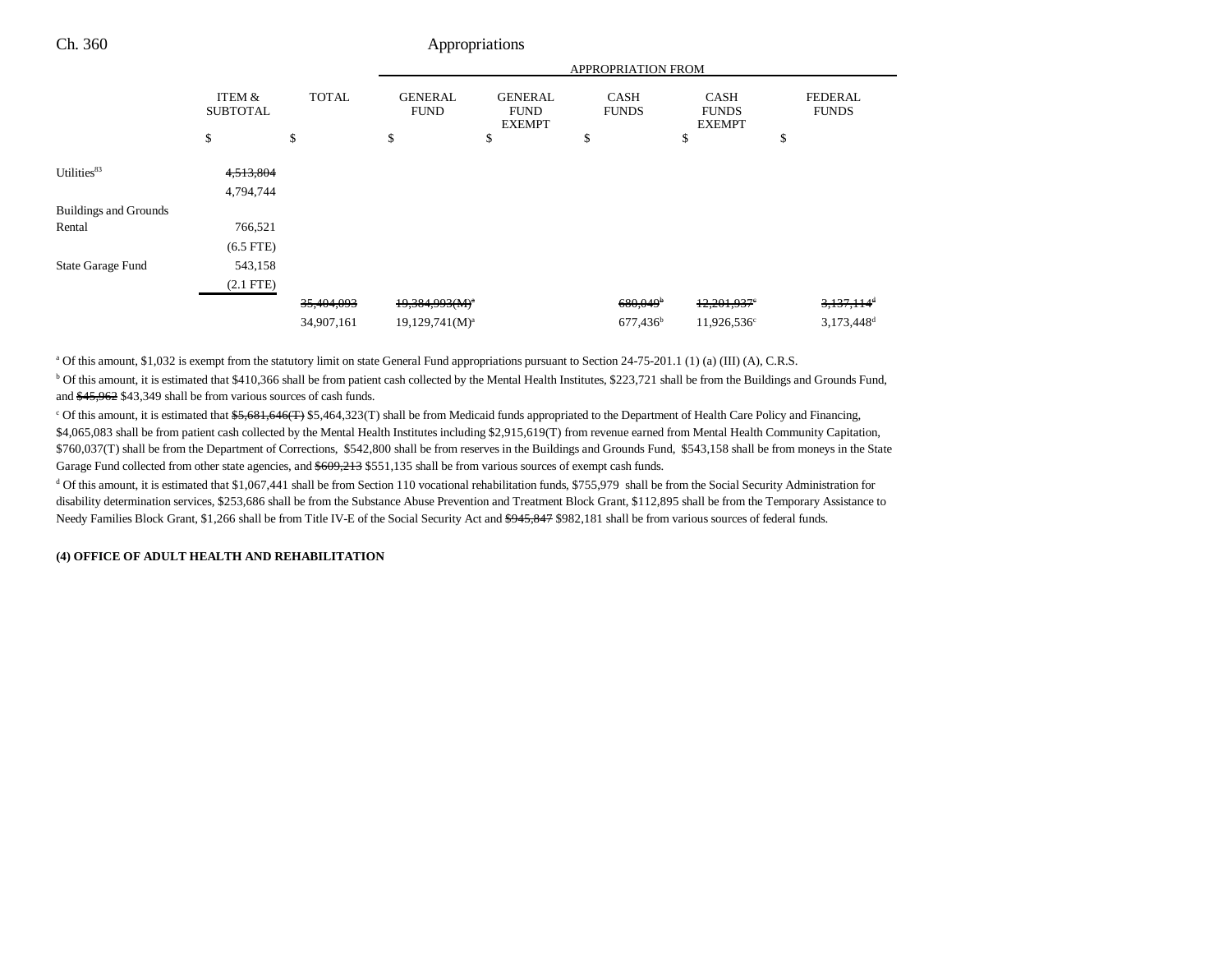| | ITEM & SUBTOTAL | TOTAL | GENERAL FUND | GENERAL FUND EXEMPT | CASH FUNDS | CASH FUNDS EXEMPT | FEDERAL FUNDS |
|---|---|---|---|---|---|---|---|
| | | | APPROPRIATION FROM | | | | |
| | $ | $ | $ | $ | $ | $ | $ |
| Utilities[83] | ~~4,513,804~~ | | | | | | |
| | 4,794,744 | | | | | | |
| Buildings and Grounds Rental | 766,521 | | | | | | |
| | (6.5 FTE) | | | | | | |
| State Garage Fund | 543,158 | | | | | | |
| | (2.1 FTE) | | | | | | |
| | | ~~35,404,093~~ | ~~19,384,993(M)[a]~~ | | ~~680,049[b]~~ | ~~12,201,937[c]~~ | ~~3,137,114[d]~~ |
| | | 34,907,161 | 19,129,741(M)[a] | | 677,436[b] | 11,926,536[c] | 3,173,448[d] |

[a] Of this amount, $1,032 is exempt from the statutory limit on state General Fund appropriations pursuant to Section 24-75-201.1 (1) (a) (III) (A), C.R.S.

[b] Of this amount, it is estimated that $410,366 shall be from patient cash collected by the Mental Health Institutes, $223,721 shall be from the Buildings and Grounds Fund, and ~~$45,962~~ $43,349 shall be from various sources of cash funds.

[c] Of this amount, it is estimated that ~~$5,681,646(T)~~ $5,464,323(T) shall be from Medicaid funds appropriated to the Department of Health Care Policy and Financing, $4,065,083 shall be from patient cash collected by the Mental Health Institutes including $2,915,619(T) from revenue earned from Mental Health Community Capitation, $760,037(T) shall be from the Department of Corrections, $542,800 shall be from reserves in the Buildings and Grounds Fund, $543,158 shall be from moneys in the State Garage Fund collected from other state agencies, and ~~$609,213~~ $551,135 shall be from various sources of exempt cash funds.

[d] Of this amount, it is estimated that $1,067,441 shall be from Section 110 vocational rehabilitation funds, $755,979 shall be from the Social Security Administration for disability determination services, $253,686 shall be from the Substance Abuse Prevention and Treatment Block Grant, $112,895 shall be from the Temporary Assistance to Needy Families Block Grant, $1,266 shall be from Title IV-E of the Social Security Act and ~~$945,847~~ $982,181 shall be from various sources of federal funds.

**(4) OFFICE OF ADULT HEALTH AND REHABILITATION**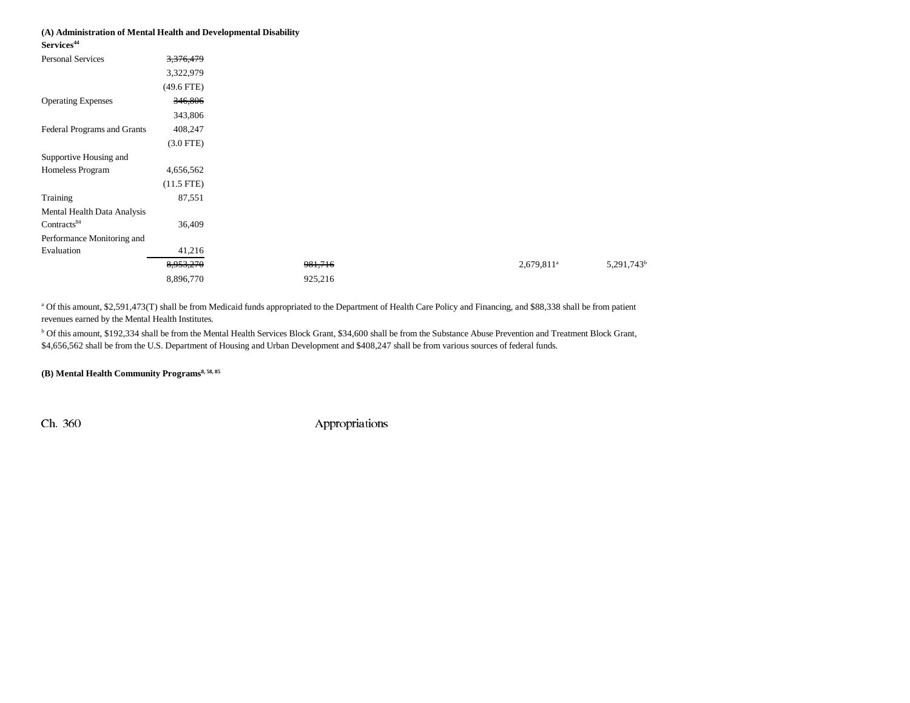**(A) Administration of Mental Health and Developmental Disability Services[44]**

| | | | | | |
|---|---|---|---|---|---|
| Personal Services | ~~3,376,479~~ | | | | |
| | 3,322,979 | | | | |
| | (49.6 FTE) | | | | |
| Operating Expenses | ~~346,806~~ | | | | |
| | 343,806 | | | | |
| Federal Programs and Grants | 408,247 | | | | |
| | (3.0 FTE) | | | | |
| Supportive Housing and Homeless Program | 4,656,562 | | | | |
| | (11.5 FTE) | | | | |
| Training | 87,551 | | | | |
| Mental Health Data Analysis Contracts[84] | 36,409 | | | | |
| Performance Monitoring and Evaluation | 41,216 | | | | |
| | ~~8,953,270~~ | ~~981,716~~ | | 2,679,811[a] | 5,291,743[b] |
| | 8,896,770 | 925,216 | | | |

[a] Of this amount, $2,591,473(T) shall be from Medicaid funds appropriated to the Department of Health Care Policy and Financing, and $88,338 shall be from patient revenues earned by the Mental Health Institutes.

[b] Of this amount, $192,334 shall be from the Mental Health Services Block Grant, $34,600 shall be from the Substance Abuse Prevention and Treatment Block Grant, $4,656,562 shall be from the U.S. Department of Housing and Urban Development and $408,247 shall be from various sources of federal funds.

**(B) Mental Health Community Programs[8, 58, 85]**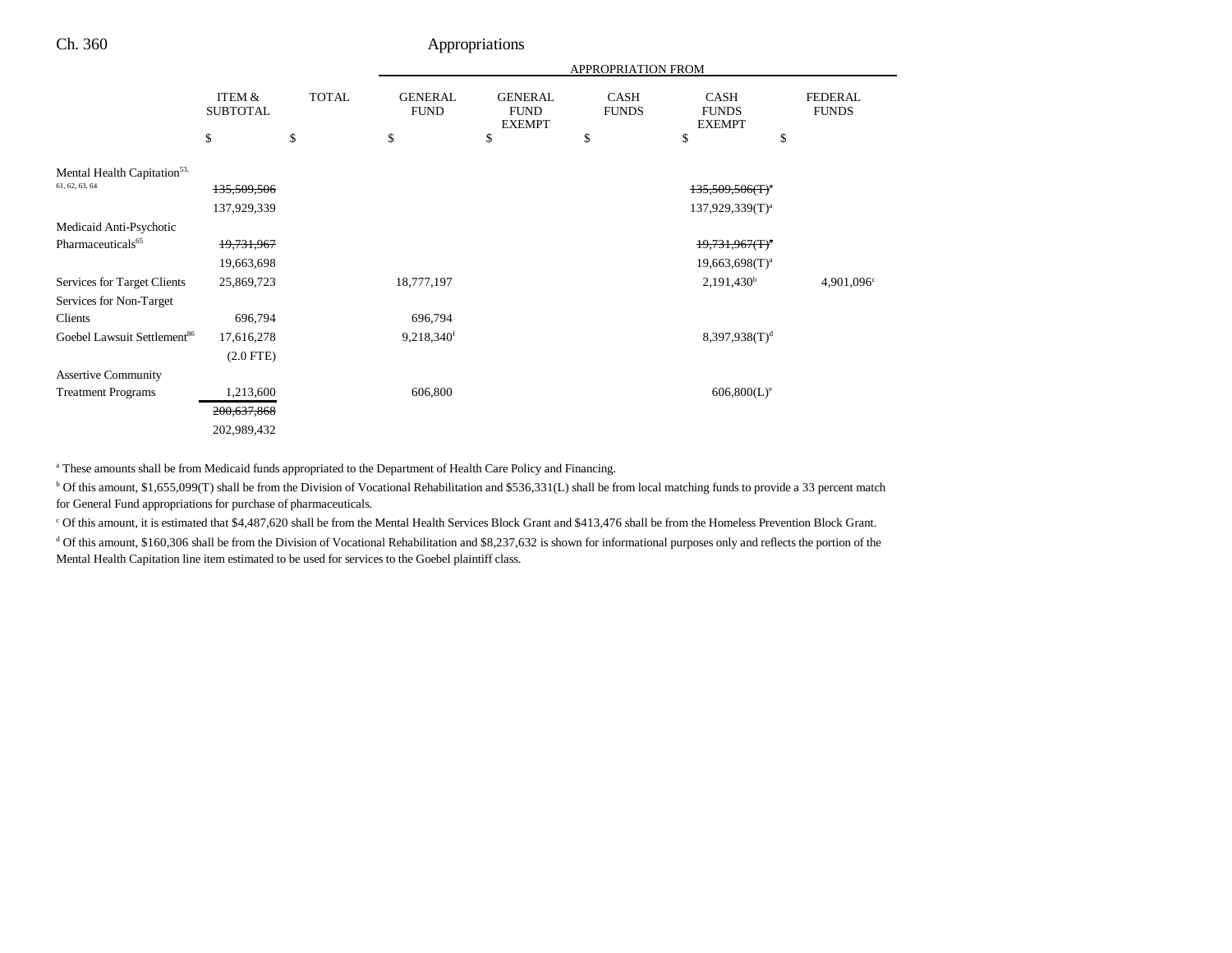| | ITEM & SUBTOTAL | TOTAL | GENERAL FUND | GENERAL FUND EXEMPT | CASH FUNDS | CASH FUNDS EXEMPT | FEDERAL FUNDS |
|---|---|---|---|---|---|---|---|
| | | | APPROPRIATION FROM | | | | |
| | $ | $ | $ | $ | $ | $ | $ |
| Mental Health Capitation[53, 61, 62, 63, 64] | ~~135,509,506~~ | | | | | ~~135,509,506(T)[a]~~ | |
| | 137,929,339 | | | | | 137,929,339(T)[a] | |
| Medicaid Anti-Psychotic Pharmaceuticals[65] | ~~19,731,967~~ | | | | | ~~19,731,967(T)[a]~~ | |
| | 19,663,698 | | | | | 19,663,698(T)[a] | |
| Services for Target Clients | 25,869,723 | | 18,777,197 | | | 2,191,430[b] | 4,901,096[c] |
| Services for Non-Target Clients | 696,794 | | 696,794 | | | | |
| Goebel Lawsuit Settlement[86] | 17,616,278 | | 9,218,340[f] | | | 8,397,938(T)[d] | |
| | (2.0 FTE) | | | | | | |
| Assertive Community Treatment Programs | 1,213,600 | | 606,800 | | | 606,800(L)[e] | |
| | ~~200,637,868~~ | | | | | | |
| | 202,989,432 | | | | | | |

[a] These amounts shall be from Medicaid funds appropriated to the Department of Health Care Policy and Financing.

[b] Of this amount, $1,655,099(T) shall be from the Division of Vocational Rehabilitation and $536,331(L) shall be from local matching funds to provide a 33 percent match for General Fund appropriations for purchase of pharmaceuticals.

[c] Of this amount, it is estimated that $4,487,620 shall be from the Mental Health Services Block Grant and $413,476 shall be from the Homeless Prevention Block Grant.

[d] Of this amount, $160,306 shall be from the Division of Vocational Rehabilitation and $8,237,632 is shown for informational purposes only and reflects the portion of the Mental Health Capitation line item estimated to be used for services to the Goebel plaintiff class.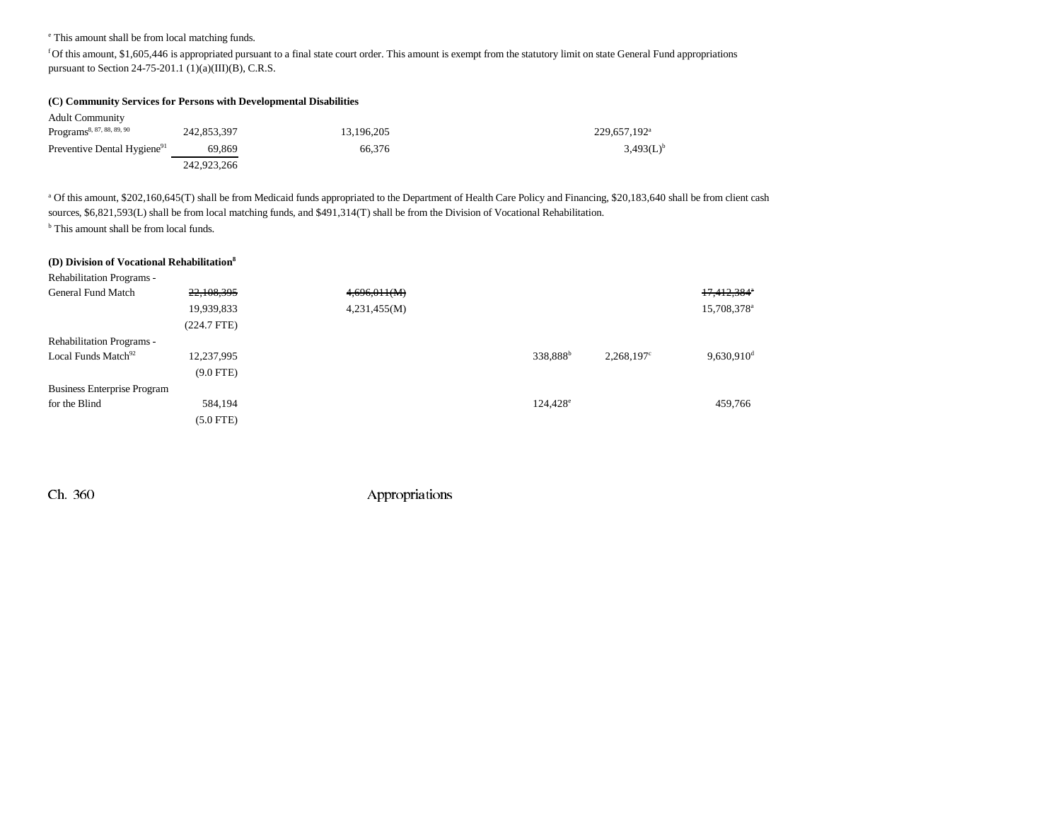[e] This amount shall be from local matching funds.

[f] Of this amount, $1,605,446 is appropriated pursuant to a final state court order. This amount is exempt from the statutory limit on state General Fund appropriations pursuant to Section 24-75-201.1 (1)(a)(III)(B), C.R.S.

**(C) Community Services for Persons with Developmental Disabilities**

| | | | | | | |
|---|---|---|---|---|---|---|
| Adult Community Programs[8, 87, 88, 89, 90] | 242,853,397 | 13,196,205 | | | 229,657,192[a] | |
| Preventive Dental Hygiene[91] | 69,869 | 66,376 | | | 3,493(L)[b] | |
| | 242,923,266 | | | | | |

[a] Of this amount, $202,160,645(T) shall be from Medicaid funds appropriated to the Department of Health Care Policy and Financing, $20,183,640 shall be from client cash sources, $6,821,593(L) shall be from local matching funds, and $491,314(T) shall be from the Division of Vocational Rehabilitation.

[b] This amount shall be from local funds.

**(D) Division of Vocational Rehabilitation[8]**

| | | | | | | |
|---|---|---|---|---|---|---|
| Rehabilitation Programs - General Fund Match | ~~22,108,395~~ | ~~4,696,011(M)~~ | | | | ~~17,412,384~~[a] |
| | 19,939,833 | 4,231,455(M) | | | | 15,708,378[a] |
| | (224.7 FTE) | | | | | |
| Rehabilitation Programs - Local Funds Match[92] | 12,237,995 | | | 338,888[b] | 2,268,197[c] | 9,630,910[d] |
| | (9.0 FTE) | | | | | |
| Business Enterprise Program for the Blind | 584,194 | | | 124,428[e] | | 459,766 |
| | (5.0 FTE) | | | | | |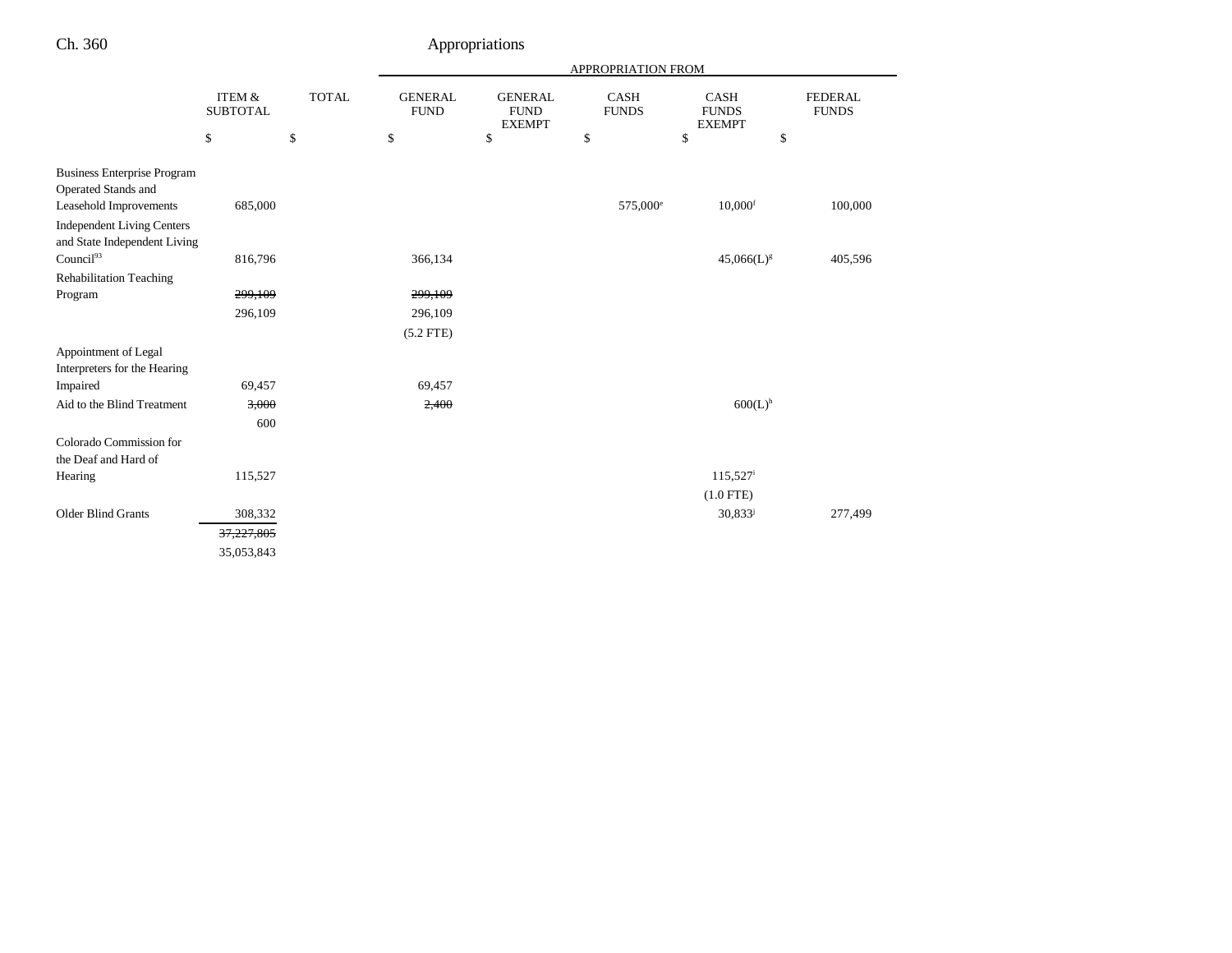| | ITEM & SUBTOTAL | TOTAL | GENERAL FUND | GENERAL FUND EXEMPT | CASH FUNDS | CASH FUNDS EXEMPT | FEDERAL FUNDS |
|---|---|---|---|---|---|---|---|
| | | | APPROPRIATION FROM | | | | |
| | $ | $ | $ | $ | $ | $ | $ |
| Business Enterprise Program Operated Stands and Leasehold Improvements | 685,000 | | | | 575,000[e] | 10,000[f] | 100,000 |
| Independent Living Centers and State Independent Living Council[93] | 816,796 | | 366,134 | | | 45,066(L)[g] | 405,596 |
| Rehabilitation Teaching Program | ~~299,109~~ | | ~~299,109~~ | | | | |
| | 296,109 | | 296,109 | | | | |
| | | | (5.2 FTE) | | | | |
| Appointment of Legal Interpreters for the Hearing Impaired | 69,457 | | 69,457 | | | | |
| Aid to the Blind Treatment | ~~3,000~~ | | ~~2,400~~ | | | 600(L)[h] | |
| | 600 | | | | | | |
| Colorado Commission for the Deaf and Hard of Hearing | 115,527 | | | | | 115,527[i] | |
| | | | | | | (1.0 FTE) | |
| Older Blind Grants | 308,332 | | | | | 30,833[j] | 277,499 |
| | ~~37,227,805~~ | | | | | | |
| | 35,053,843 | | | | | | |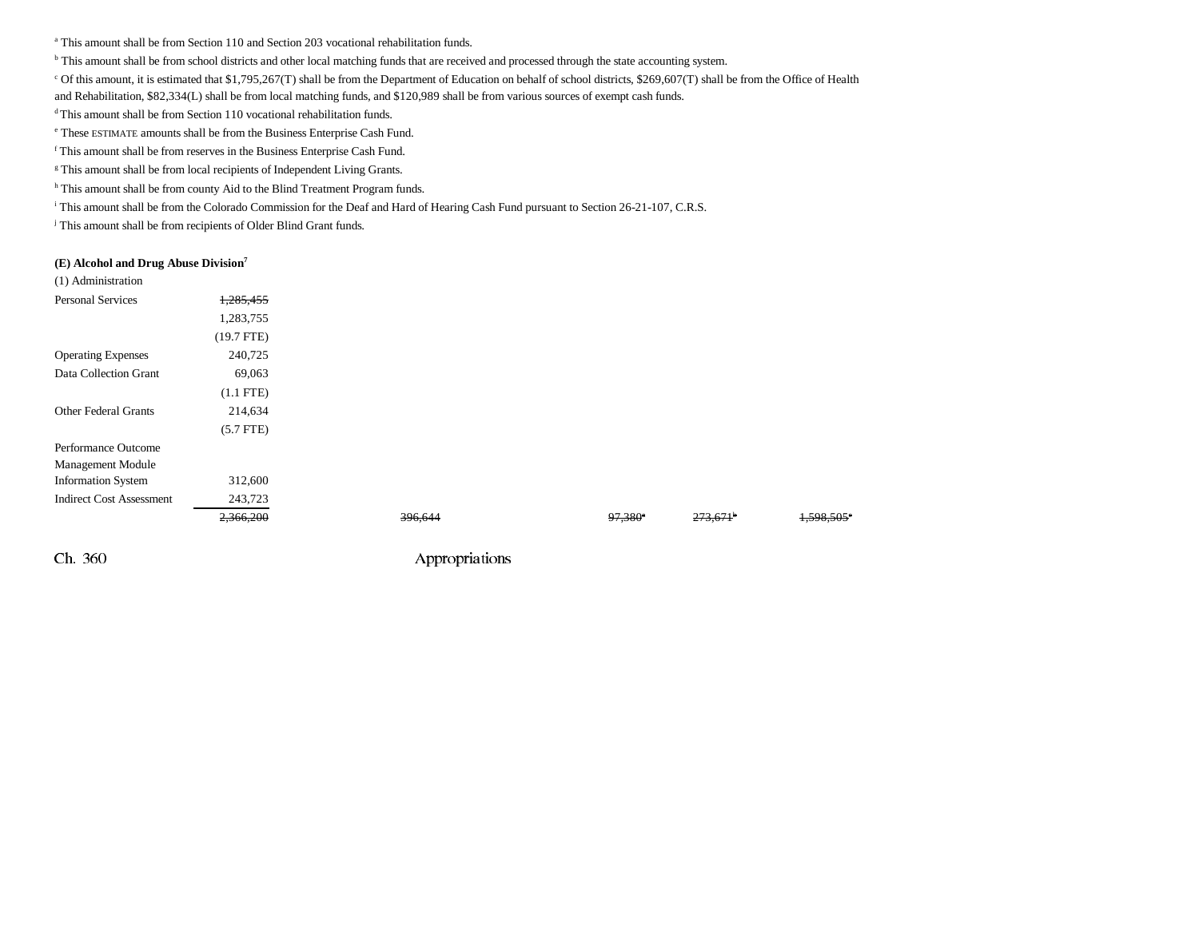[a] This amount shall be from Section 110 and Section 203 vocational rehabilitation funds.

[b] This amount shall be from school districts and other local matching funds that are received and processed through the state accounting system.

[c] Of this amount, it is estimated that $1,795,267(T) shall be from the Department of Education on behalf of school districts, $269,607(T) shall be from the Office of Health and Rehabilitation, $82,334(L) shall be from local matching funds, and $120,989 shall be from various sources of exempt cash funds.

[d] This amount shall be from Section 110 vocational rehabilitation funds.

[e] These ESTIMATE amounts shall be from the Business Enterprise Cash Fund.

[f] This amount shall be from reserves in the Business Enterprise Cash Fund.

[g] This amount shall be from local recipients of Independent Living Grants.

[h] This amount shall be from county Aid to the Blind Treatment Program funds.

[i] This amount shall be from the Colorado Commission for the Deaf and Hard of Hearing Cash Fund pursuant to Section 26-21-107, C.R.S.

[j] This amount shall be from recipients of Older Blind Grant funds.

**(E) Alcohol and Drug Abuse Division[7]**

(1) Administration

| | | | | | | |
|---|---|---|---|---|---|---|
| Personal Services | ~~1,285,455~~ | | | | | |
| | 1,283,755 | | | | | |
| | (19.7 FTE) | | | | | |
| Operating Expenses | 240,725 | | | | | |
| Data Collection Grant | 69,063 | | | | | |
| | (1.1 FTE) | | | | | |
| Other Federal Grants | 214,634 | | | | | |
| | (5.7 FTE) | | | | | |
| Performance Outcome Management Module Information System | 312,600 | | | | | |
| Indirect Cost Assessment | 243,723 | | | | | |
| | ~~2,366,200~~ | ~~396,644~~ | | ~~97,380~~[a] | ~~273,671~~[b] | ~~1,598,505~~[c] |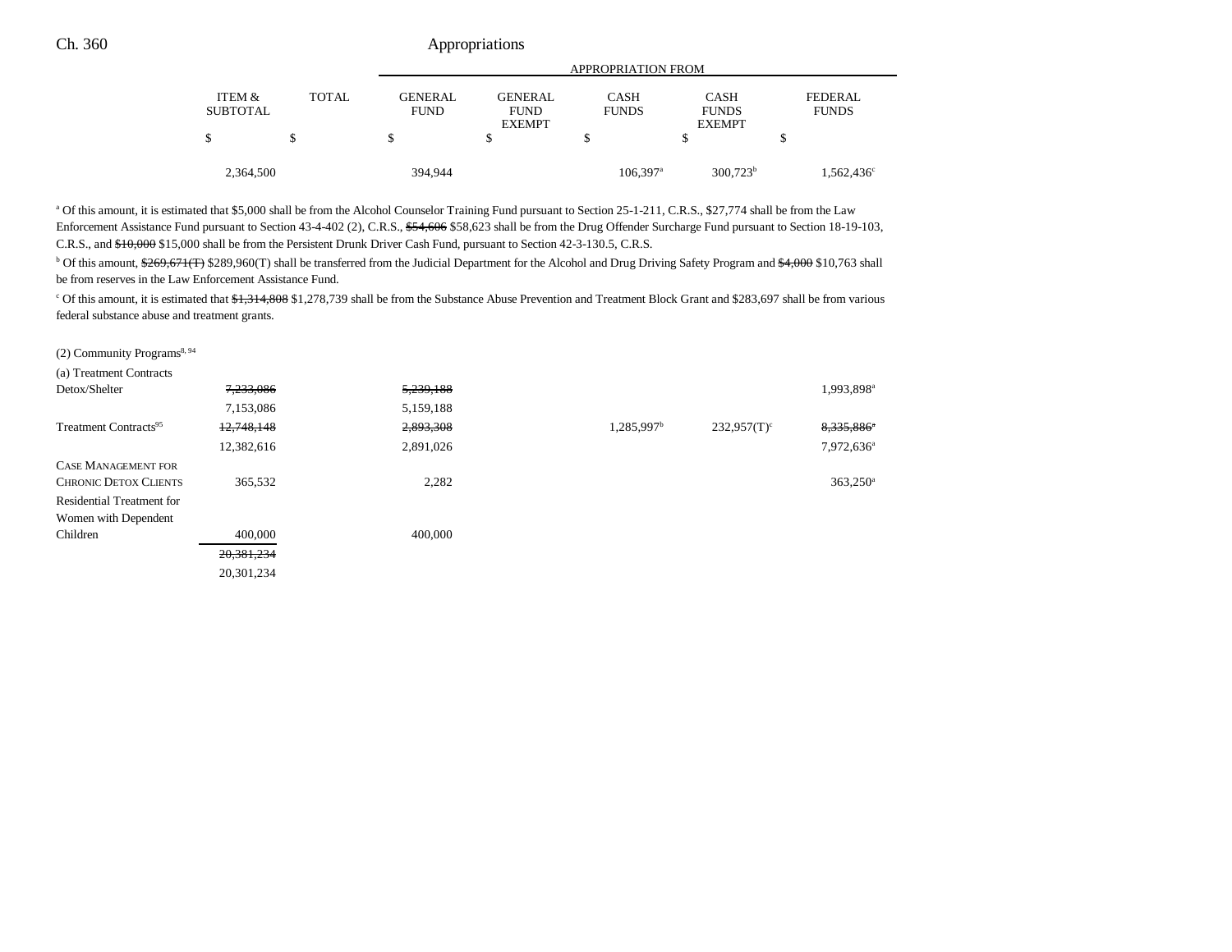| | ITEM & SUBTOTAL | TOTAL | GENERAL FUND | GENERAL FUND EXEMPT | CASH FUNDS | CASH FUNDS EXEMPT | FEDERAL FUNDS |
|---|---|---|---|---|---|---|---|
| | | | APPROPRIATION FROM | | | | |
| | $ | $ | $ | $ | $ | $ | $ |
| | 2,364,500 | | 394,944 | | 106,397[a] | 300,723[b] | 1,562,436[c] |

[a] Of this amount, it is estimated that $5,000 shall be from the Alcohol Counselor Training Fund pursuant to Section 25-1-211, C.R.S., $27,774 shall be from the Law Enforcement Assistance Fund pursuant to Section 43-4-402 (2), C.R.S., ~~$54,606~~ $58,623 shall be from the Drug Offender Surcharge Fund pursuant to Section 18-19-103, C.R.S., and ~~$10,000~~ $15,000 shall be from the Persistent Drunk Driver Cash Fund, pursuant to Section 42-3-130.5, C.R.S.

[b] Of this amount, ~~$269,671(T)~~ $289,960(T) shall be transferred from the Judicial Department for the Alcohol and Drug Driving Safety Program and ~~$4,000~~ $10,763 shall be from reserves in the Law Enforcement Assistance Fund.

[c] Of this amount, it is estimated that ~~$1,314,808~~ $1,278,739 shall be from the Substance Abuse Prevention and Treatment Block Grant and $283,697 shall be from various federal substance abuse and treatment grants.

(2) Community Programs[8, 94]

| | ITEM & SUBTOTAL | TOTAL | GENERAL FUND | GENERAL FUND EXEMPT | CASH FUNDS | CASH FUNDS EXEMPT | FEDERAL FUNDS |
|---|---|---|---|---|---|---|---|
| (a) Treatment Contracts | | | | | | | |
| Detox/Shelter | ~~7,233,086~~ | | ~~5,239,188~~ | | | | 1,993,898[a] |
| | 7,153,086 | | 5,159,188 | | | | |
| Treatment Contracts[95] | ~~12,748,148~~ | | ~~2,893,308~~ | | 1,285,997[b] | 232,957(T)[c] | ~~8,335,886[a]~~ |
| | 12,382,616 | | 2,891,026 | | | | 7,972,636[a] |
| CASE MANAGEMENT FOR CHRONIC DETOX CLIENTS | 365,532 | | 2,282 | | | | 363,250[a] |
| Residential Treatment for Women with Dependent Children | 400,000 | | 400,000 | | | | |
| | ~~20,381,234~~ | | | | | | |
| | 20,301,234 | | | | | | |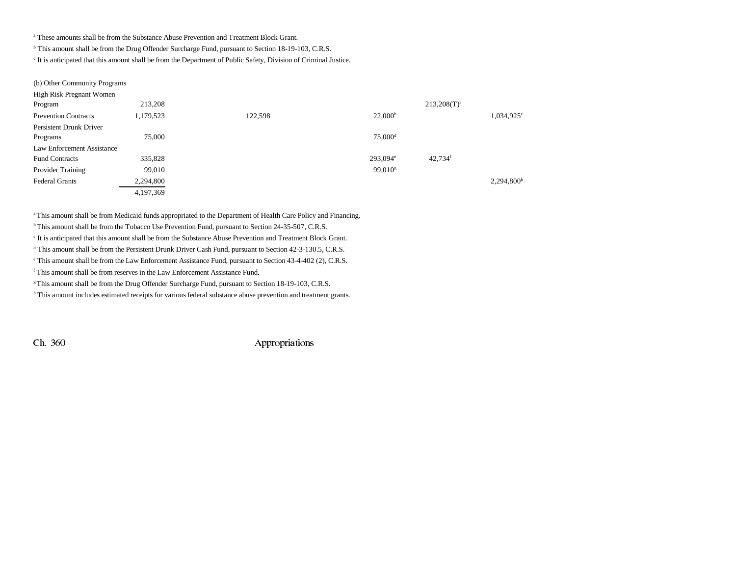[a] These amounts shall be from the Substance Abuse Prevention and Treatment Block Grant.

[b] This amount shall be from the Drug Offender Surcharge Fund, pursuant to Section 18-19-103, C.R.S.

[c] It is anticipated that this amount shall be from the Department of Public Safety, Division of Criminal Justice.

| (b) Other Community Programs | | | | | |
|---|---|---|---|---|---|
| High Risk Pregnant Women Program | 213,208 | | | 213,208(T)[a] | |
| Prevention Contracts | 1,179,523 | 122,598 | 22,000[b] | | 1,034,925[c] |
| Persistent Drunk Driver Programs | 75,000 | | 75,000[d] | | |
| Law Enforcement Assistance Fund Contracts | 335,828 | | 293,094[e] | 42,734[f] | |
| Provider Training | 99,010 | | 99,010[g] | | |
| Federal Grants | 2,294,800 | | | | 2,294,800[h] |
| | 4,197,369 | | | | |

[a] This amount shall be from Medicaid funds appropriated to the Department of Health Care Policy and Financing.

[b] This amount shall be from the Tobacco Use Prevention Fund, pursuant to Section 24-35-507, C.R.S.

[c] It is anticipated that this amount shall be from the Substance Abuse Prevention and Treatment Block Grant.

[d] This amount shall be from the Persistent Drunk Driver Cash Fund, pursuant to Section 42-3-130.5, C.R.S.

[e] This amount shall be from the Law Enforcement Assistance Fund, pursuant to Section 43-4-402 (2), C.R.S.

[f] This amount shall be from reserves in the Law Enforcement Assistance Fund.

[g] This amount shall be from the Drug Offender Surcharge Fund, pursuant to Section 18-19-103, C.R.S.

[h] This amount includes estimated receipts for various federal substance abuse prevention and treatment grants.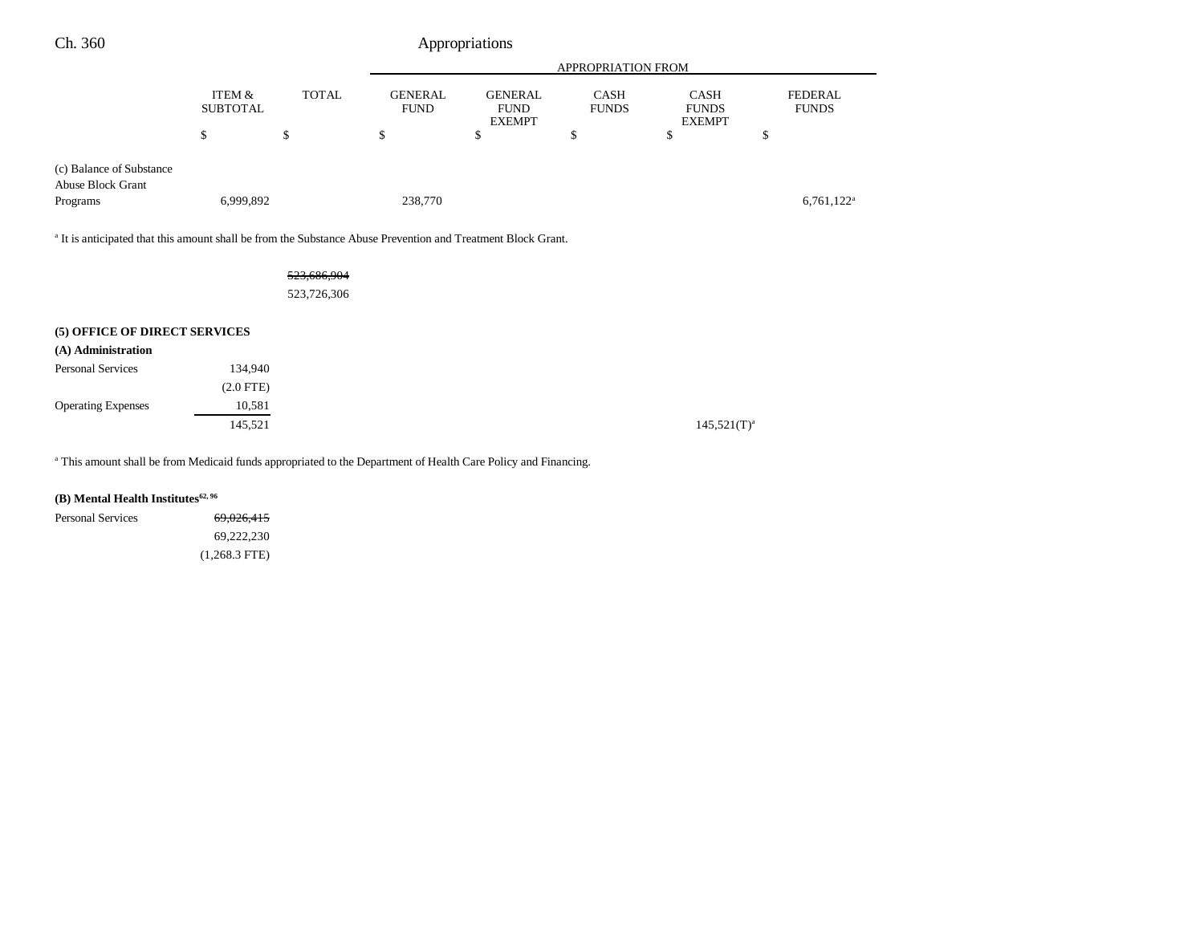| | ITEM & SUBTOTAL | TOTAL | GENERAL FUND | GENERAL FUND EXEMPT | CASH FUNDS | CASH FUNDS EXEMPT | FEDERAL FUNDS |
|---|---|---|---|---|---|---|---|
| | | | APPROPRIATION FROM | | | | |
| | $ | $ | $ | $ | $ | $ | $ |
| (c) Balance of Substance Abuse Block Grant Programs | 6,999,892 | | 238,770 | | | | 6,761,122[a] |

[a] It is anticipated that this amount shall be from the Substance Abuse Prevention and Treatment Block Grant.

| | ITEM & SUBTOTAL | TOTAL | GENERAL FUND | GENERAL FUND EXEMPT | CASH FUNDS | CASH FUNDS EXEMPT | FEDERAL FUNDS |
|---|---|---|---|---|---|---|---|
| | | ~~523,686,904~~ | | | | | |
| | | 523,726,306 | | | | | |

## (5) OFFICE OF DIRECT SERVICES

### (A) Administration

| | ITEM & SUBTOTAL | TOTAL | GENERAL FUND | GENERAL FUND EXEMPT | CASH FUNDS | CASH FUNDS EXEMPT | FEDERAL FUNDS |
|---|---|---|---|---|---|---|---|
| Personal Services | 134,940 | | | | | | |
| | (2.0 FTE) | | | | | | |
| Operating Expenses | 10,581 | | | | | | |
| | 145,521 | | | | | 145,521(T)[a] | |

[a] This amount shall be from Medicaid funds appropriated to the Department of Health Care Policy and Financing.

### (B) Mental Health Institutes[62, 96]

| | ITEM & SUBTOTAL | TOTAL | GENERAL FUND | GENERAL FUND EXEMPT | CASH FUNDS | CASH FUNDS EXEMPT | FEDERAL FUNDS |
|---|---|---|---|---|---|---|---|
| Personal Services | ~~69,026,415~~ | | | | | | |
| | 69,222,230 | | | | | | |
| | (1,268.3 FTE) | | | | | | |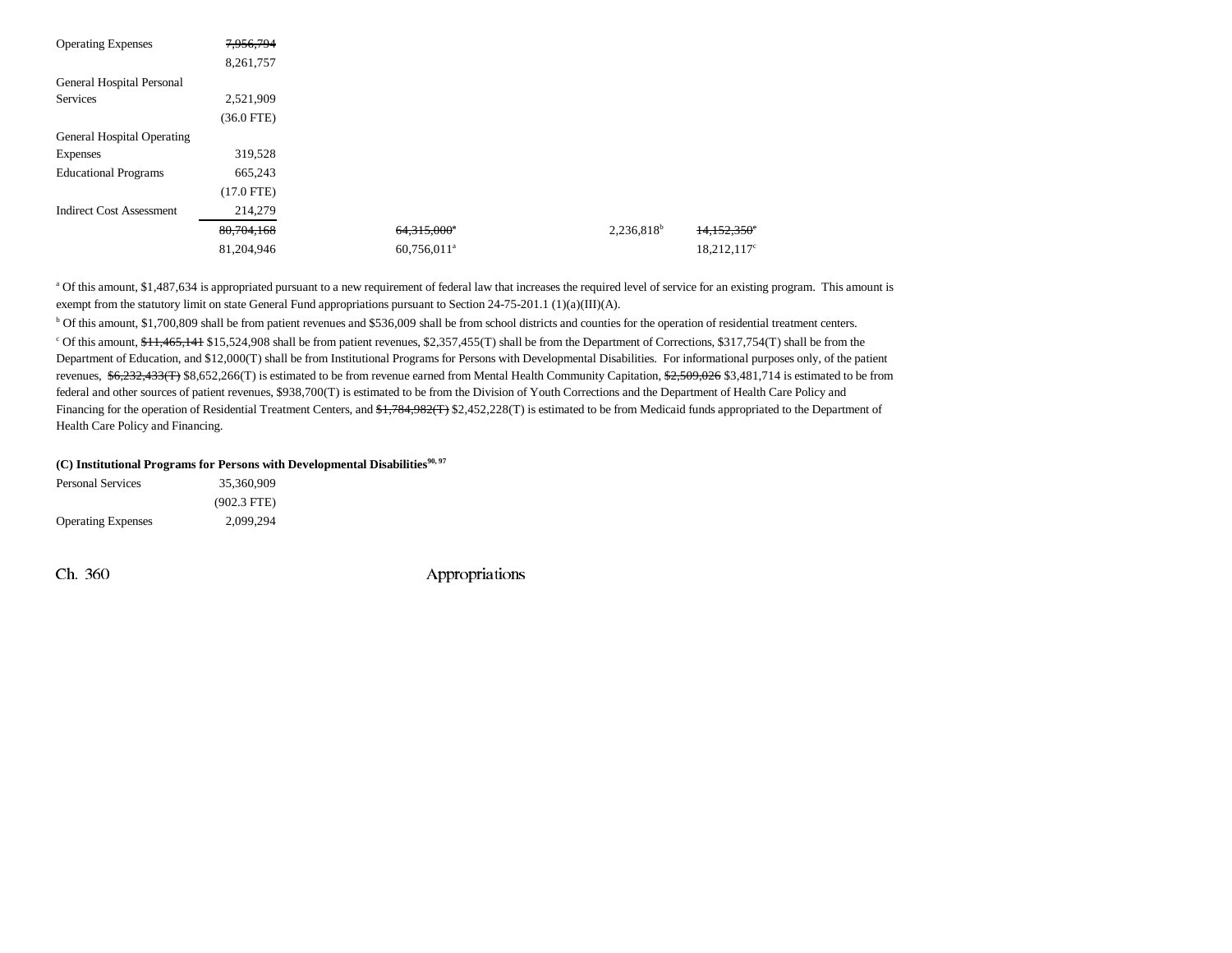| | | | | | |
|---|---|---|---|---|---|
| Operating Expenses | ~~7,956,794~~ | | | | |
| | 8,261,757 | | | | |
| General Hospital Personal Services | 2,521,909 | | | | |
| | (36.0 FTE) | | | | |
| General Hospital Operating Expenses | 319,528 | | | | |
| Educational Programs | 665,243 | | | | |
| | (17.0 FTE) | | | | |
| Indirect Cost Assessment | 214,279 | | | | |
| | ~~80,704,168~~ | ~~64,315,000~~[a] | | 2,236,818[b] | ~~14,152,350~~[c] |
| | 81,204,946 | 60,756,011[a] | | | 18,212,117[c] |

[a] Of this amount, $1,487,634 is appropriated pursuant to a new requirement of federal law that increases the required level of service for an existing program. This amount is exempt from the statutory limit on state General Fund appropriations pursuant to Section 24-75-201.1 (1)(a)(III)(A).

[b] Of this amount, $1,700,809 shall be from patient revenues and $536,009 shall be from school districts and counties for the operation of residential treatment centers.

[c] Of this amount, ~~$11,465,141~~ $15,524,908 shall be from patient revenues, $2,357,455(T) shall be from the Department of Corrections, $317,754(T) shall be from the Department of Education, and $12,000(T) shall be from Institutional Programs for Persons with Developmental Disabilities. For informational purposes only, of the patient revenues, ~~$6,232,433(T)~~ $8,652,266(T) is estimated to be from revenue earned from Mental Health Community Capitation, ~~$2,509,026~~ $3,481,714 is estimated to be from federal and other sources of patient revenues, $938,700(T) is estimated to be from the Division of Youth Corrections and the Department of Health Care Policy and Financing for the operation of Residential Treatment Centers, and ~~$1,784,982(T)~~ $2,452,228(T) is estimated to be from Medicaid funds appropriated to the Department of Health Care Policy and Financing.

**(C) Institutional Programs for Persons with Developmental Disabilities[90, 97]**

| | |
|---|---|
| Personal Services | 35,360,909 |
| | (902.3 FTE) |
| Operating Expenses | 2,099,294 |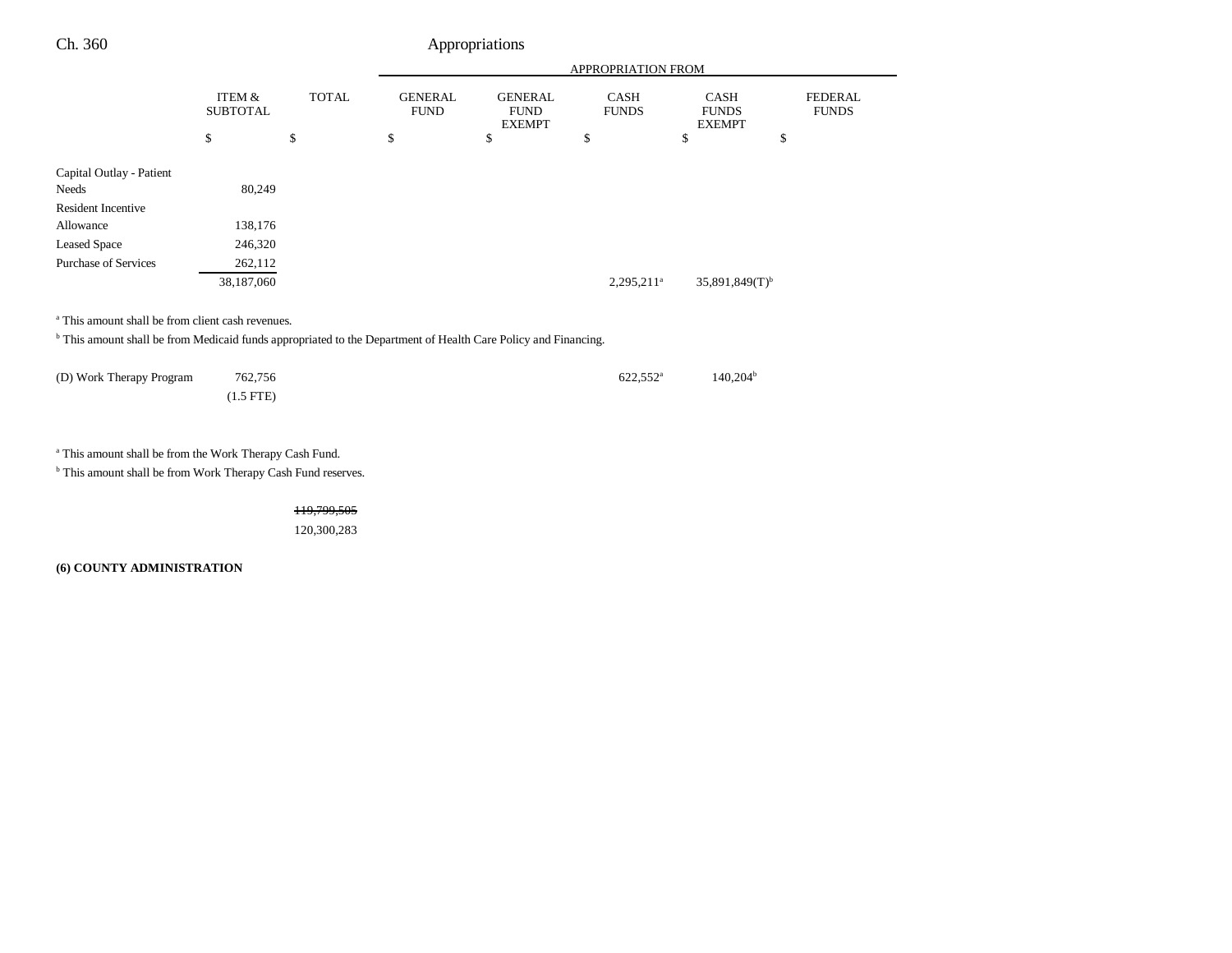| | ITEM & SUBTOTAL | TOTAL | GENERAL FUND | GENERAL FUND EXEMPT | CASH FUNDS | CASH FUNDS EXEMPT | FEDERAL FUNDS |
|---|---|---|---|---|---|---|---|
| | $ | $ | $ | $ | $ | $ | $ |
| Capital Outlay - Patient Needs | 80,249 | | | | | | |
| Resident Incentive Allowance | 138,176 | | | | | | |
| Leased Space | 246,320 | | | | | | |
| Purchase of Services | 262,112 | | | | | | |
| | 38,187,060 | | | | 2,295,211[a] | 35,891,849(T)[b] | |

[a] This amount shall be from client cash revenues.

[b] This amount shall be from Medicaid funds appropriated to the Department of Health Care Policy and Financing.

| | ITEM & SUBTOTAL | TOTAL | GENERAL FUND | GENERAL FUND EXEMPT | CASH FUNDS | CASH FUNDS EXEMPT | FEDERAL FUNDS |
|---|---|---|---|---|---|---|---|
| (D) Work Therapy Program | 762,756 | | | | 622,552[a] | 140,204[b] | |
| | (1.5 FTE) | | | | | | |

[a] This amount shall be from the Work Therapy Cash Fund.

[b] This amount shall be from Work Therapy Cash Fund reserves.

| | ITEM & SUBTOTAL | TOTAL | GENERAL FUND | GENERAL FUND EXEMPT | CASH FUNDS | CASH FUNDS EXEMPT | FEDERAL FUNDS |
|---|---|---|---|---|---|---|---|
| | | ~~119,799,505~~ | | | | | |
| | | 120,300,283 | | | | | |

**(6) COUNTY ADMINISTRATION**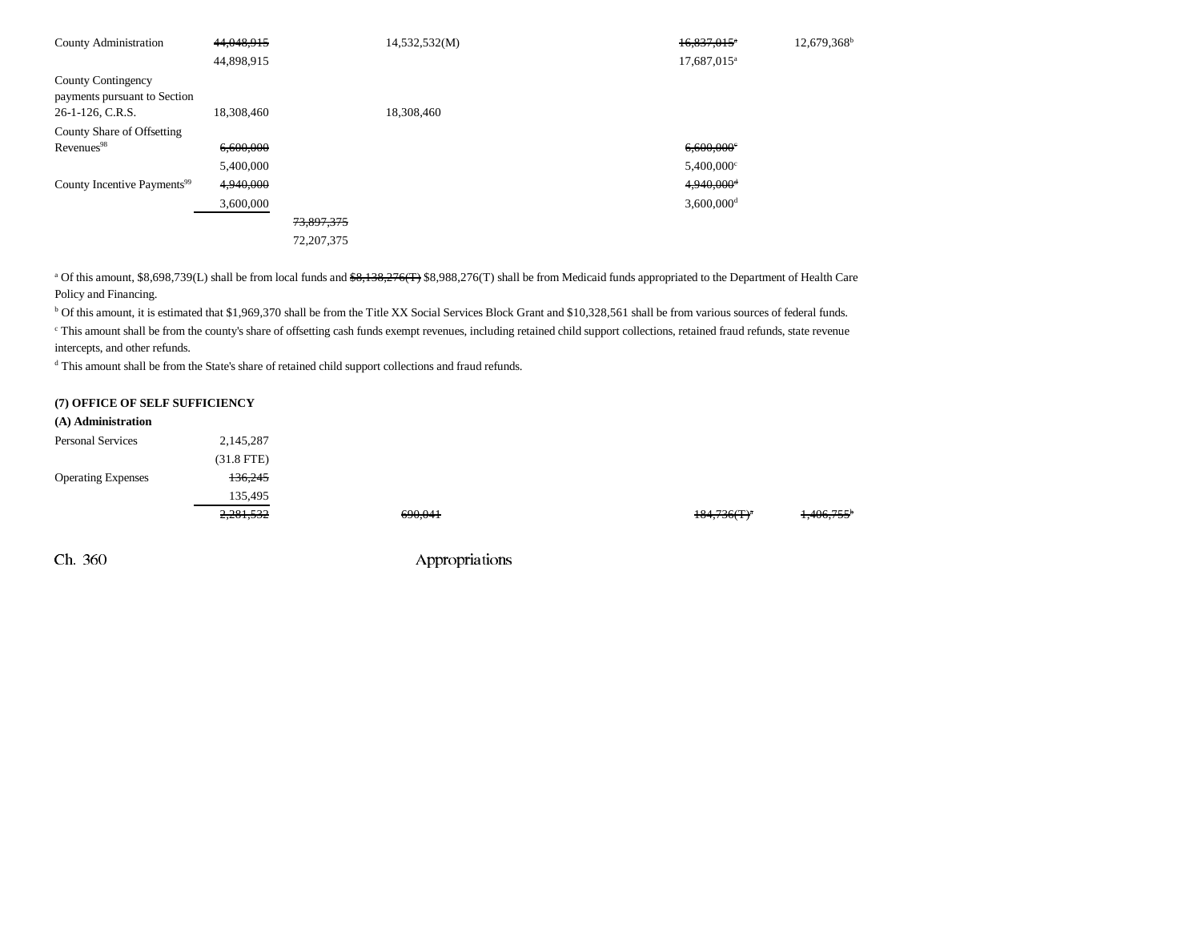| | | | | | |
|---|---|---|---|---|---|
| County Administration | ~~44,048,915~~ | | 14,532,532(M) | ~~16,837,015[a]~~ | 12,679,368[b] |
| | 44,898,915 | | | 17,687,015[a] | |
| County Contingency payments pursuant to Section 26-1-126, C.R.S. | 18,308,460 | | 18,308,460 | | |
| County Share of Offsetting Revenues[98] | ~~6,600,000~~ | | | ~~6,600,000[c]~~ | |
| | 5,400,000 | | | 5,400,000[c] | |
| County Incentive Payments[99] | ~~4,940,000~~ | | | ~~4,940,000[d]~~ | |
| | 3,600,000 | | | 3,600,000[d] | |
| | | ~~73,897,375~~ | | | |
| | | 72,207,375 | | | |

[a] Of this amount, $8,698,739(L) shall be from local funds and ~~$8,138,276(T)~~ $8,988,276(T) shall be from Medicaid funds appropriated to the Department of Health Care Policy and Financing.

[b] Of this amount, it is estimated that $1,969,370 shall be from the Title XX Social Services Block Grant and $10,328,561 shall be from various sources of federal funds.

[c] This amount shall be from the county's share of offsetting cash funds exempt revenues, including retained child support collections, retained fraud refunds, state revenue intercepts, and other refunds.

[d] This amount shall be from the State's share of retained child support collections and fraud refunds.

**(7) OFFICE OF SELF SUFFICIENCY**

**(A) Administration**

| | | | | | |
|---|---|---|---|---|---|
| Personal Services | 2,145,287 | | | | |
| | (31.8 FTE) | | | | |
| Operating Expenses | ~~136,245~~ | | | | |
| | 135,495 | | | | |
| | ~~2,281,532~~ | | ~~690,041~~ | ~~184,736(T)[a]~~ | ~~1,406,755[b]~~ |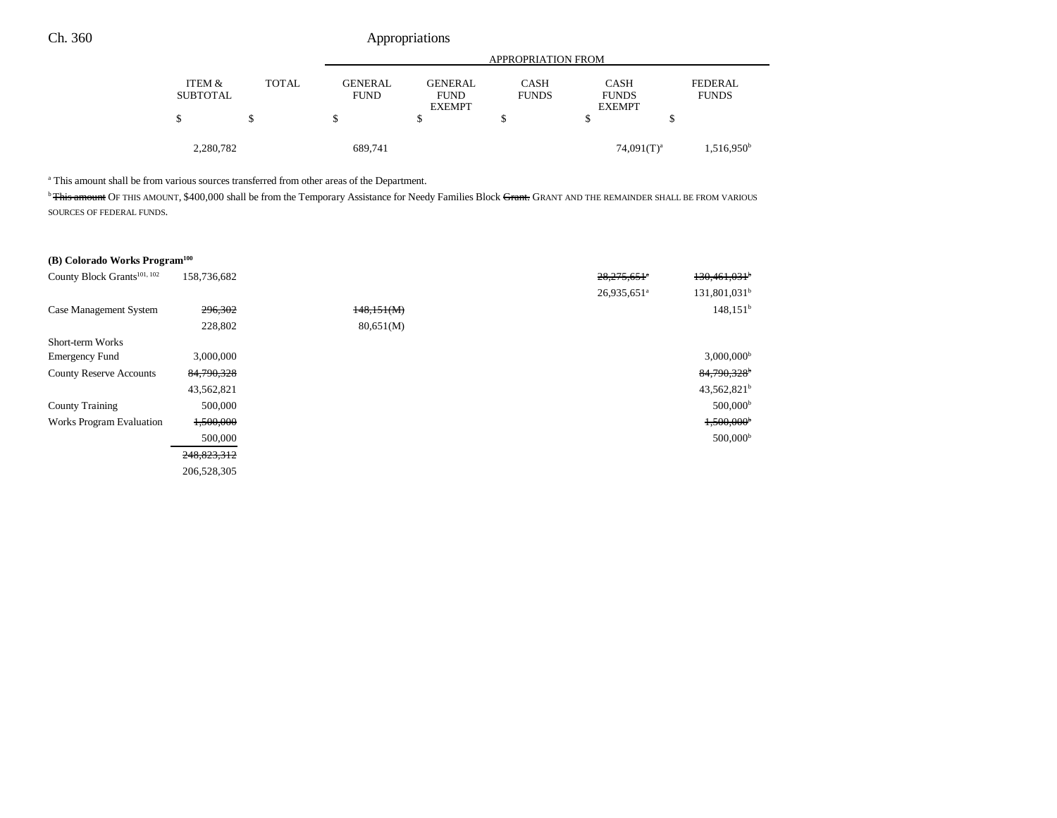| | ITEM & SUBTOTAL | TOTAL | GENERAL FUND | GENERAL FUND EXEMPT | CASH FUNDS | CASH FUNDS EXEMPT | FEDERAL FUNDS |
|---|---|---|---|---|---|---|---|
| | | | APPROPRIATION FROM | | | | |
| | $ | $ | $ | $ | $ | $ | $ |
| | 2,280,782 | | 689,741 | | | 74,091(T)[a] | 1,516,950[b] |

[a] This amount shall be from various sources transferred from other areas of the Department.

[b] ~~This amount~~ OF THIS AMOUNT, $400,000 shall be from the Temporary Assistance for Needy Families Block ~~Grant.~~ GRANT AND THE REMAINDER SHALL BE FROM VARIOUS SOURCES OF FEDERAL FUNDS.

**(B) Colorado Works Program[100]**

| | ITEM & SUBTOTAL | TOTAL | GENERAL FUND | GENERAL FUND EXEMPT | CASH FUNDS | CASH FUNDS EXEMPT | FEDERAL FUNDS |
|---|---|---|---|---|---|---|---|
| County Block Grants[101, 102] | 158,736,682 | | | | | ~~28,275,651[a]~~ | ~~130,461,031[b]~~ |
| | | | | | | 26,935,651[a] | 131,801,031[b] |
| Case Management System | ~~296,302~~ | | ~~148,151(M)~~ | | | | 148,151[b] |
| | 228,802 | | 80,651(M) | | | | |
| Short-term Works Emergency Fund | 3,000,000 | | | | | | 3,000,000[b] |
| County Reserve Accounts | ~~84,790,328~~ | | | | | | ~~84,790,328[b]~~ |
| | 43,562,821 | | | | | | 43,562,821[b] |
| County Training | 500,000 | | | | | | 500,000[b] |
| Works Program Evaluation | ~~1,500,000~~ | | | | | | ~~1,500,000[b]~~ |
| | 500,000 | | | | | | 500,000[b] |
| | ~~248,823,312~~ | | | | | | |
| | 206,528,305 | | | | | | |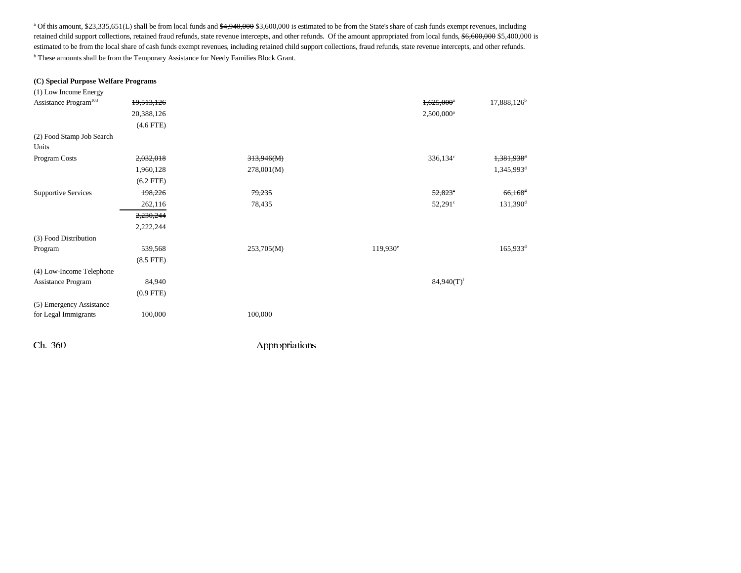[a] Of this amount, $23,335,651(L) shall be from local funds and ~~$4,940,000~~ $3,600,000 is estimated to be from the State's share of cash funds exempt revenues, including retained child support collections, retained fraud refunds, state revenue intercepts, and other refunds. Of the amount appropriated from local funds, ~~$6,600,000~~ $5,400,000 is estimated to be from the local share of cash funds exempt revenues, including retained child support collections, fraud refunds, state revenue intercepts, and other refunds.

[b] These amounts shall be from the Temporary Assistance for Needy Families Block Grant.

**(C) Special Purpose Welfare Programs**

| | | | | | |
|---|---|---|---|---|---|
| (1) Low Income Energy Assistance Program[103] | ~~19,513,126~~ | | | ~~1,625,000~~[a] | 17,888,126[b] |
| | 20,388,126 | | | 2,500,000[a] | |
| | (4.6 FTE) | | | | |
| (2) Food Stamp Job Search Units | | | | | |
| Program Costs | ~~2,032,018~~ | ~~313,946(M)~~ | | 336,134[c] | ~~1,381,938~~[d] |
| | 1,960,128 | 278,001(M) | | | 1,345,993[d] |
| | (6.2 FTE) | | | | |
| Supportive Services | ~~198,226~~ | ~~79,235~~ | | ~~52,823~~[c] | ~~66,168~~[d] |
| | 262,116 | 78,435 | | 52,291[c] | 131,390[d] |
| | ~~2,230,244~~ | | | | |
| | 2,222,244 | | | | |
| (3) Food Distribution Program | 539,568 | 253,705(M) | 119,930[e] | | 165,933[d] |
| | (8.5 FTE) | | | | |
| (4) Low-Income Telephone Assistance Program | 84,940 | | | 84,940(T)[f] | |
| | (0.9 FTE) | | | | |
| (5) Emergency Assistance for Legal Immigrants | 100,000 | 100,000 | | | |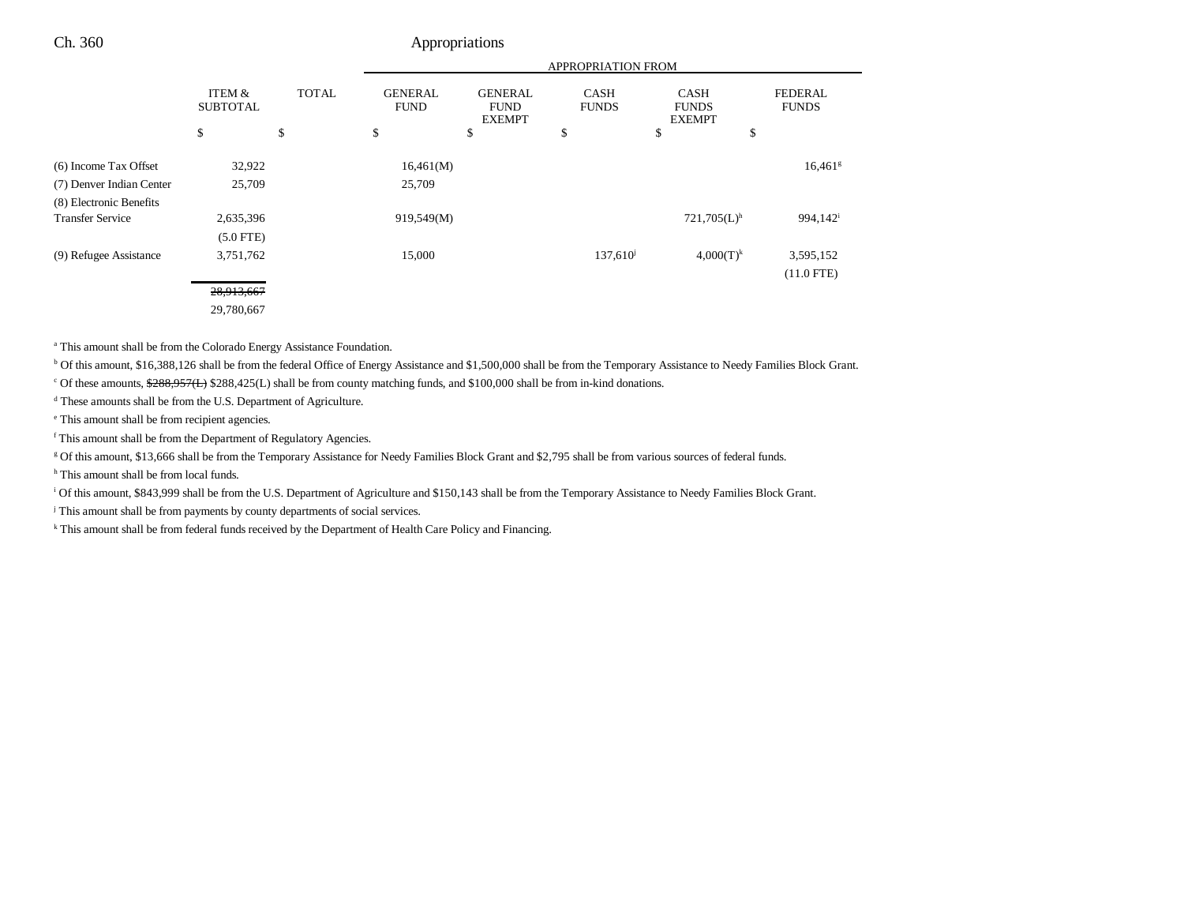| | ITEM & SUBTOTAL | TOTAL | GENERAL FUND | GENERAL FUND EXEMPT | CASH FUNDS | CASH FUNDS EXEMPT | FEDERAL FUNDS |
|---|---|---|---|---|---|---|---|
| | | | APPROPRIATION FROM | | | | |
| | $ | $ | $ | $ | $ | $ | $ |
| (6) Income Tax Offset | 32,922 | | 16,461(M) | | | | 16,461[g] |
| (7) Denver Indian Center | 25,709 | | 25,709 | | | | |
| (8) Electronic Benefits Transfer Service | 2,635,396 | | 919,549(M) | | | 721,705(L)[h] | 994,142[i] |
| | (5.0 FTE) | | | | | | |
| (9) Refugee Assistance | 3,751,762 | | 15,000 | | 137,610[j] | 4,000(T)[k] | 3,595,152 |
| | | | | | | | (11.0 FTE) |
| | ~~28,913,667~~ | | | | | | |
| | 29,780,667 | | | | | | |

[a] This amount shall be from the Colorado Energy Assistance Foundation.

[b] Of this amount, $16,388,126 shall be from the federal Office of Energy Assistance and $1,500,000 shall be from the Temporary Assistance to Needy Families Block Grant.

[c] Of these amounts, ~~$288,957(L)~~ $288,425(L) shall be from county matching funds, and $100,000 shall be from in-kind donations.

[d] These amounts shall be from the U.S. Department of Agriculture.

[e] This amount shall be from recipient agencies.

[f] This amount shall be from the Department of Regulatory Agencies.

[g] Of this amount, $13,666 shall be from the Temporary Assistance for Needy Families Block Grant and $2,795 shall be from various sources of federal funds.

[h] This amount shall be from local funds.

[i] Of this amount, $843,999 shall be from the U.S. Department of Agriculture and $150,143 shall be from the Temporary Assistance to Needy Families Block Grant.

[j] This amount shall be from payments by county departments of social services.

[k] This amount shall be from federal funds received by the Department of Health Care Policy and Financing.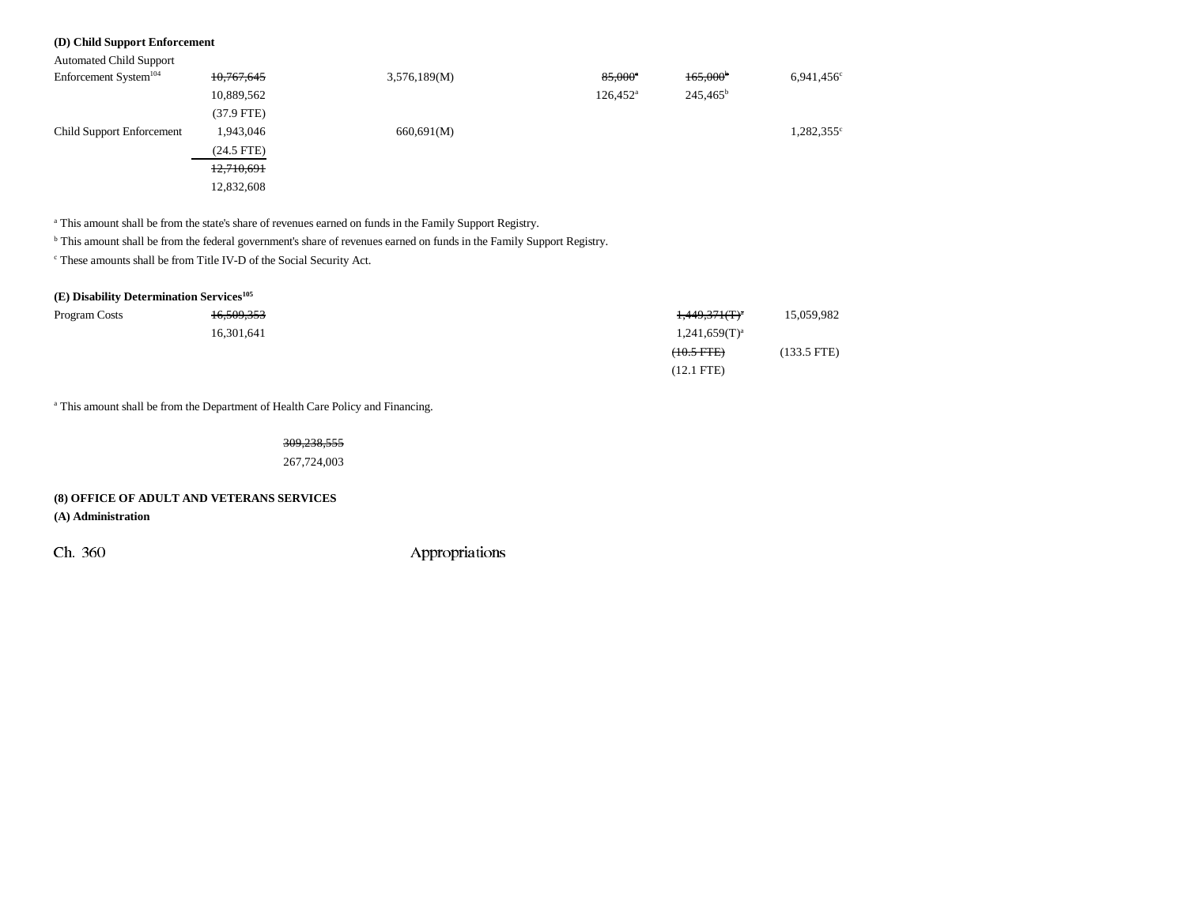**(D) Child Support Enforcement**

| | Total | General Fund | General Fund Exempt | Cash Funds | Reappropriated Funds | Federal Funds |
|---|---|---|---|---|---|---|
| Automated Child Support Enforcement System[104] | ~~10,767,645~~ | | 3,576,189(M) | ~~85,000[a]~~ | ~~165,000[b]~~ | 6,941,456[c] |
| | 10,889,562 | | | 126,452[a] | 245,465[b] | |
| | (37.9 FTE) | | | | | |
| Child Support Enforcement | 1,943,046 | | 660,691(M) | | | 1,282,355[c] |
| | (24.5 FTE) | | | | | |
| | ~~12,710,691~~ | | | | | |
| | 12,832,608 | | | | | |

[a] This amount shall be from the state's share of revenues earned on funds in the Family Support Registry.

[b] This amount shall be from the federal government's share of revenues earned on funds in the Family Support Registry.

[c] These amounts shall be from Title IV-D of the Social Security Act.

**(E) Disability Determination Services[105]**

| | Total | | | | Reappropriated Funds | Federal Funds |
|---|---|---|---|---|---|---|
| Program Costs | ~~16,509,353~~ | | | | ~~1,449,371(T)[a]~~ | 15,059,982 |
| | 16,301,641 | | | | 1,241,659(T)[a] | |
| | | | | | ~~(10.5 FTE)~~ | (133.5 FTE) |
| | | | | | (12.1 FTE) | |

[a] This amount shall be from the Department of Health Care Policy and Financing.

~~309,238,555~~
267,724,003

**(8) OFFICE OF ADULT AND VETERANS SERVICES**

**(A) Administration**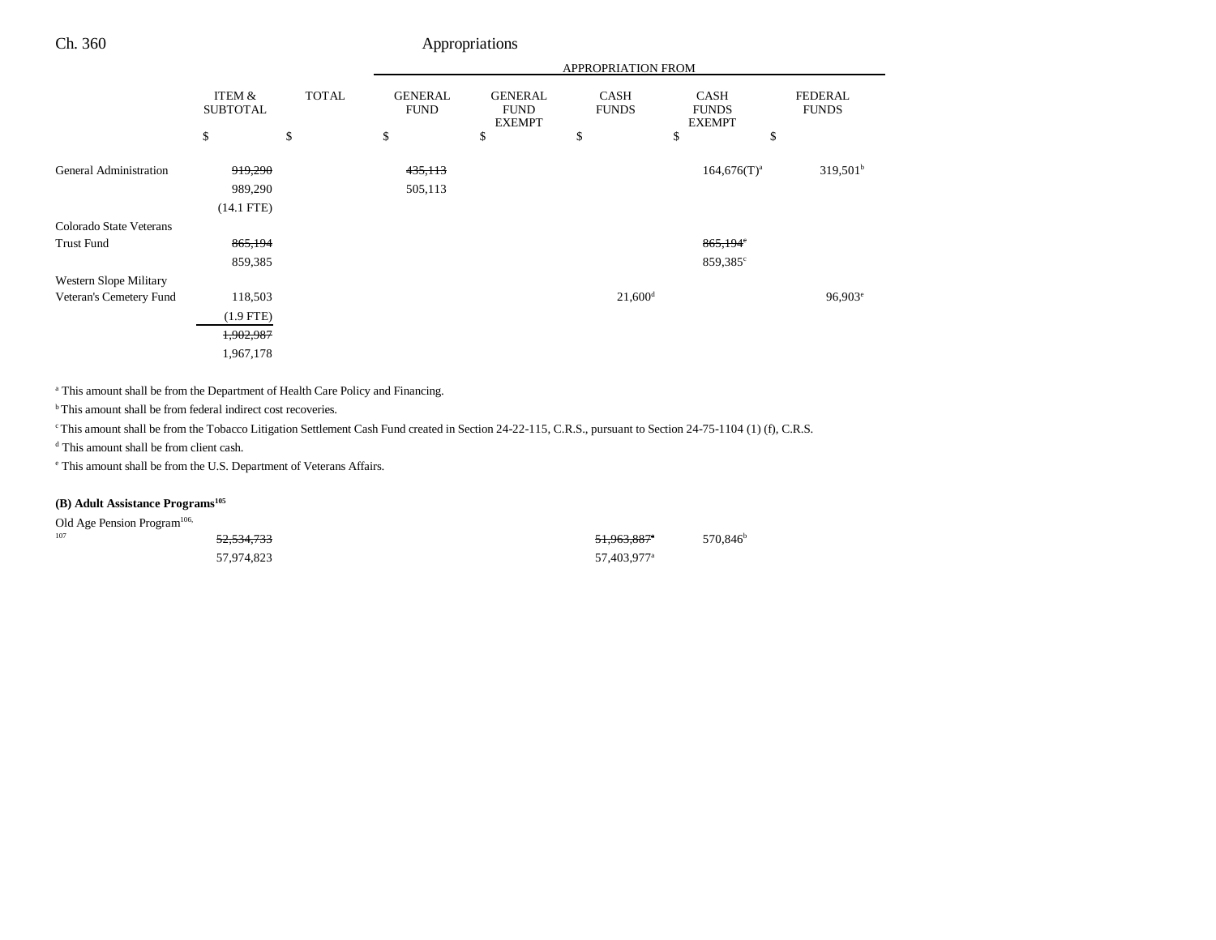| | ITEM & SUBTOTAL | TOTAL | APPROPRIATION FROM GENERAL FUND | GENERAL FUND EXEMPT | CASH FUNDS | CASH FUNDS EXEMPT | FEDERAL FUNDS |
|---|---|---|---|---|---|---|---|
| | $ | $ | $ | $ | $ | $ | $ |
| General Administration | ~~919,290~~ 989,290 (14.1 FTE) | | ~~435,113~~ 505,113 | | | 164,676(T)[a] | 319,501[b] |
| Colorado State Veterans Trust Fund | ~~865,194~~ 859,385 | | | | | ~~865,194~~[c] 859,385[c] | |
| Western Slope Military Veteran's Cemetery Fund | 118,503 (1.9 FTE) | | | | 21,600[d] | | 96,903[e] |
| | ~~1,902,987~~ 1,967,178 | | | | | | |

[a] This amount shall be from the Department of Health Care Policy and Financing.

[b] This amount shall be from federal indirect cost recoveries.

[c] This amount shall be from the Tobacco Litigation Settlement Cash Fund created in Section 24-22-115, C.R.S., pursuant to Section 24-75-1104 (1) (f), C.R.S.

[d] This amount shall be from client cash.

[e] This amount shall be from the U.S. Department of Veterans Affairs.

**(B) Adult Assistance Programs[105]**

| | ITEM & SUBTOTAL | TOTAL | GENERAL FUND | GENERAL FUND EXEMPT | CASH FUNDS | CASH FUNDS EXEMPT | FEDERAL FUNDS |
|---|---|---|---|---|---|---|---|
| Old Age Pension Program[106, 107] | ~~52,534,733~~ 57,974,823 | | | | ~~51,963,887~~[a] 57,403,977[a] | 570,846[b] | |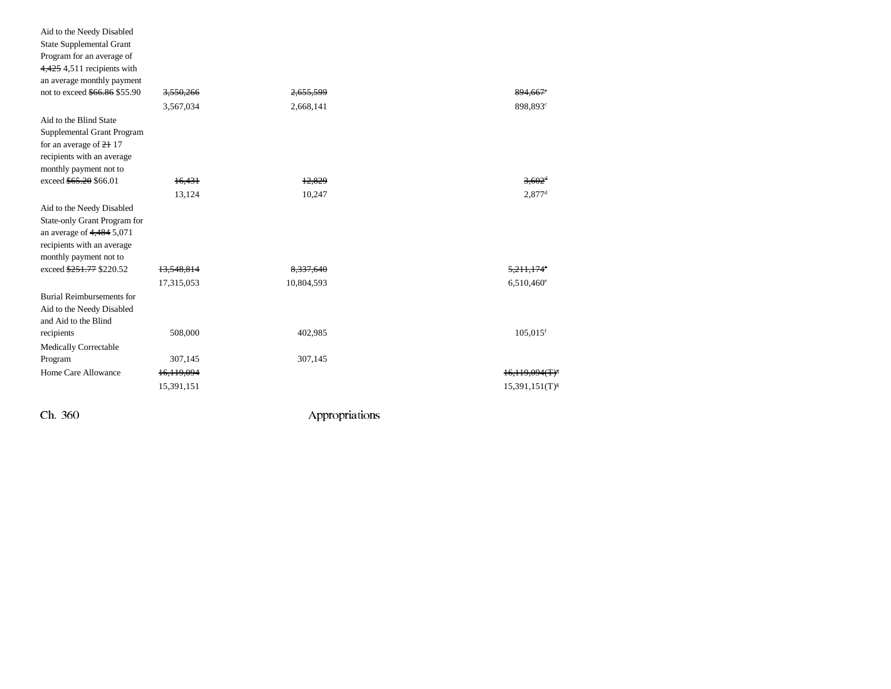| | | | |
|---|---|---|---|
| Aid to the Needy Disabled State Supplemental Grant Program for an average of ~~4,425~~ 4,511 recipients with an average monthly payment not to exceed ~~$66.86~~ $55.90 | ~~3,550,266~~ | ~~2,655,599~~ | ~~894,667~~[c] |
| | 3,567,034 | 2,668,141 | 898,893[c] |
| Aid to the Blind State Supplemental Grant Program for an average of ~~21~~ 17 recipients with an average monthly payment not to exceed ~~$65.20~~ $66.01 | ~~16,431~~ | ~~12,829~~ | ~~3,602~~[d] |
| | 13,124 | 10,247 | 2,877[d] |
| Aid to the Needy Disabled State-only Grant Program for an average of ~~4,484~~ 5,071 recipients with an average monthly payment not to exceed ~~$251.77~~ $220.52 | ~~13,548,814~~ | ~~8,337,640~~ | ~~5,211,174~~[e] |
| | 17,315,053 | 10,804,593 | 6,510,460[e] |
| Burial Reimbursements for Aid to the Needy Disabled and Aid to the Blind recipients | 508,000 | 402,985 | 105,015[f] |
| Medically Correctable Program | 307,145 | 307,145 | |
| Home Care Allowance | ~~16,119,094~~ | | ~~16,119,094(T)~~[g] |
| | 15,391,151 | | 15,391,151(T)[g] |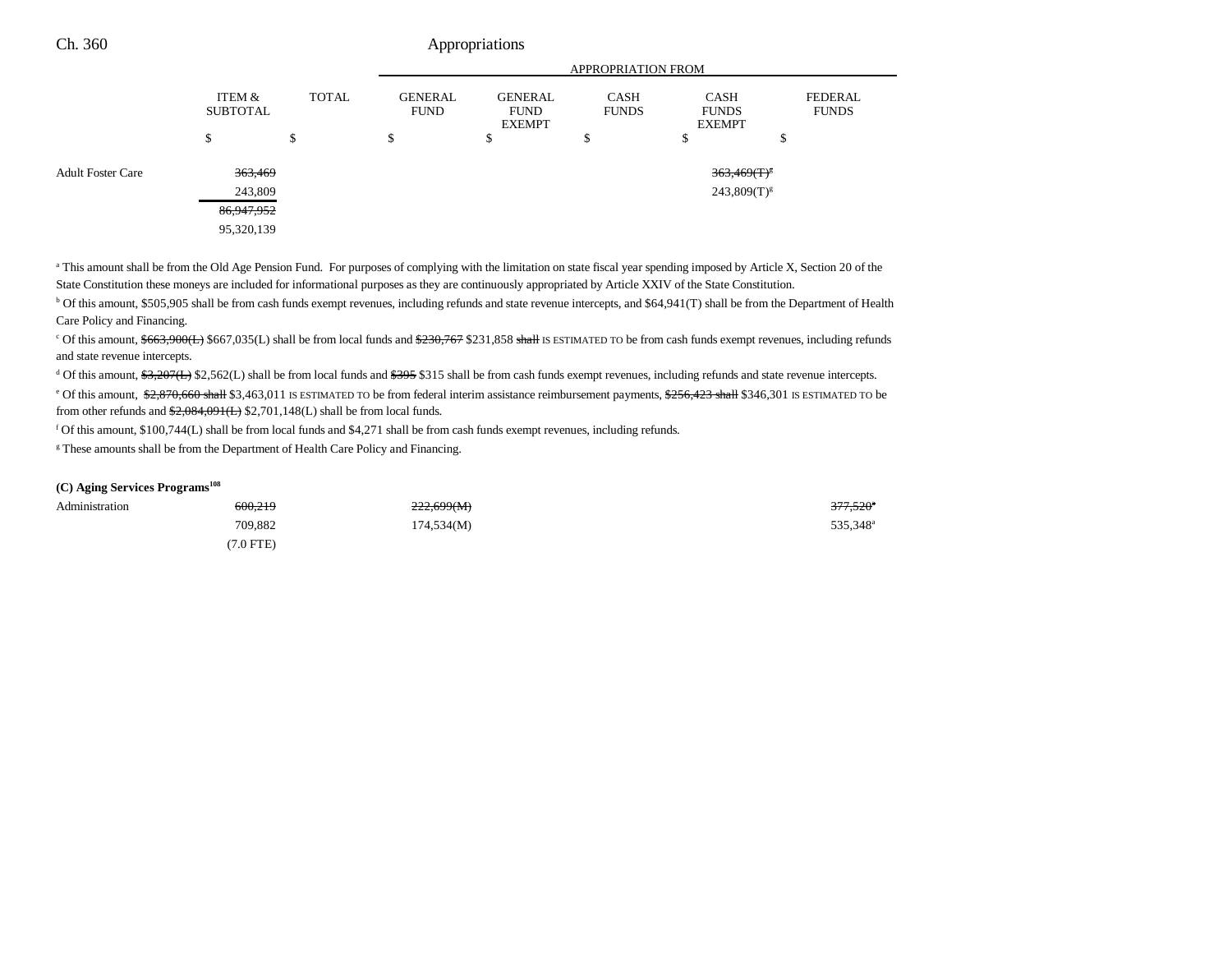| | ITEM & SUBTOTAL | TOTAL | GENERAL FUND | GENERAL FUND EXEMPT | CASH FUNDS | CASH FUNDS EXEMPT | FEDERAL FUNDS |
|---|---|---|---|---|---|---|---|
| | $ | $ | $ | $ | $ | $ | $ |
| Adult Foster Care | ~~363,469~~ | | | | | ~~363,469(T)~~[g] | |
| | 243,809 | | | | | 243,809(T)[g] | |
| | ~~86,947,952~~ | | | | | | |
| | 95,320,139 | | | | | | |

[a] This amount shall be from the Old Age Pension Fund. For purposes of complying with the limitation on state fiscal year spending imposed by Article X, Section 20 of the State Constitution these moneys are included for informational purposes as they are continuously appropriated by Article XXIV of the State Constitution.

[b] Of this amount, $505,905 shall be from cash funds exempt revenues, including refunds and state revenue intercepts, and $64,941(T) shall be from the Department of Health Care Policy and Financing.

[c] Of this amount, ~~$663,900(L)~~ $667,035(L) shall be from local funds and ~~$230,767~~ $231,858 ~~shall~~ IS ESTIMATED TO be from cash funds exempt revenues, including refunds and state revenue intercepts.

[d] Of this amount, ~~$3,207(L)~~ $2,562(L) shall be from local funds and ~~$395~~ $315 shall be from cash funds exempt revenues, including refunds and state revenue intercepts.

[e] Of this amount, ~~$2,870,660 shall~~ $3,463,011 IS ESTIMATED TO be from federal interim assistance reimbursement payments, ~~$256,423 shall~~ $346,301 IS ESTIMATED TO be from other refunds and ~~$2,084,091(L)~~ $2,701,148(L) shall be from local funds.

[f] Of this amount, $100,744(L) shall be from local funds and $4,271 shall be from cash funds exempt revenues, including refunds.

[g] These amounts shall be from the Department of Health Care Policy and Financing.

**(C) Aging Services Programs[108]**

| | ITEM & SUBTOTAL | TOTAL | GENERAL FUND | GENERAL FUND EXEMPT | CASH FUNDS | CASH FUNDS EXEMPT | FEDERAL FUNDS |
|---|---|---|---|---|---|---|---|
| Administration | ~~600,219~~ | | ~~222,699(M)~~ | | | | ~~377,520~~[a] |
| | 709,882 | | 174,534(M) | | | | 535,348[a] |
| | (7.0 FTE) | | | | | | |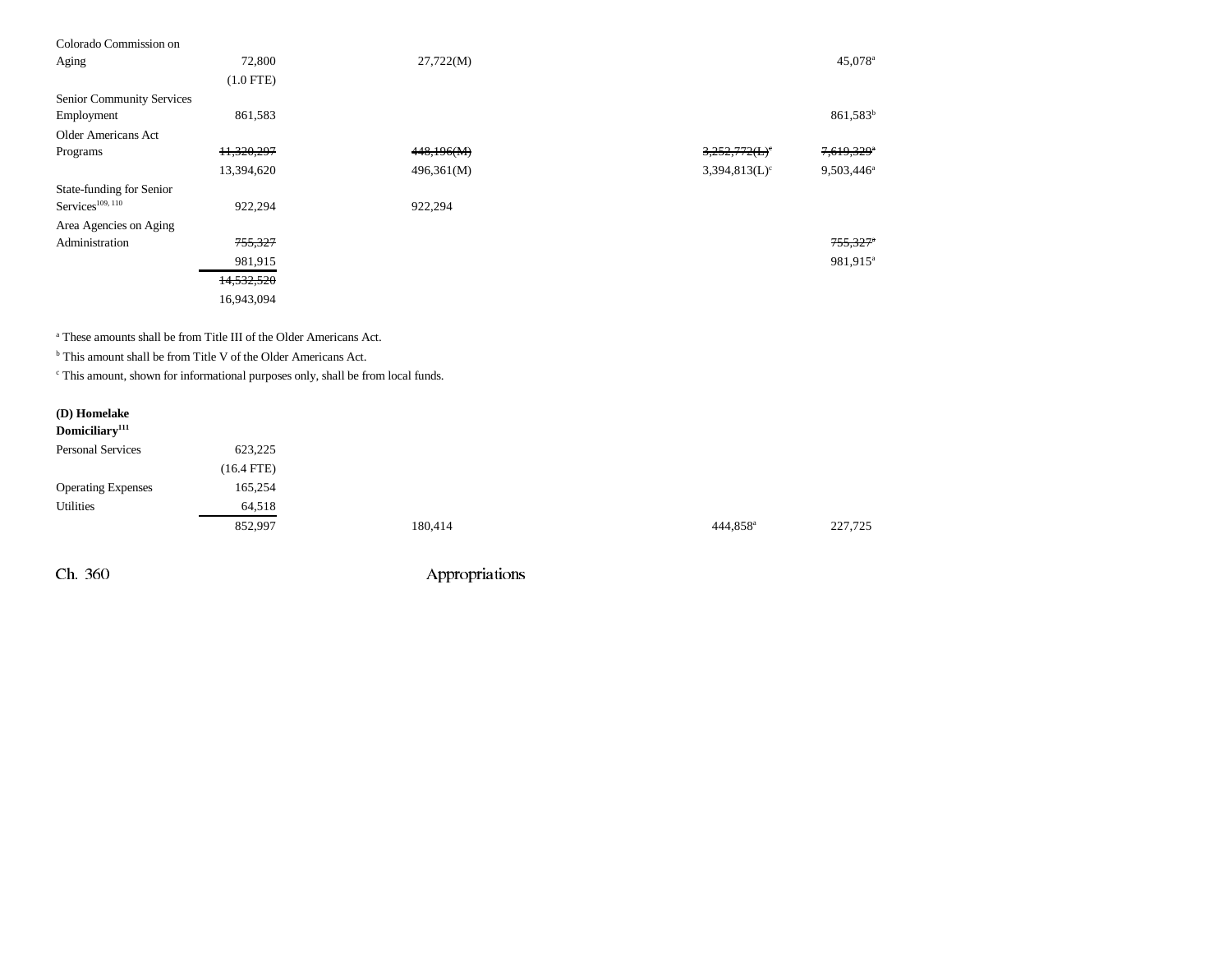| | | | | | |
|---|---|---|---|---|---|
| Colorado Commission on Aging | 72,800 | 27,722(M) | | | 45,078[a] |
| | (1.0 FTE) | | | | |
| Senior Community Services Employment | 861,583 | | | | 861,583[b] |
| Older Americans Act Programs | ~~11,320,297~~ | ~~448,196(M)~~ | | ~~3,252,772(L)[c]~~ | ~~7,619,329[a]~~ |
| | 13,394,620 | 496,361(M) | | 3,394,813(L)[c] | 9,503,446[a] |
| State-funding for Senior Services[109, 110] | 922,294 | 922,294 | | | |
| Area Agencies on Aging Administration | ~~755,327~~ | | | | ~~755,327[a]~~ |
| | 981,915 | | | | 981,915[a] |
| | ~~14,532,520~~ | | | | |
| | 16,943,094 | | | | |

[a] These amounts shall be from Title III of the Older Americans Act.

[b] This amount shall be from Title V of the Older Americans Act.

[c] This amount, shown for informational purposes only, shall be from local funds.

**(D) Homelake Domiciliary[111]**

| | | | | | |
|---|---|---|---|---|---|
| Personal Services | 623,225 | | | | |
| | (16.4 FTE) | | | | |
| Operating Expenses | 165,254 | | | | |
| Utilities | 64,518 | | | | |
| | 852,997 | 180,414 | | 444,858[a] | 227,725 |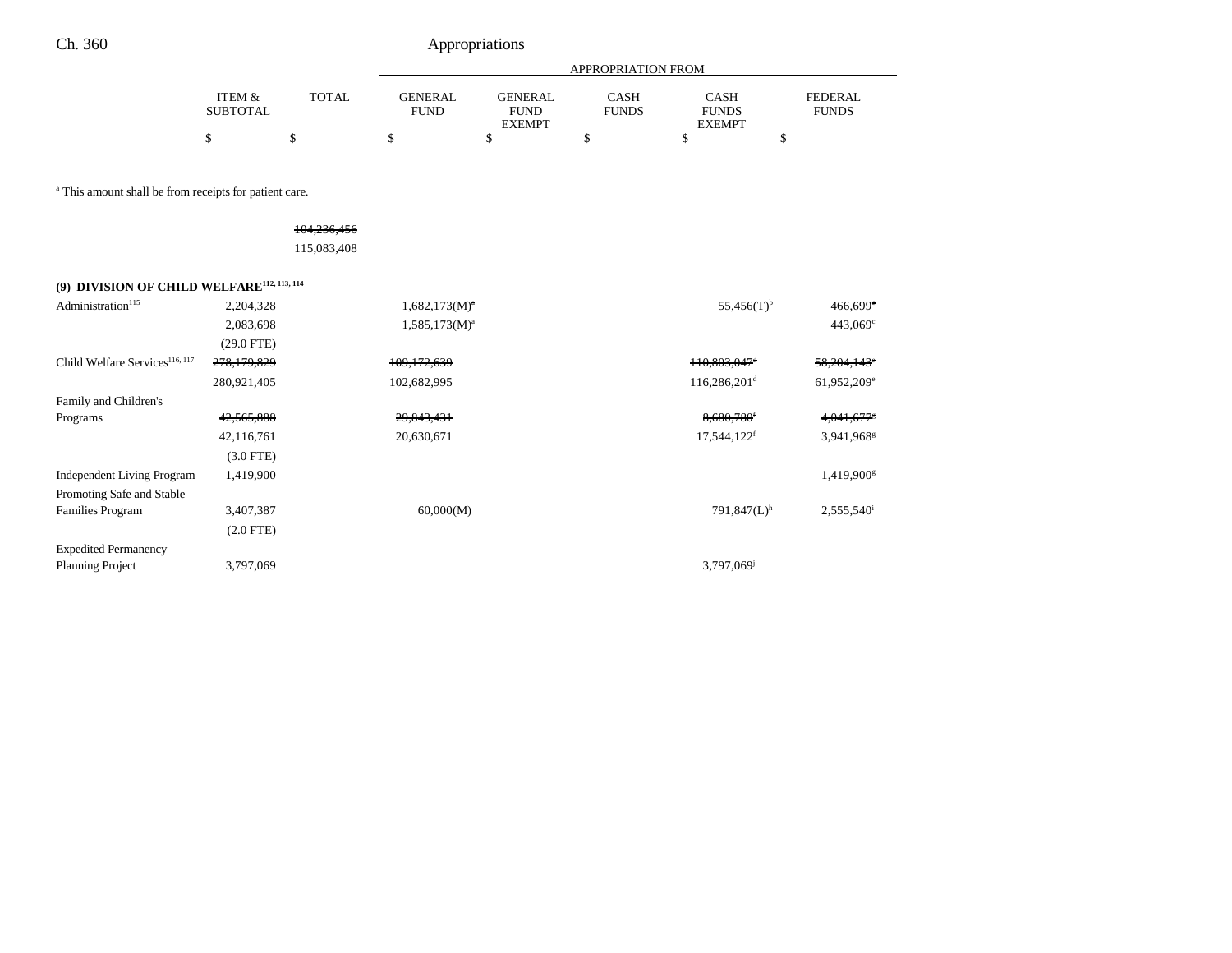| | ITEM & SUBTOTAL | TOTAL | GENERAL FUND | GENERAL FUND EXEMPT | CASH FUNDS | CASH FUNDS EXEMPT | FEDERAL FUNDS |
|---|---|---|---|---|---|---|---|
| | | | APPROPRIATION FROM | | | | |
| | $ | $ | $ | $ | $ | $ | $ |

[a] This amount shall be from receipts for patient care.

| | ITEM & SUBTOTAL | TOTAL | GENERAL FUND | GENERAL FUND EXEMPT | CASH FUNDS | CASH FUNDS EXEMPT | FEDERAL FUNDS |
|---|---|---|---|---|---|---|---|
| | | ~~104,236,456~~ | | | | | |
| | | 115,083,408 | | | | | |
| **(9) DIVISION OF CHILD WELFARE[112, 113, 114]** | | | | | | | |
| Administration[115] | ~~2,204,328~~ | | ~~1,682,173(M)[a]~~ | | | 55,456(T)[b] | ~~466,699[c]~~ |
| | 2,083,698 | | 1,585,173(M)[a] | | | | 443,069[c] |
| | (29.0 FTE) | | | | | | |
| Child Welfare Services[116, 117] | ~~278,179,829~~ | | ~~109,172,639~~ | | | ~~110,803,047[d]~~ | ~~58,204,143[e]~~ |
| | 280,921,405 | | 102,682,995 | | | 116,286,201[d] | 61,952,209[e] |
| Family and Children's Programs | ~~42,565,888~~ | | ~~29,843,431~~ | | | ~~8,680,780[f]~~ | ~~4,041,677[g]~~ |
| | 42,116,761 | | 20,630,671 | | | 17,544,122[f] | 3,941,968[g] |
| | (3.0 FTE) | | | | | | |
| Independent Living Program | 1,419,900 | | | | | | 1,419,900[g] |
| Promoting Safe and Stable Families Program | 3,407,387 | | 60,000(M) | | | 791,847(L)[h] | 2,555,540[i] |
| | (2.0 FTE) | | | | | | |
| Expedited Permanency Planning Project | 3,797,069 | | | | | 3,797,069[j] | |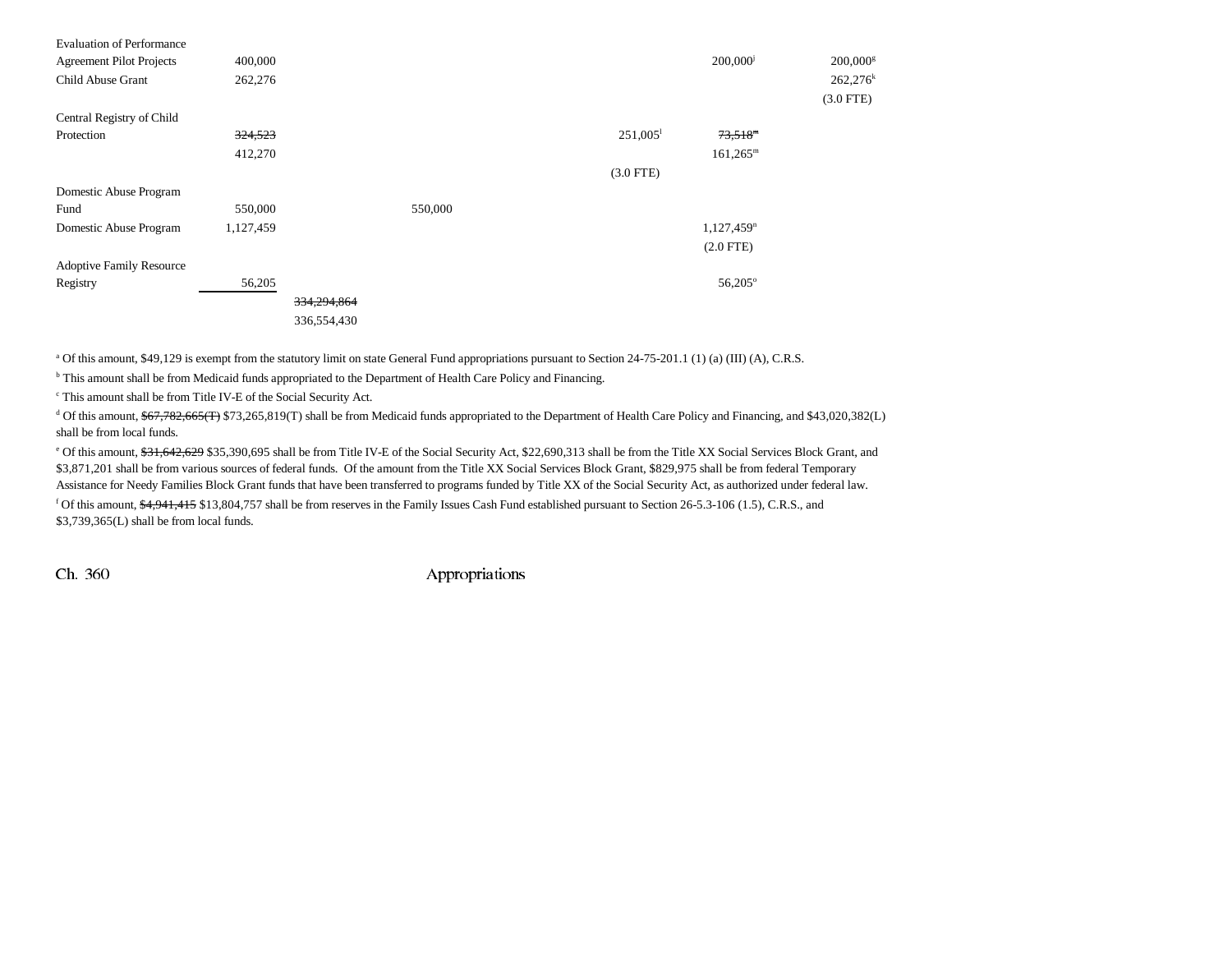| | | | | | | |
|---|---|---|---|---|---|---|
| Evaluation of Performance Agreement Pilot Projects | 400,000 | | | | 200,000[j] | 200,000[g] |
| Child Abuse Grant | 262,276 | | | | | 262,276[k] (3.0 FTE) |
| Central Registry of Child Protection | ~~324,523~~ 412,270 | | | 251,005[l] (3.0 FTE) | ~~73,518[m]~~ 161,265[m] | |
| Domestic Abuse Program Fund | 550,000 | | 550,000 | | | |
| Domestic Abuse Program | 1,127,459 | | | | 1,127,459[n] (2.0 FTE) | |
| Adoptive Family Resource Registry | 56,205 | | | | 56,205[o] | |
| | | ~~334,294,864~~ 336,554,430 | | | | |

[a] Of this amount, $49,129 is exempt from the statutory limit on state General Fund appropriations pursuant to Section 24-75-201.1 (1) (a) (III) (A), C.R.S.

[b] This amount shall be from Medicaid funds appropriated to the Department of Health Care Policy and Financing.

[c] This amount shall be from Title IV-E of the Social Security Act.

[d] Of this amount, ~~$67,782,665(T)~~ $73,265,819(T) shall be from Medicaid funds appropriated to the Department of Health Care Policy and Financing, and $43,020,382(L) shall be from local funds.

[e] Of this amount, ~~$31,642,629~~ $35,390,695 shall be from Title IV-E of the Social Security Act, $22,690,313 shall be from the Title XX Social Services Block Grant, and $3,871,201 shall be from various sources of federal funds. Of the amount from the Title XX Social Services Block Grant, $829,975 shall be from federal Temporary Assistance for Needy Families Block Grant funds that have been transferred to programs funded by Title XX of the Social Security Act, as authorized under federal law.

[f] Of this amount, ~~$4,941,415~~ $13,804,757 shall be from reserves in the Family Issues Cash Fund established pursuant to Section 26-5.3-106 (1.5), C.R.S., and $3,739,365(L) shall be from local funds.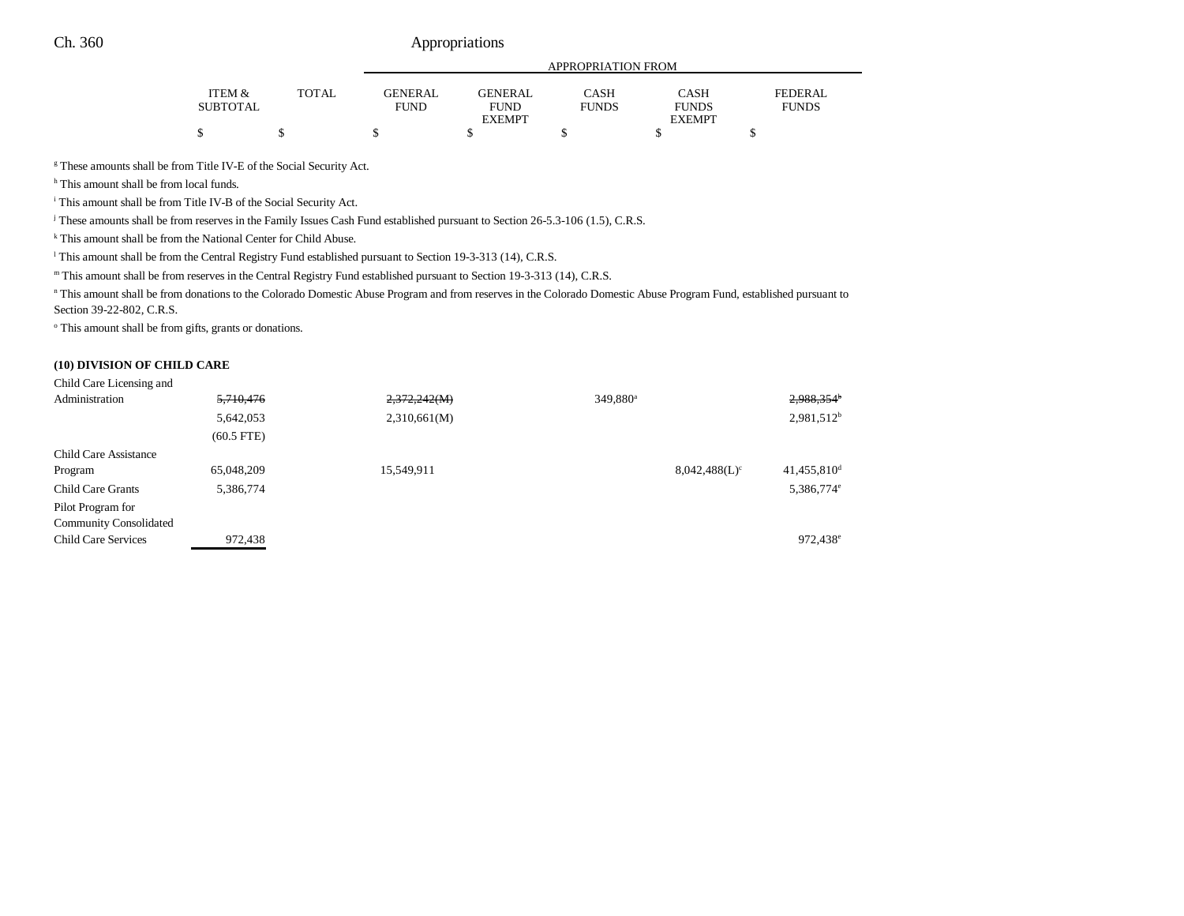| | ITEM & SUBTOTAL | TOTAL | GENERAL FUND | GENERAL FUND EXEMPT | CASH FUNDS | CASH FUNDS EXEMPT | FEDERAL FUNDS |
|---|---|---|---|---|---|---|---|
| | | | APPROPRIATION FROM | | | | |
| | $ | $ | $ | $ | $ | $ | $ |

[g] These amounts shall be from Title IV-E of the Social Security Act.

[h] This amount shall be from local funds.

[i] This amount shall be from Title IV-B of the Social Security Act.

[j] These amounts shall be from reserves in the Family Issues Cash Fund established pursuant to Section 26-5.3-106 (1.5), C.R.S.

[k] This amount shall be from the National Center for Child Abuse.

[l] This amount shall be from the Central Registry Fund established pursuant to Section 19-3-313 (14), C.R.S.

[m] This amount shall be from reserves in the Central Registry Fund established pursuant to Section 19-3-313 (14), C.R.S.

[n] This amount shall be from donations to the Colorado Domestic Abuse Program and from reserves in the Colorado Domestic Abuse Program Fund, established pursuant to Section 39-22-802, C.R.S.

[o] This amount shall be from gifts, grants or donations.

**(10) DIVISION OF CHILD CARE**

| | ITEM & SUBTOTAL | TOTAL | GENERAL FUND | GENERAL FUND EXEMPT | CASH FUNDS | CASH FUNDS EXEMPT | FEDERAL FUNDS |
|---|---|---|---|---|---|---|---|
| Child Care Licensing and Administration | ~~5,710,476~~ | | ~~2,372,242(M)~~ | | 349,880[a] | | ~~2,988,354[b]~~ |
| | 5,642,053 | | 2,310,661(M) | | | | 2,981,512[b] |
| | (60.5 FTE) | | | | | | |
| Child Care Assistance Program | 65,048,209 | | 15,549,911 | | | 8,042,488(L)[c] | 41,455,810[d] |
| Child Care Grants | 5,386,774 | | | | | | 5,386,774[e] |
| Pilot Program for Community Consolidated Child Care Services | 972,438 | | | | | | 972,438[e] |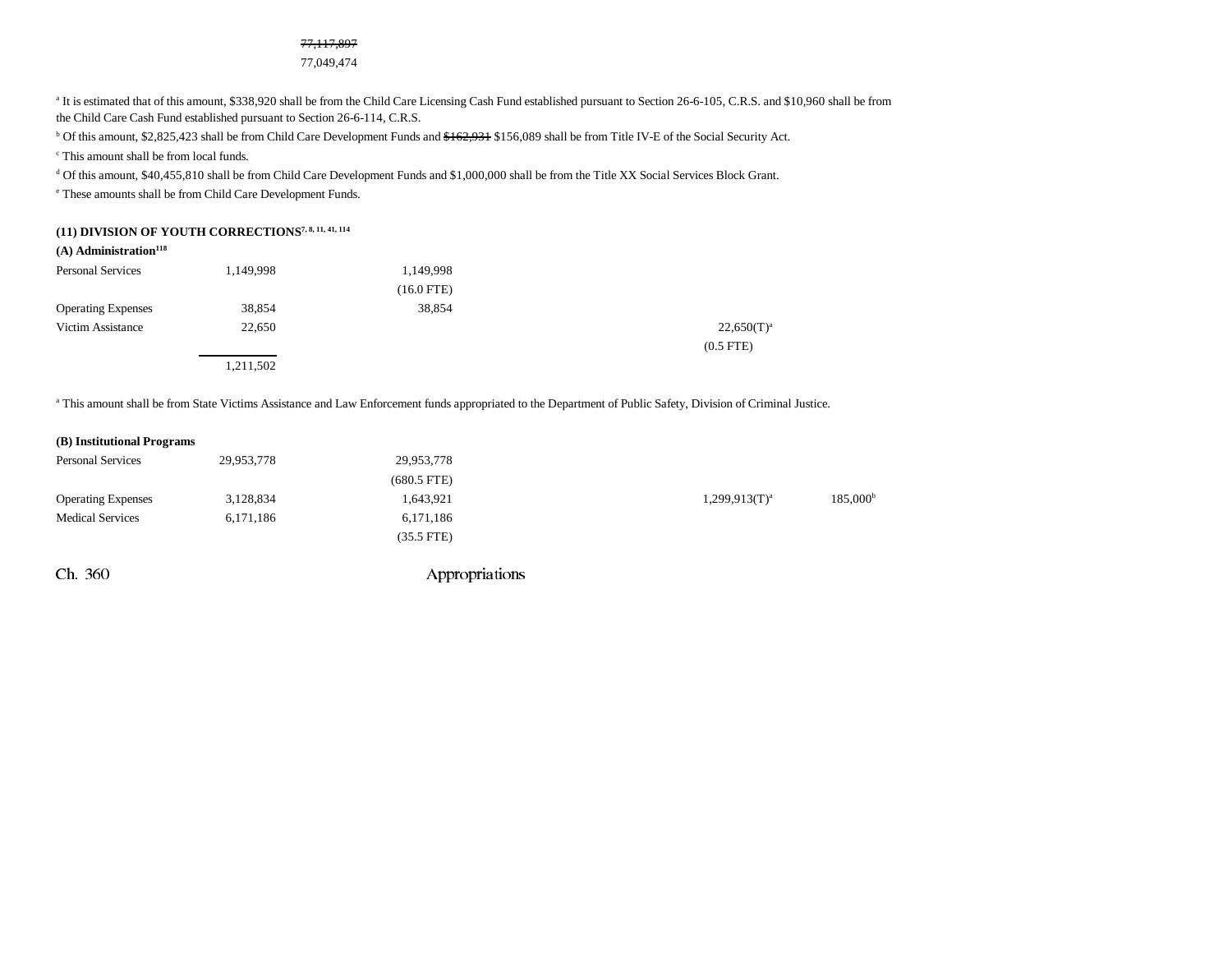~~77,117,897~~
77,049,474

[a] It is estimated that of this amount, $338,920 shall be from the Child Care Licensing Cash Fund established pursuant to Section 26-6-105, C.R.S. and $10,960 shall be from the Child Care Cash Fund established pursuant to Section 26-6-114, C.R.S.

[b] Of this amount, $2,825,423 shall be from Child Care Development Funds and ~~$162,931~~ $156,089 shall be from Title IV-E of the Social Security Act.

[c] This amount shall be from local funds.

[d] Of this amount, $40,455,810 shall be from Child Care Development Funds and $1,000,000 shall be from the Title XX Social Services Block Grant.

[e] These amounts shall be from Child Care Development Funds.

**(11) DIVISION OF YOUTH CORRECTIONS[7, 8, 11, 41, 114]**

**(A) Administration[118]**

| | Total | General Fund | | Cash Funds Exempt | |
|---|---|---|---|---|---|
| Personal Services | 1,149,998 | 1,149,998 | | | |
| | | (16.0 FTE) | | | |
| Operating Expenses | 38,854 | 38,854 | | | |
| Victim Assistance | 22,650 | | | 22,650(T)[a] | |
| | | | | (0.5 FTE) | |
| | 1,211,502 | | | | |

[a] This amount shall be from State Victims Assistance and Law Enforcement funds appropriated to the Department of Public Safety, Division of Criminal Justice.

**(B) Institutional Programs**

| | Total | General Fund | | Cash Funds Exempt | Federal Funds |
|---|---|---|---|---|---|
| Personal Services | 29,953,778 | 29,953,778 | | | |
| | | (680.5 FTE) | | | |
| Operating Expenses | 3,128,834 | 1,643,921 | | 1,299,913(T)[a] | 185,000[b] |
| Medical Services | 6,171,186 | 6,171,186 | | | |
| | | (35.5 FTE) | | | |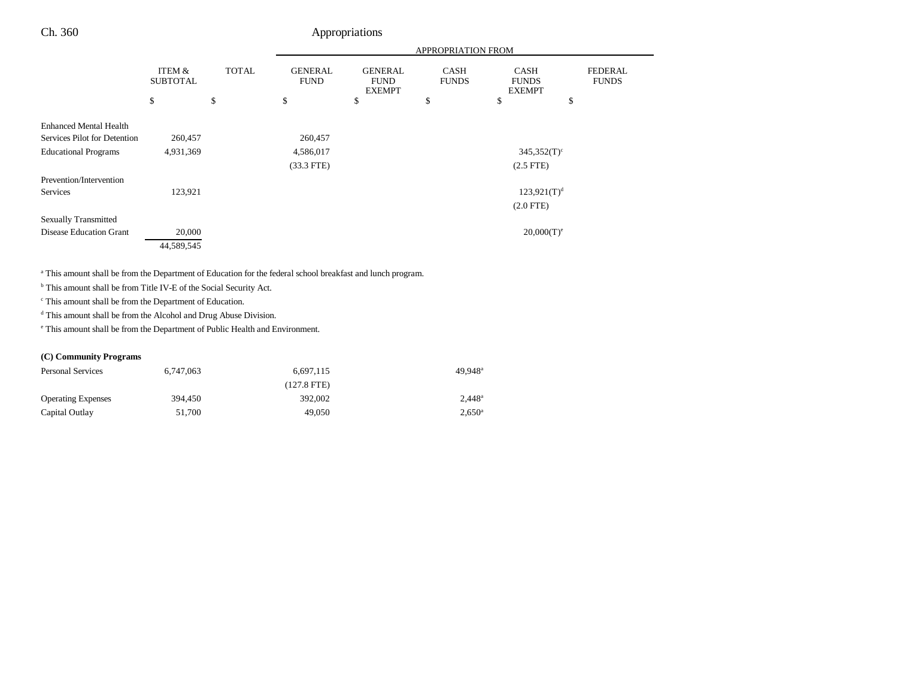|  | ITEM & SUBTOTAL | TOTAL | GENERAL FUND | GENERAL FUND EXEMPT | CASH FUNDS | CASH FUNDS EXEMPT | FEDERAL FUNDS |
|---|---|---|---|---|---|---|---|
|  | $ | $ | $ | $ | $ | $ | $ |
| Enhanced Mental Health Services Pilot for Detention | 260,457 |  | 260,457 |  |  |  |  |
| Educational Programs | 4,931,369 |  | 4,586,017 |  |  | 345,352(T)[c] |  |
|  |  |  | (33.3 FTE) |  |  | (2.5 FTE) |  |
| Prevention/Intervention Services | 123,921 |  |  |  |  | 123,921(T)[d] |  |
|  |  |  |  |  |  | (2.0 FTE) |  |
| Sexually Transmitted Disease Education Grant | 20,000 |  |  |  |  | 20,000(T)[e] |  |
|  | 44,589,545 |  |  |  |  |  |  |

[a] This amount shall be from the Department of Education for the federal school breakfast and lunch program.

[b] This amount shall be from Title IV-E of the Social Security Act.

[c] This amount shall be from the Department of Education.

[d] This amount shall be from the Alcohol and Drug Abuse Division.

[e] This amount shall be from the Department of Public Health and Environment.

**(C) Community Programs**

|  | ITEM & SUBTOTAL | TOTAL | GENERAL FUND | GENERAL FUND EXEMPT | CASH FUNDS | CASH FUNDS EXEMPT | FEDERAL FUNDS |
|---|---|---|---|---|---|---|---|
| Personal Services | 6,747,063 |  | 6,697,115 |  | 49,948[a] |  |  |
|  |  |  | (127.8 FTE) |  |  |  |  |
| Operating Expenses | 394,450 |  | 392,002 |  | 2,448[a] |  |  |
| Capital Outlay | 51,700 |  | 49,050 |  | 2,650[a] |  |  |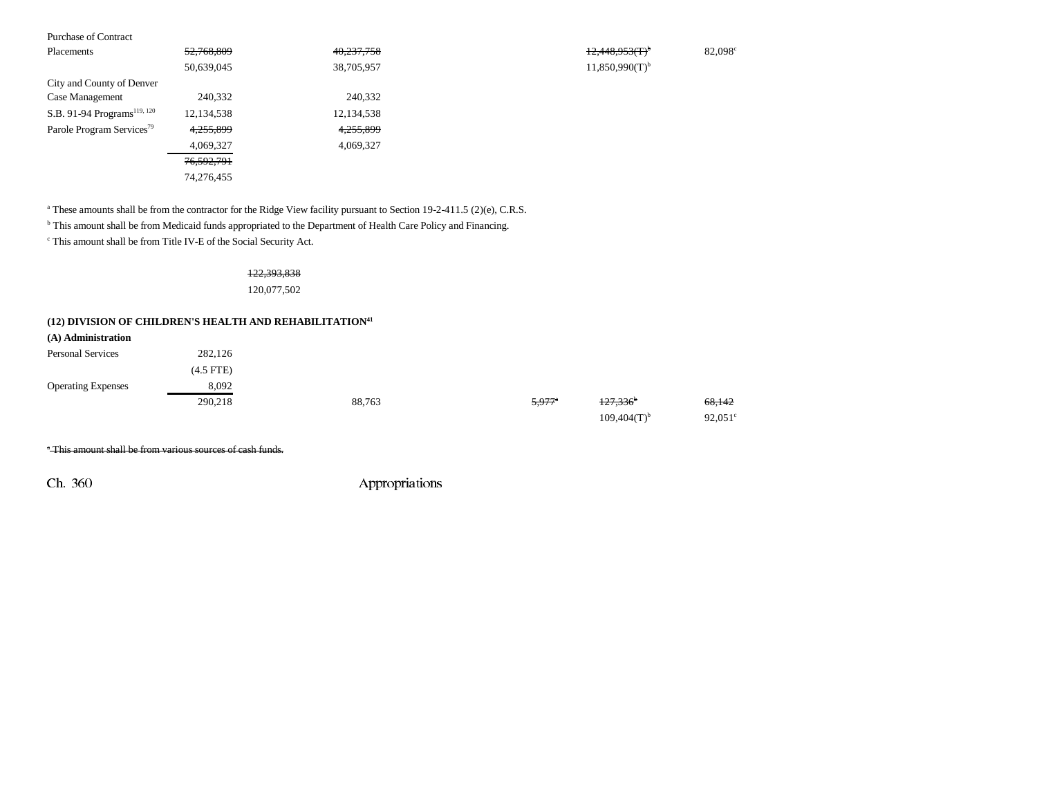| | | | | | |
|---|---|---|---|---|---|
| Purchase of Contract Placements | ~~52,768,809~~ | ~~40,237,758~~ | | ~~12,448,953(T)~~[b] | 82,098[c] |
| | 50,639,045 | 38,705,957 | | 11,850,990(T)[b] | |
| City and County of Denver Case Management | 240,332 | 240,332 | | | |
| S.B. 91-94 Programs[119, 120] | 12,134,538 | 12,134,538 | | | |
| Parole Program Services[79] | ~~4,255,899~~ | ~~4,255,899~~ | | | |
| | 4,069,327 | 4,069,327 | | | |
| | ~~76,592,791~~ | | | | |
| | 74,276,455 | | | | |

[a] These amounts shall be from the contractor for the Ridge View facility pursuant to Section 19-2-411.5 (2)(e), C.R.S.

[b] This amount shall be from Medicaid funds appropriated to the Department of Health Care Policy and Financing.

[c] This amount shall be from Title IV-E of the Social Security Act.

~~122,393,838~~

120,077,502

**(12) DIVISION OF CHILDREN'S HEALTH AND REHABILITATION[41]**

**(A) Administration**

| | | | | | |
|---|---|---|---|---|---|
| Personal Services | 282,126 | | | | |
| | (4.5 FTE) | | | | |
| Operating Expenses | 8,092 | | | | |
| | 290,218 | 88,763 | ~~5,977~~[a] | ~~127,336~~[b] | ~~68,142~~ |
| | | | | 109,404(T)[b] | 92,051[c] |

~~[a] This amount shall be from various sources of cash funds.~~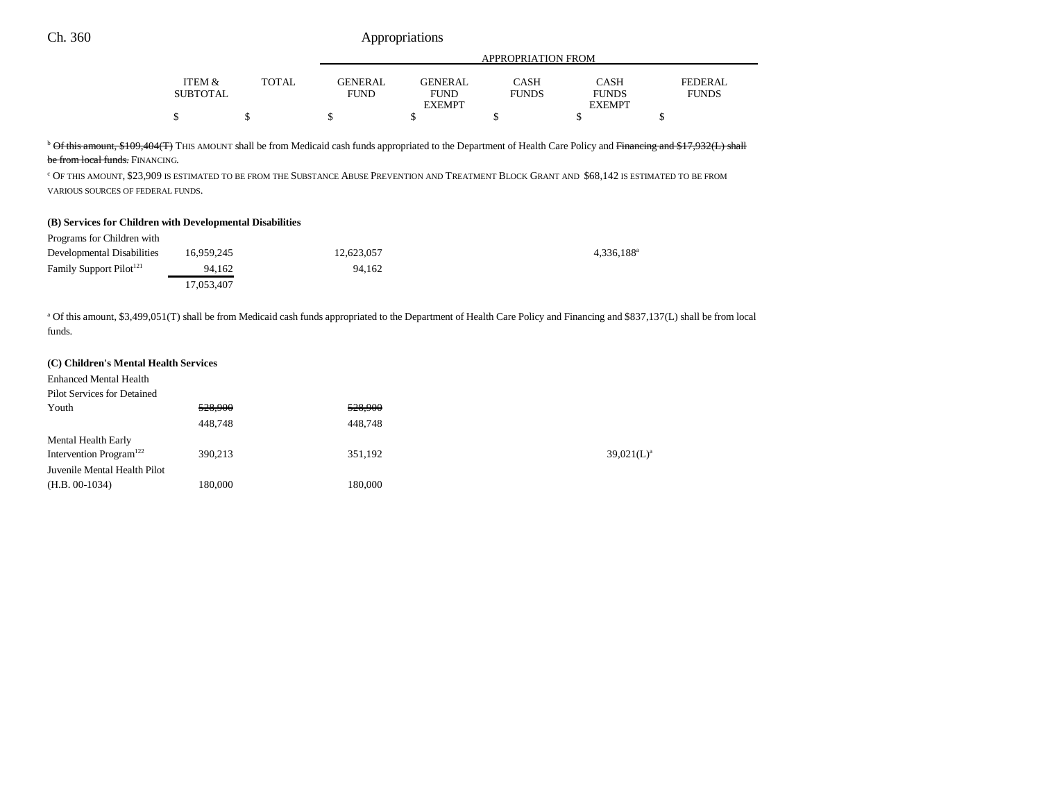| | ITEM & SUBTOTAL | TOTAL | GENERAL FUND | GENERAL FUND EXEMPT | CASH FUNDS | CASH FUNDS EXEMPT | FEDERAL FUNDS |
|---|---|---|---|---|---|---|---|
| | $ | $ | $ | $ | $ | $ | $ |

[b] ~~Of this amount, $109,404(T)~~ THIS AMOUNT shall be from Medicaid cash funds appropriated to the Department of Health Care Policy and ~~Financing and $17,932(L) shall be from local funds.~~ FINANCING.

[c] OF THIS AMOUNT, $23,909 IS ESTIMATED TO BE FROM THE SUBSTANCE ABUSE PREVENTION AND TREATMENT BLOCK GRANT AND $68,142 IS ESTIMATED TO BE FROM VARIOUS SOURCES OF FEDERAL FUNDS.

**(B) Services for Children with Developmental Disabilities**

| | ITEM & SUBTOTAL | TOTAL | GENERAL FUND | GENERAL FUND EXEMPT | CASH FUNDS | CASH FUNDS EXEMPT | FEDERAL FUNDS |
|---|---|---|---|---|---|---|---|
| Programs for Children with Developmental Disabilities | 16,959,245 | | 12,623,057 | | | 4,336,188[a] | |
| Family Support Pilot[121] | 94,162 | | 94,162 | | | | |
| | 17,053,407 | | | | | | |

[a] Of this amount, $3,499,051(T) shall be from Medicaid cash funds appropriated to the Department of Health Care Policy and Financing and $837,137(L) shall be from local funds.

**(C) Children's Mental Health Services**

| | ITEM & SUBTOTAL | TOTAL | GENERAL FUND | GENERAL FUND EXEMPT | CASH FUNDS | CASH FUNDS EXEMPT | FEDERAL FUNDS |
|---|---|---|---|---|---|---|---|
| Enhanced Mental Health Pilot Services for Detained Youth | ~~528,900~~ | | ~~528,900~~ | | | | |
| | 448,748 | | 448,748 | | | | |
| Mental Health Early Intervention Program[122] | 390,213 | | 351,192 | | | 39,021(L)[a] | |
| Juvenile Mental Health Pilot (H.B. 00-1034) | 180,000 | | 180,000 | | | | |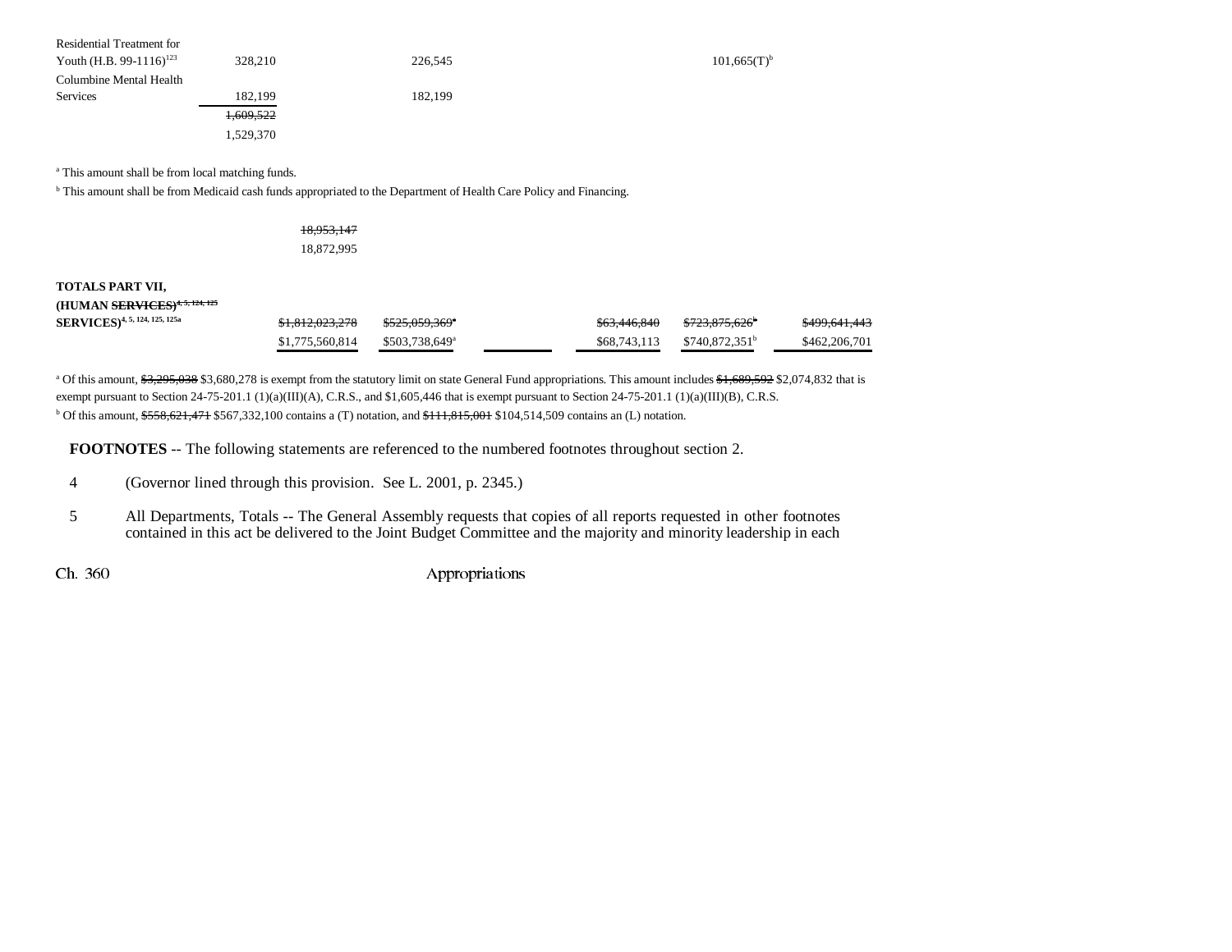| | | | | | | |
|---|---|---|---|---|---|---|
| Residential Treatment for Youth (H.B. 99-1116)[123] | 328,210 | 226,545 | | 101,665(T)[b] | | |
| Columbine Mental Health Services | 182,199 | 182,199 | | | | |
| | ~~1,609,522~~ 1,529,370 | | | | | |

[a] This amount shall be from local matching funds.

[b] This amount shall be from Medicaid cash funds appropriated to the Department of Health Care Policy and Financing.

~~18,953,147~~
18,872,995

| | | | | | | |
|---|---|---|---|---|---|---|
| **TOTALS PART VII, (HUMAN ~~SERVICES)~~[4, 5, 124, 125] SERVICES)[4, 5, 124, 125, 125a]** | ~~$1,812,023,278~~ $1,775,560,814 | ~~$525,059,369~~[a] $503,738,649[a] | | ~~$63,446,840~~ $68,743,113 | ~~$723,875,626~~[b] $740,872,351[b] | ~~$499,641,443~~ $462,206,701 |

[a] Of this amount, ~~$3,295,038~~ $3,680,278 is exempt from the statutory limit on state General Fund appropriations. This amount includes ~~$1,689,592~~ $2,074,832 that is exempt pursuant to Section 24-75-201.1 (1)(a)(III)(A), C.R.S., and $1,605,446 that is exempt pursuant to Section 24-75-201.1 (1)(a)(III)(B), C.R.S.

[b] Of this amount, ~~$558,621,471~~ $567,332,100 contains a (T) notation, and ~~$111,815,001~~ $104,514,509 contains an (L) notation.

**FOOTNOTES** -- The following statements are referenced to the numbered footnotes throughout section 2.

4 (Governor lined through this provision. See L. 2001, p. 2345.)

5 All Departments, Totals -- The General Assembly requests that copies of all reports requested in other footnotes contained in this act be delivered to the Joint Budget Committee and the majority and minority leadership in each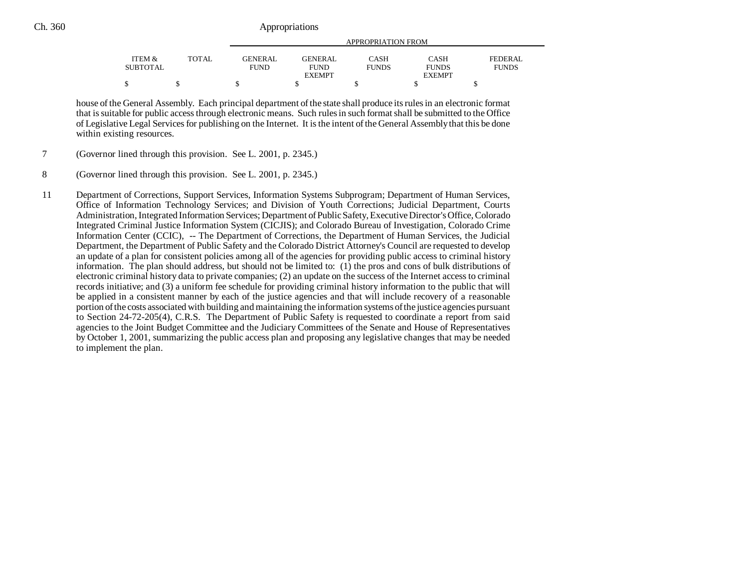| ITEM & SUBTOTAL | TOTAL | GENERAL FUND | GENERAL FUND EXEMPT | CASH FUNDS | CASH FUNDS EXEMPT | FEDERAL FUNDS |
|---|---|---|---|---|---|---|
| $ | $ | $ | $ | $ | $ | $ |

house of the General Assembly. Each principal department of the state shall produce its rules in an electronic format that is suitable for public access through electronic means. Such rules in such format shall be submitted to the Office of Legislative Legal Services for publishing on the Internet. It is the intent of the General Assembly that this be done within existing resources.

7 (Governor lined through this provision. See L. 2001, p. 2345.)

8 (Governor lined through this provision. See L. 2001, p. 2345.)

11 Department of Corrections, Support Services, Information Systems Subprogram; Department of Human Services, Office of Information Technology Services; and Division of Youth Corrections; Judicial Department, Courts Administration, Integrated Information Services; Department of Public Safety, Executive Director's Office, Colorado Integrated Criminal Justice Information System (CICJIS); and Colorado Bureau of Investigation, Colorado Crime Information Center (CCIC), -- The Department of Corrections, the Department of Human Services, the Judicial Department, the Department of Public Safety and the Colorado District Attorney's Council are requested to develop an update of a plan for consistent policies among all of the agencies for providing public access to criminal history information. The plan should address, but should not be limited to: (1) the pros and cons of bulk distributions of electronic criminal history data to private companies; (2) an update on the success of the Internet access to criminal records initiative; and (3) a uniform fee schedule for providing criminal history information to the public that will be applied in a consistent manner by each of the justice agencies and that will include recovery of a reasonable portion of the costs associated with building and maintaining the information systems of the justice agencies pursuant to Section 24-72-205(4), C.R.S. The Department of Public Safety is requested to coordinate a report from said agencies to the Joint Budget Committee and the Judiciary Committees of the Senate and House of Representatives by October 1, 2001, summarizing the public access plan and proposing any legislative changes that may be needed to implement the plan.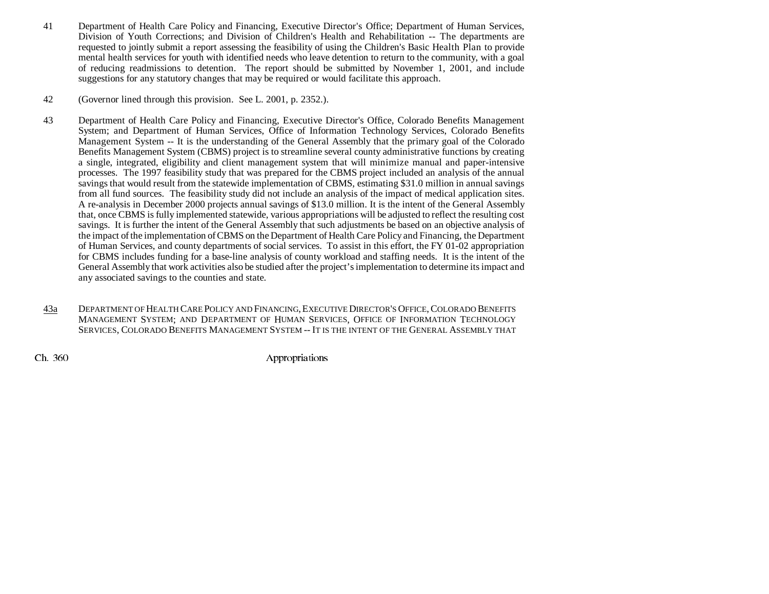41 Department of Health Care Policy and Financing, Executive Director's Office; Department of Human Services, Division of Youth Corrections; and Division of Children's Health and Rehabilitation -- The departments are requested to jointly submit a report assessing the feasibility of using the Children's Basic Health Plan to provide mental health services for youth with identified needs who leave detention to return to the community, with a goal of reducing readmissions to detention. The report should be submitted by November 1, 2001, and include suggestions for any statutory changes that may be required or would facilitate this approach.

42 (Governor lined through this provision. See L. 2001, p. 2352.).

43 Department of Health Care Policy and Financing, Executive Director's Office, Colorado Benefits Management System; and Department of Human Services, Office of Information Technology Services, Colorado Benefits Management System -- It is the understanding of the General Assembly that the primary goal of the Colorado Benefits Management System (CBMS) project is to streamline several county administrative functions by creating a single, integrated, eligibility and client management system that will minimize manual and paper-intensive processes. The 1997 feasibility study that was prepared for the CBMS project included an analysis of the annual savings that would result from the statewide implementation of CBMS, estimating $31.0 million in annual savings from all fund sources. The feasibility study did not include an analysis of the impact of medical application sites. A re-analysis in December 2000 projects annual savings of $13.0 million. It is the intent of the General Assembly that, once CBMS is fully implemented statewide, various appropriations will be adjusted to reflect the resulting cost savings. It is further the intent of the General Assembly that such adjustments be based on an objective analysis of the impact of the implementation of CBMS on the Department of Health Care Policy and Financing, the Department of Human Services, and county departments of social services. To assist in this effort, the FY 01-02 appropriation for CBMS includes funding for a base-line analysis of county workload and staffing needs. It is the intent of the General Assembly that work activities also be studied after the project's implementation to determine its impact and any associated savings to the counties and state.

43a DEPARTMENT OF HEALTH CARE POLICY AND FINANCING, EXECUTIVE DIRECTOR'S OFFICE, COLORADO BENEFITS MANAGEMENT SYSTEM; AND DEPARTMENT OF HUMAN SERVICES, OFFICE OF INFORMATION TECHNOLOGY SERVICES, COLORADO BENEFITS MANAGEMENT SYSTEM -- IT IS THE INTENT OF THE GENERAL ASSEMBLY THAT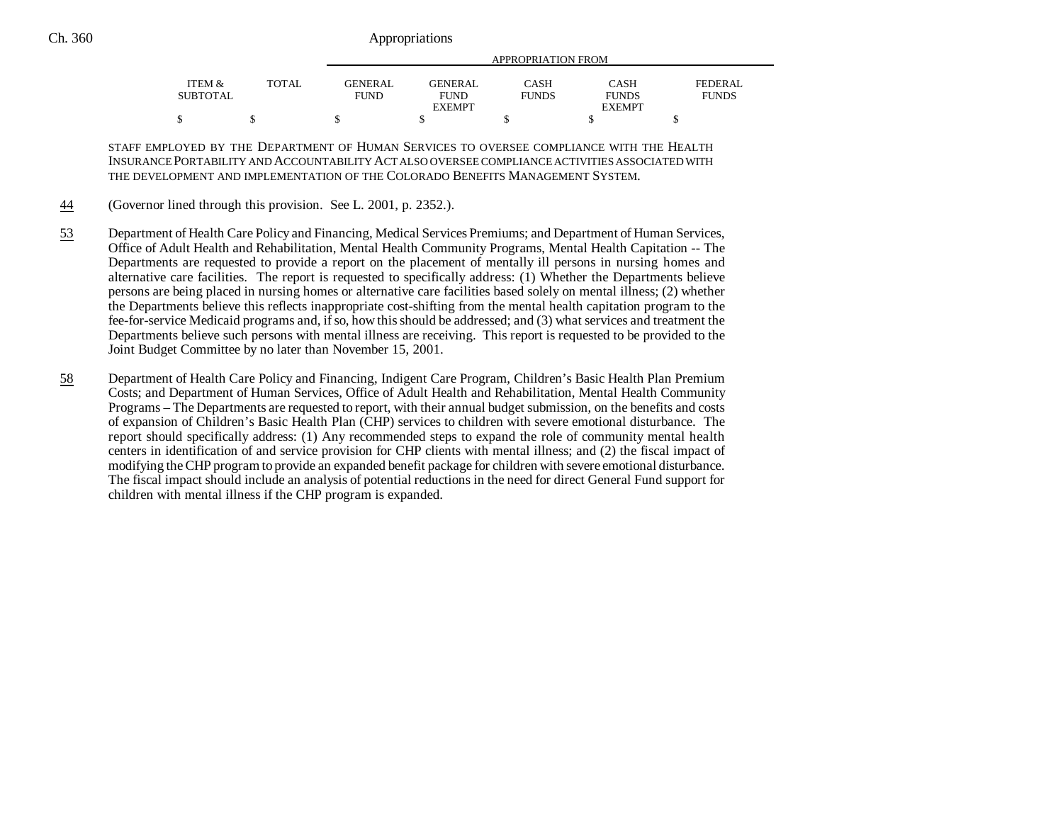| ITEM & SUBTOTAL | TOTAL | GENERAL FUND | GENERAL FUND EXEMPT | CASH FUNDS | CASH FUNDS EXEMPT | FEDERAL FUNDS |
|---|---|---|---|---|---|---|
| $ | $ | $ | $ | $ | $ | $ |

STAFF EMPLOYED BY THE DEPARTMENT OF HUMAN SERVICES TO OVERSEE COMPLIANCE WITH THE HEALTH INSURANCE PORTABILITY AND ACCOUNTABILITY ACT ALSO OVERSEE COMPLIANCE ACTIVITIES ASSOCIATED WITH THE DEVELOPMENT AND IMPLEMENTATION OF THE COLORADO BENEFITS MANAGEMENT SYSTEM.

44 (Governor lined through this provision. See L. 2001, p. 2352.).

53 Department of Health Care Policy and Financing, Medical Services Premiums; and Department of Human Services, Office of Adult Health and Rehabilitation, Mental Health Community Programs, Mental Health Capitation -- The Departments are requested to provide a report on the placement of mentally ill persons in nursing homes and alternative care facilities. The report is requested to specifically address: (1) Whether the Departments believe persons are being placed in nursing homes or alternative care facilities based solely on mental illness; (2) whether the Departments believe this reflects inappropriate cost-shifting from the mental health capitation program to the fee-for-service Medicaid programs and, if so, how this should be addressed; and (3) what services and treatment the Departments believe such persons with mental illness are receiving. This report is requested to be provided to the Joint Budget Committee by no later than November 15, 2001.

58 Department of Health Care Policy and Financing, Indigent Care Program, Children's Basic Health Plan Premium Costs; and Department of Human Services, Office of Adult Health and Rehabilitation, Mental Health Community Programs – The Departments are requested to report, with their annual budget submission, on the benefits and costs of expansion of Children's Basic Health Plan (CHP) services to children with severe emotional disturbance. The report should specifically address: (1) Any recommended steps to expand the role of community mental health centers in identification of and service provision for CHP clients with mental illness; and (2) the fiscal impact of modifying the CHP program to provide an expanded benefit package for children with severe emotional disturbance. The fiscal impact should include an analysis of potential reductions in the need for direct General Fund support for children with mental illness if the CHP program is expanded.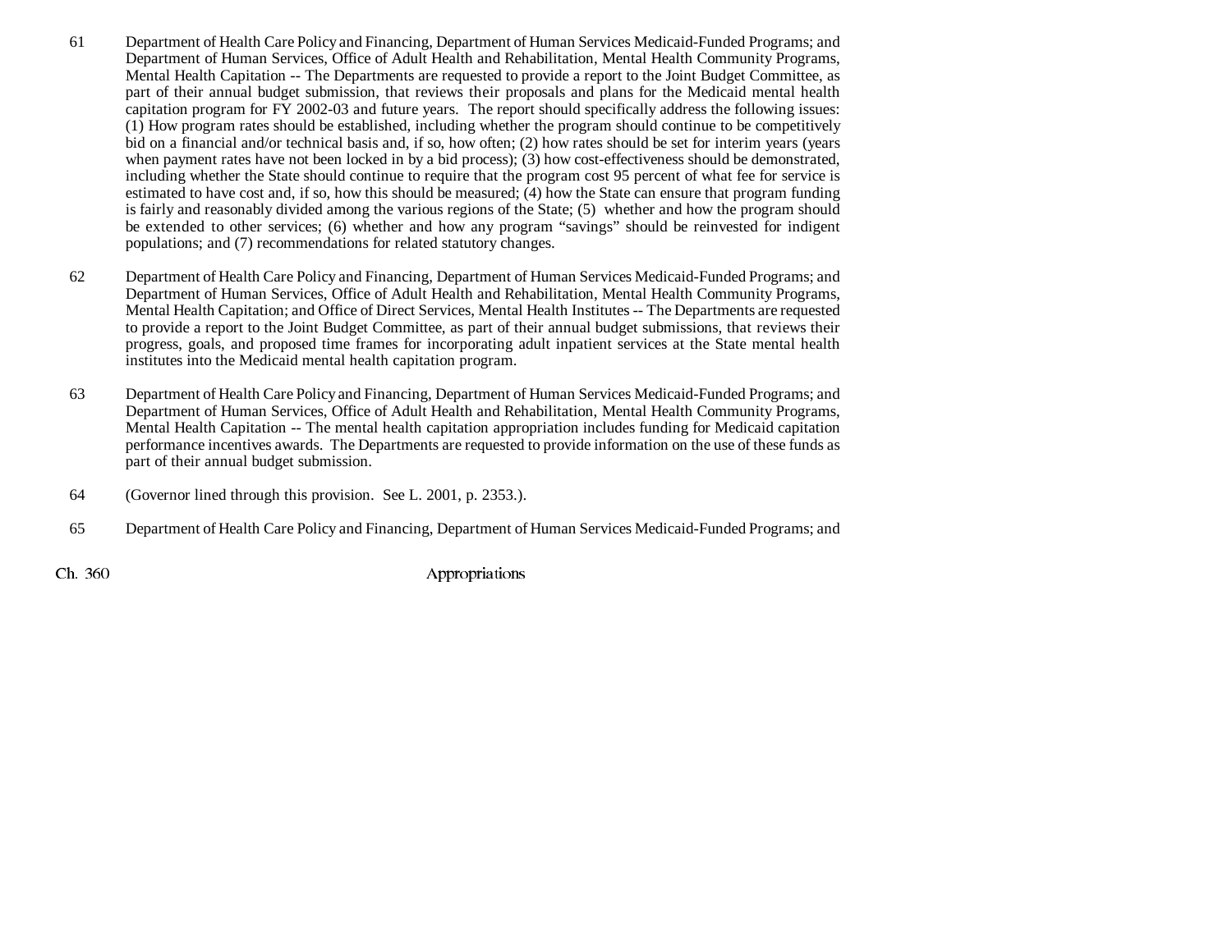61 Department of Health Care Policy and Financing, Department of Human Services Medicaid-Funded Programs; and Department of Human Services, Office of Adult Health and Rehabilitation, Mental Health Community Programs, Mental Health Capitation -- The Departments are requested to provide a report to the Joint Budget Committee, as part of their annual budget submission, that reviews their proposals and plans for the Medicaid mental health capitation program for FY 2002-03 and future years. The report should specifically address the following issues: (1) How program rates should be established, including whether the program should continue to be competitively bid on a financial and/or technical basis and, if so, how often; (2) how rates should be set for interim years (years when payment rates have not been locked in by a bid process); (3) how cost-effectiveness should be demonstrated, including whether the State should continue to require that the program cost 95 percent of what fee for service is estimated to have cost and, if so, how this should be measured; (4) how the State can ensure that program funding is fairly and reasonably divided among the various regions of the State; (5) whether and how the program should be extended to other services; (6) whether and how any program "savings" should be reinvested for indigent populations; and (7) recommendations for related statutory changes.

62 Department of Health Care Policy and Financing, Department of Human Services Medicaid-Funded Programs; and Department of Human Services, Office of Adult Health and Rehabilitation, Mental Health Community Programs, Mental Health Capitation; and Office of Direct Services, Mental Health Institutes -- The Departments are requested to provide a report to the Joint Budget Committee, as part of their annual budget submissions, that reviews their progress, goals, and proposed time frames for incorporating adult inpatient services at the State mental health institutes into the Medicaid mental health capitation program.

63 Department of Health Care Policy and Financing, Department of Human Services Medicaid-Funded Programs; and Department of Human Services, Office of Adult Health and Rehabilitation, Mental Health Community Programs, Mental Health Capitation -- The mental health capitation appropriation includes funding for Medicaid capitation performance incentives awards. The Departments are requested to provide information on the use of these funds as part of their annual budget submission.

64 (Governor lined through this provision. See L. 2001, p. 2353.).

65 Department of Health Care Policy and Financing, Department of Human Services Medicaid-Funded Programs; and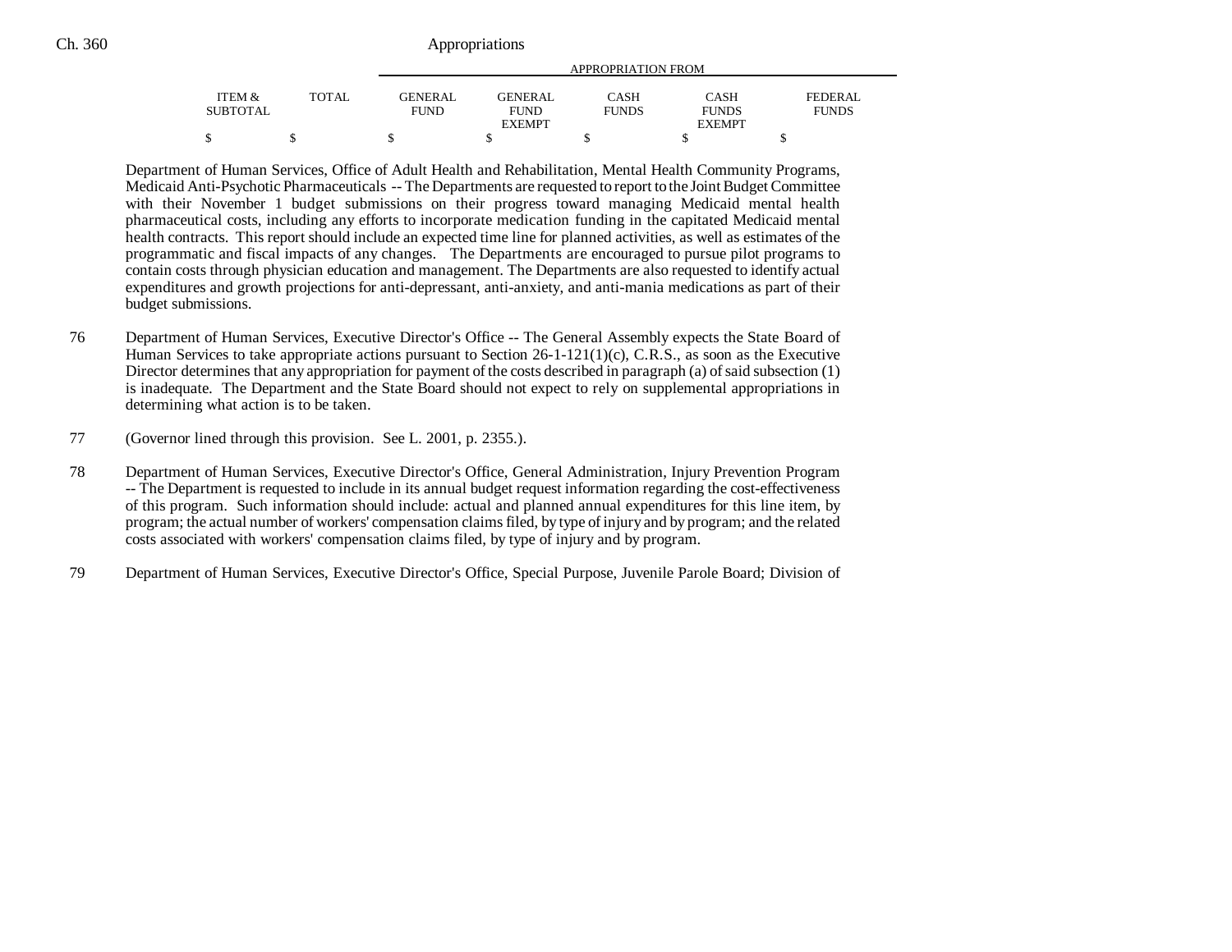| ITEM & SUBTOTAL | TOTAL | GENERAL FUND | GENERAL FUND EXEMPT | CASH FUNDS | CASH FUNDS EXEMPT | FEDERAL FUNDS |
|---|---|---|---|---|---|---|
| $ | $ | $ | $ | $ | $ | $ |

Department of Human Services, Office of Adult Health and Rehabilitation, Mental Health Community Programs, Medicaid Anti-Psychotic Pharmaceuticals -- The Departments are requested to report to the Joint Budget Committee with their November 1 budget submissions on their progress toward managing Medicaid mental health pharmaceutical costs, including any efforts to incorporate medication funding in the capitated Medicaid mental health contracts. This report should include an expected time line for planned activities, as well as estimates of the programmatic and fiscal impacts of any changes. The Departments are encouraged to pursue pilot programs to contain costs through physician education and management. The Departments are also requested to identify actual expenditures and growth projections for anti-depressant, anti-anxiety, and anti-mania medications as part of their budget submissions.

76 Department of Human Services, Executive Director's Office -- The General Assembly expects the State Board of Human Services to take appropriate actions pursuant to Section 26-1-121(1)(c), C.R.S., as soon as the Executive Director determines that any appropriation for payment of the costs described in paragraph (a) of said subsection (1) is inadequate. The Department and the State Board should not expect to rely on supplemental appropriations in determining what action is to be taken.

77 (Governor lined through this provision. See L. 2001, p. 2355.).

78 Department of Human Services, Executive Director's Office, General Administration, Injury Prevention Program -- The Department is requested to include in its annual budget request information regarding the cost-effectiveness of this program. Such information should include: actual and planned annual expenditures for this line item, by program; the actual number of workers' compensation claims filed, by type of injury and by program; and the related costs associated with workers' compensation claims filed, by type of injury and by program.

79 Department of Human Services, Executive Director's Office, Special Purpose, Juvenile Parole Board; Division of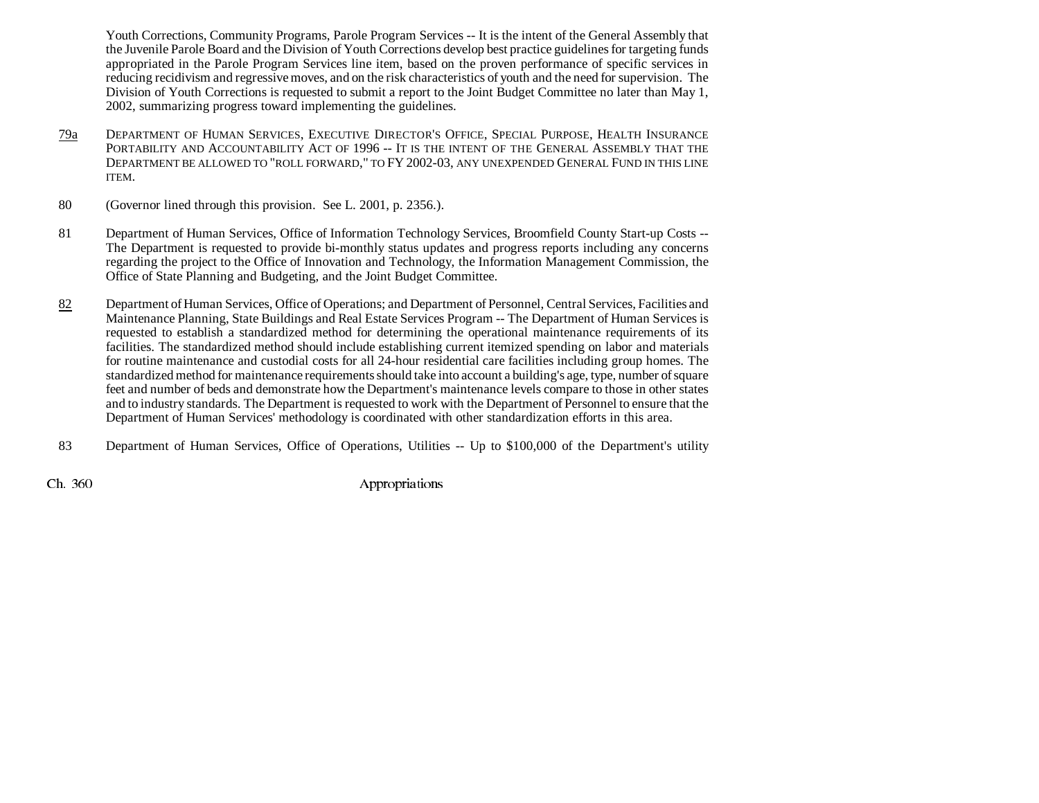Youth Corrections, Community Programs, Parole Program Services -- It is the intent of the General Assembly that the Juvenile Parole Board and the Division of Youth Corrections develop best practice guidelines for targeting funds appropriated in the Parole Program Services line item, based on the proven performance of specific services in reducing recidivism and regressive moves, and on the risk characteristics of youth and the need for supervision. The Division of Youth Corrections is requested to submit a report to the Joint Budget Committee no later than May 1, 2002, summarizing progress toward implementing the guidelines.

79a DEPARTMENT OF HUMAN SERVICES, EXECUTIVE DIRECTOR'S OFFICE, SPECIAL PURPOSE, HEALTH INSURANCE PORTABILITY AND ACCOUNTABILITY ACT OF 1996 -- IT IS THE INTENT OF THE GENERAL ASSEMBLY THAT THE DEPARTMENT BE ALLOWED TO "ROLL FORWARD," TO FY 2002-03, ANY UNEXPENDED GENERAL FUND IN THIS LINE ITEM.

80 (Governor lined through this provision. See L. 2001, p. 2356.).

81 Department of Human Services, Office of Information Technology Services, Broomfield County Start-up Costs -- The Department is requested to provide bi-monthly status updates and progress reports including any concerns regarding the project to the Office of Innovation and Technology, the Information Management Commission, the Office of State Planning and Budgeting, and the Joint Budget Committee.

82 Department of Human Services, Office of Operations; and Department of Personnel, Central Services, Facilities and Maintenance Planning, State Buildings and Real Estate Services Program -- The Department of Human Services is requested to establish a standardized method for determining the operational maintenance requirements of its facilities. The standardized method should include establishing current itemized spending on labor and materials for routine maintenance and custodial costs for all 24-hour residential care facilities including group homes. The standardized method for maintenance requirements should take into account a building's age, type, number of square feet and number of beds and demonstrate how the Department's maintenance levels compare to those in other states and to industry standards. The Department is requested to work with the Department of Personnel to ensure that the Department of Human Services' methodology is coordinated with other standardization efforts in this area.

83 Department of Human Services, Office of Operations, Utilities -- Up to $100,000 of the Department's utility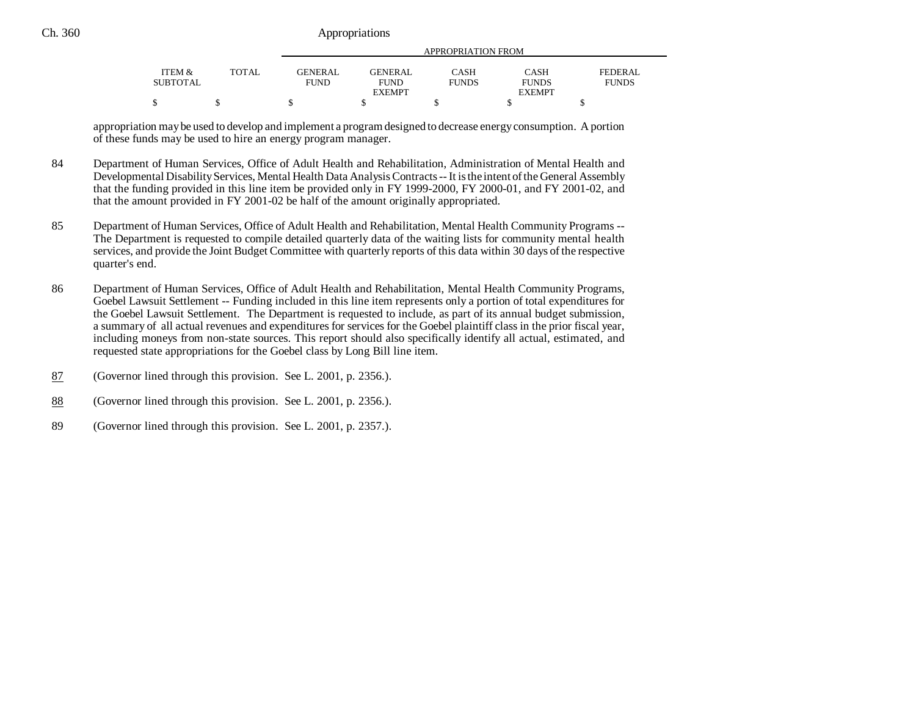| ITEM & SUBTOTAL | TOTAL | GENERAL FUND | GENERAL FUND EXEMPT | CASH FUNDS | CASH FUNDS EXEMPT | FEDERAL FUNDS |
|---|---|---|---|---|---|---|
| $ | $ | $ | $ | $ | $ | $ |

appropriation may be used to develop and implement a program designed to decrease energy consumption. A portion of these funds may be used to hire an energy program manager.

84 Department of Human Services, Office of Adult Health and Rehabilitation, Administration of Mental Health and Developmental Disability Services, Mental Health Data Analysis Contracts -- It is the intent of the General Assembly that the funding provided in this line item be provided only in FY 1999-2000, FY 2000-01, and FY 2001-02, and that the amount provided in FY 2001-02 be half of the amount originally appropriated.

85 Department of Human Services, Office of Adult Health and Rehabilitation, Mental Health Community Programs -- The Department is requested to compile detailed quarterly data of the waiting lists for community mental health services, and provide the Joint Budget Committee with quarterly reports of this data within 30 days of the respective quarter's end.

86 Department of Human Services, Office of Adult Health and Rehabilitation, Mental Health Community Programs, Goebel Lawsuit Settlement -- Funding included in this line item represents only a portion of total expenditures for the Goebel Lawsuit Settlement. The Department is requested to include, as part of its annual budget submission, a summary of all actual revenues and expenditures for services for the Goebel plaintiff class in the prior fiscal year, including moneys from non-state sources. This report should also specifically identify all actual, estimated, and requested state appropriations for the Goebel class by Long Bill line item.

87 (Governor lined through this provision. See L. 2001, p. 2356.).

88 (Governor lined through this provision. See L. 2001, p. 2356.).

89 (Governor lined through this provision. See L. 2001, p. 2357.).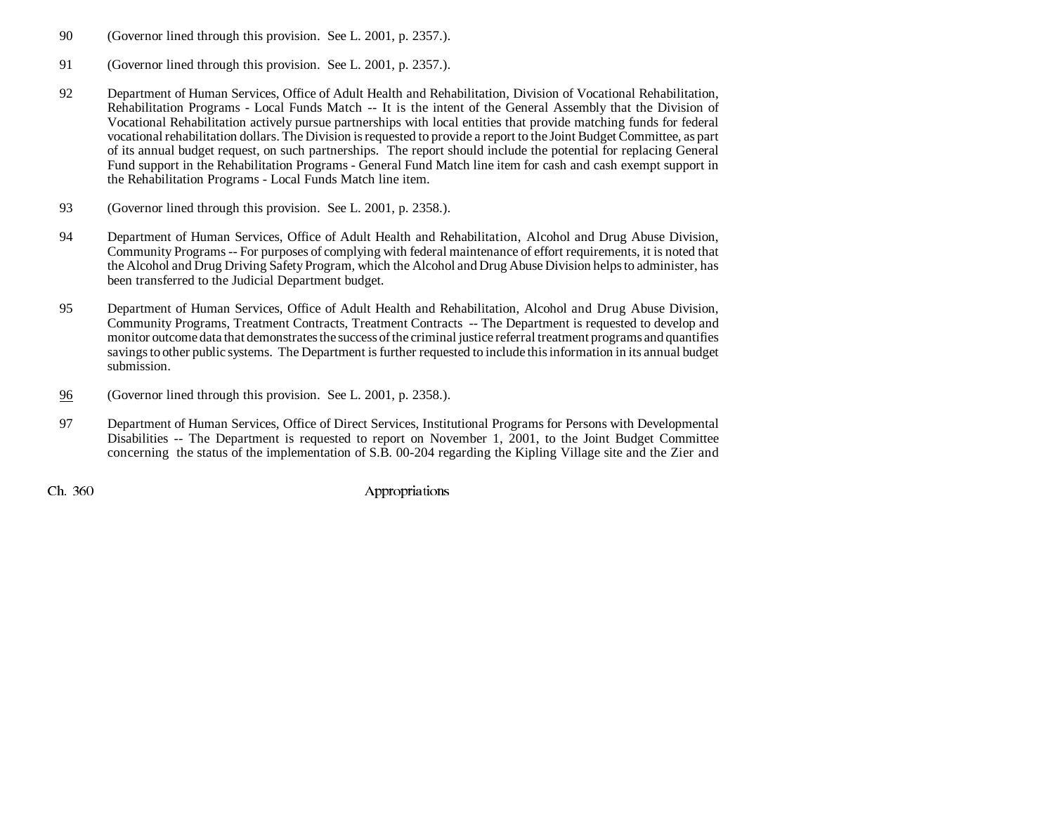90 (Governor lined through this provision. See L. 2001, p. 2357.).

91 (Governor lined through this provision. See L. 2001, p. 2357.).

92 Department of Human Services, Office of Adult Health and Rehabilitation, Division of Vocational Rehabilitation, Rehabilitation Programs - Local Funds Match -- It is the intent of the General Assembly that the Division of Vocational Rehabilitation actively pursue partnerships with local entities that provide matching funds for federal vocational rehabilitation dollars. The Division is requested to provide a report to the Joint Budget Committee, as part of its annual budget request, on such partnerships. The report should include the potential for replacing General Fund support in the Rehabilitation Programs - General Fund Match line item for cash and cash exempt support in the Rehabilitation Programs - Local Funds Match line item.

93 (Governor lined through this provision. See L. 2001, p. 2358.).

94 Department of Human Services, Office of Adult Health and Rehabilitation, Alcohol and Drug Abuse Division, Community Programs -- For purposes of complying with federal maintenance of effort requirements, it is noted that the Alcohol and Drug Driving Safety Program, which the Alcohol and Drug Abuse Division helps to administer, has been transferred to the Judicial Department budget.

95 Department of Human Services, Office of Adult Health and Rehabilitation, Alcohol and Drug Abuse Division, Community Programs, Treatment Contracts, Treatment Contracts -- The Department is requested to develop and monitor outcome data that demonstrates the success of the criminal justice referral treatment programs and quantifies savings to other public systems. The Department is further requested to include this information in its annual budget submission.

96 (Governor lined through this provision. See L. 2001, p. 2358.).

97 Department of Human Services, Office of Direct Services, Institutional Programs for Persons with Developmental Disabilities -- The Department is requested to report on November 1, 2001, to the Joint Budget Committee concerning the status of the implementation of S.B. 00-204 regarding the Kipling Village site and the Zier and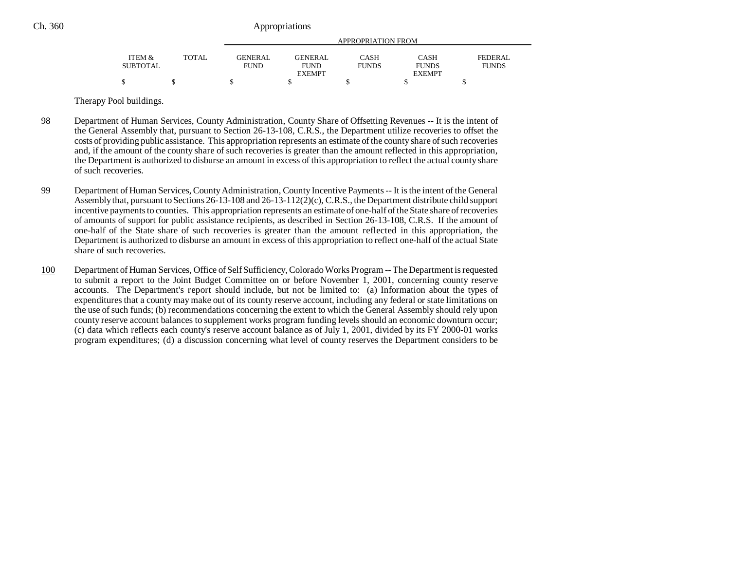| ITEM & SUBTOTAL | TOTAL | GENERAL FUND | GENERAL FUND EXEMPT | CASH FUNDS | CASH FUNDS EXEMPT | FEDERAL FUNDS |
|---|---|---|---|---|---|---|
| $ | $ | $ | $ | $ | $ | $ |

Therapy Pool buildings.

98 Department of Human Services, County Administration, County Share of Offsetting Revenues -- It is the intent of the General Assembly that, pursuant to Section 26-13-108, C.R.S., the Department utilize recoveries to offset the costs of providing public assistance. This appropriation represents an estimate of the county share of such recoveries and, if the amount of the county share of such recoveries is greater than the amount reflected in this appropriation, the Department is authorized to disburse an amount in excess of this appropriation to reflect the actual county share of such recoveries.

99 Department of Human Services, County Administration, County Incentive Payments -- It is the intent of the General Assembly that, pursuant to Sections 26-13-108 and 26-13-112(2)(c), C.R.S., the Department distribute child support incentive payments to counties. This appropriation represents an estimate of one-half of the State share of recoveries of amounts of support for public assistance recipients, as described in Section 26-13-108, C.R.S. If the amount of one-half of the State share of such recoveries is greater than the amount reflected in this appropriation, the Department is authorized to disburse an amount in excess of this appropriation to reflect one-half of the actual State share of such recoveries.

100 Department of Human Services, Office of Self Sufficiency, Colorado Works Program -- The Department is requested to submit a report to the Joint Budget Committee on or before November 1, 2001, concerning county reserve accounts. The Department's report should include, but not be limited to: (a) Information about the types of expenditures that a county may make out of its county reserve account, including any federal or state limitations on the use of such funds; (b) recommendations concerning the extent to which the General Assembly should rely upon county reserve account balances to supplement works program funding levels should an economic downturn occur; (c) data which reflects each county's reserve account balance as of July 1, 2001, divided by its FY 2000-01 works program expenditures; (d) a discussion concerning what level of county reserves the Department considers to be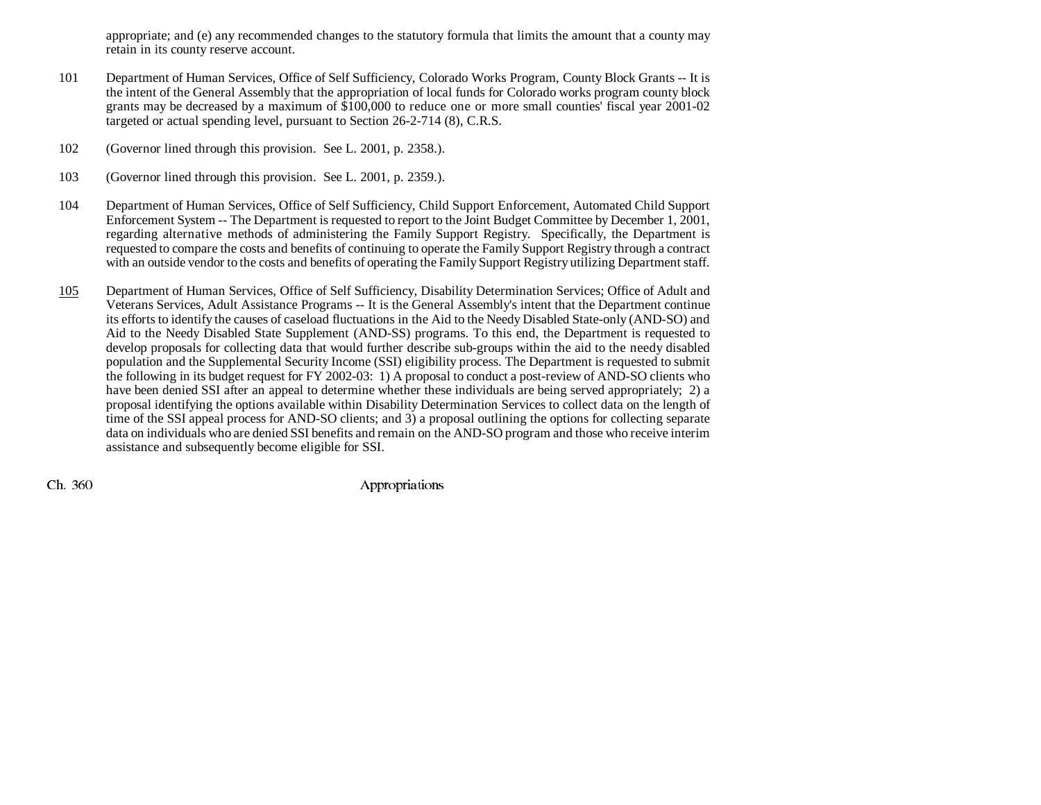appropriate; and (e) any recommended changes to the statutory formula that limits the amount that a county may retain in its county reserve account.

101 Department of Human Services, Office of Self Sufficiency, Colorado Works Program, County Block Grants -- It is the intent of the General Assembly that the appropriation of local funds for Colorado works program county block grants may be decreased by a maximum of $100,000 to reduce one or more small counties' fiscal year 2001-02 targeted or actual spending level, pursuant to Section 26-2-714 (8), C.R.S.

102 (Governor lined through this provision. See L. 2001, p. 2358.).

103 (Governor lined through this provision. See L. 2001, p. 2359.).

104 Department of Human Services, Office of Self Sufficiency, Child Support Enforcement, Automated Child Support Enforcement System -- The Department is requested to report to the Joint Budget Committee by December 1, 2001, regarding alternative methods of administering the Family Support Registry. Specifically, the Department is requested to compare the costs and benefits of continuing to operate the Family Support Registry through a contract with an outside vendor to the costs and benefits of operating the Family Support Registry utilizing Department staff.

105 Department of Human Services, Office of Self Sufficiency, Disability Determination Services; Office of Adult and Veterans Services, Adult Assistance Programs -- It is the General Assembly's intent that the Department continue its efforts to identify the causes of caseload fluctuations in the Aid to the Needy Disabled State-only (AND-SO) and Aid to the Needy Disabled State Supplement (AND-SS) programs. To this end, the Department is requested to develop proposals for collecting data that would further describe sub-groups within the aid to the needy disabled population and the Supplemental Security Income (SSI) eligibility process. The Department is requested to submit the following in its budget request for FY 2002-03: 1) A proposal to conduct a post-review of AND-SO clients who have been denied SSI after an appeal to determine whether these individuals are being served appropriately; 2) a proposal identifying the options available within Disability Determination Services to collect data on the length of time of the SSI appeal process for AND-SO clients; and 3) a proposal outlining the options for collecting separate data on individuals who are denied SSI benefits and remain on the AND-SO program and those who receive interim assistance and subsequently become eligible for SSI.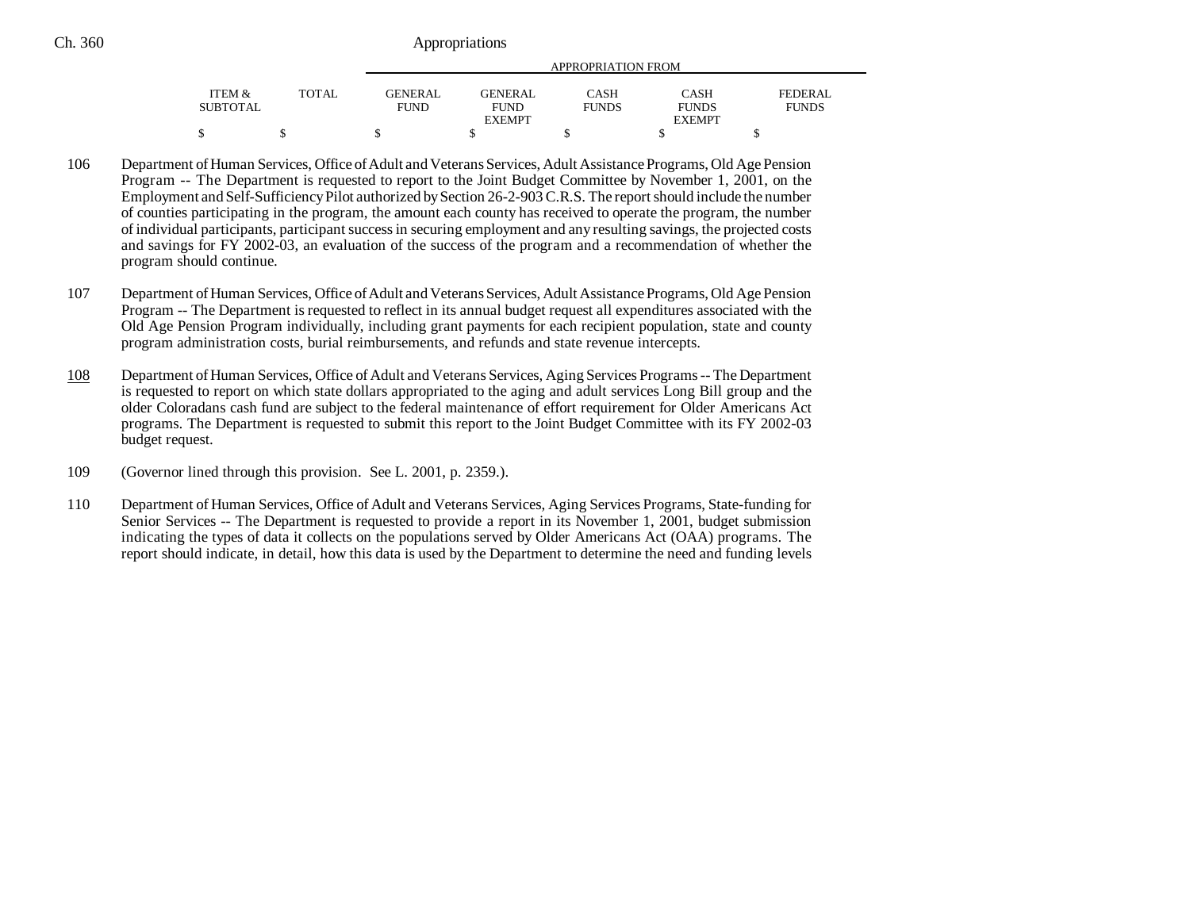| ITEM & SUBTOTAL | TOTAL | GENERAL FUND | GENERAL FUND EXEMPT | CASH FUNDS | CASH FUNDS EXEMPT | FEDERAL FUNDS |
|---|---|---|---|---|---|---|
| $ | $ | $ | $ | $ | $ | $ |

106 Department of Human Services, Office of Adult and Veterans Services, Adult Assistance Programs, Old Age Pension Program -- The Department is requested to report to the Joint Budget Committee by November 1, 2001, on the Employment and Self-Sufficiency Pilot authorized by Section 26-2-903 C.R.S. The report should include the number of counties participating in the program, the amount each county has received to operate the program, the number of individual participants, participant success in securing employment and any resulting savings, the projected costs and savings for FY 2002-03, an evaluation of the success of the program and a recommendation of whether the program should continue.

107 Department of Human Services, Office of Adult and Veterans Services, Adult Assistance Programs, Old Age Pension Program -- The Department is requested to reflect in its annual budget request all expenditures associated with the Old Age Pension Program individually, including grant payments for each recipient population, state and county program administration costs, burial reimbursements, and refunds and state revenue intercepts.

108 Department of Human Services, Office of Adult and Veterans Services, Aging Services Programs -- The Department is requested to report on which state dollars appropriated to the aging and adult services Long Bill group and the older Coloradans cash fund are subject to the federal maintenance of effort requirement for Older Americans Act programs. The Department is requested to submit this report to the Joint Budget Committee with its FY 2002-03 budget request.

109 (Governor lined through this provision. See L. 2001, p. 2359.).

110 Department of Human Services, Office of Adult and Veterans Services, Aging Services Programs, State-funding for Senior Services -- The Department is requested to provide a report in its November 1, 2001, budget submission indicating the types of data it collects on the populations served by Older Americans Act (OAA) programs. The report should indicate, in detail, how this data is used by the Department to determine the need and funding levels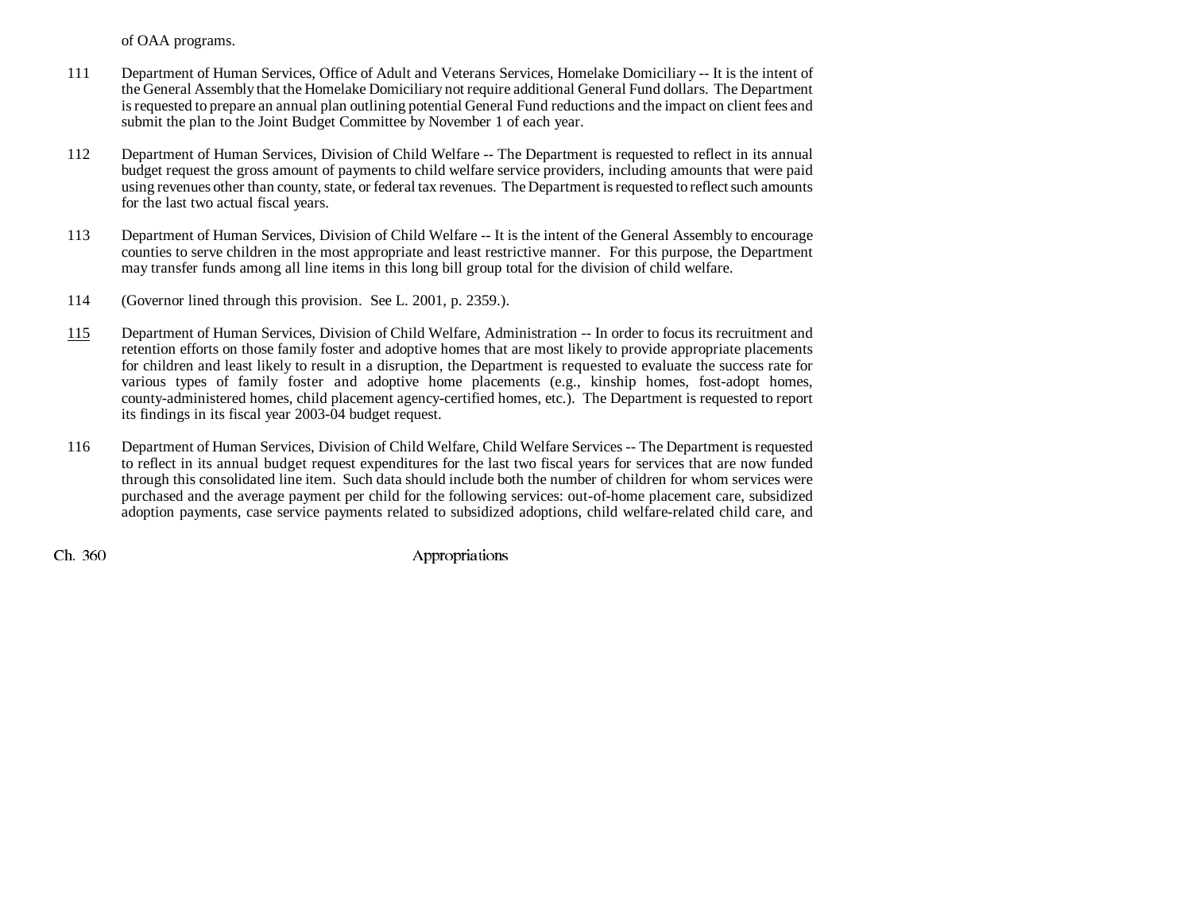of OAA programs.

111 Department of Human Services, Office of Adult and Veterans Services, Homelake Domiciliary -- It is the intent of the General Assembly that the Homelake Domiciliary not require additional General Fund dollars. The Department is requested to prepare an annual plan outlining potential General Fund reductions and the impact on client fees and submit the plan to the Joint Budget Committee by November 1 of each year.

112 Department of Human Services, Division of Child Welfare -- The Department is requested to reflect in its annual budget request the gross amount of payments to child welfare service providers, including amounts that were paid using revenues other than county, state, or federal tax revenues. The Department is requested to reflect such amounts for the last two actual fiscal years.

113 Department of Human Services, Division of Child Welfare -- It is the intent of the General Assembly to encourage counties to serve children in the most appropriate and least restrictive manner. For this purpose, the Department may transfer funds among all line items in this long bill group total for the division of child welfare.

114 (Governor lined through this provision. See L. 2001, p. 2359.).

115 Department of Human Services, Division of Child Welfare, Administration -- In order to focus its recruitment and retention efforts on those family foster and adoptive homes that are most likely to provide appropriate placements for children and least likely to result in a disruption, the Department is requested to evaluate the success rate for various types of family foster and adoptive home placements (e.g., kinship homes, fost-adopt homes, county-administered homes, child placement agency-certified homes, etc.). The Department is requested to report its findings in its fiscal year 2003-04 budget request.

116 Department of Human Services, Division of Child Welfare, Child Welfare Services -- The Department is requested to reflect in its annual budget request expenditures for the last two fiscal years for services that are now funded through this consolidated line item. Such data should include both the number of children for whom services were purchased and the average payment per child for the following services: out-of-home placement care, subsidized adoption payments, case service payments related to subsidized adoptions, child welfare-related child care, and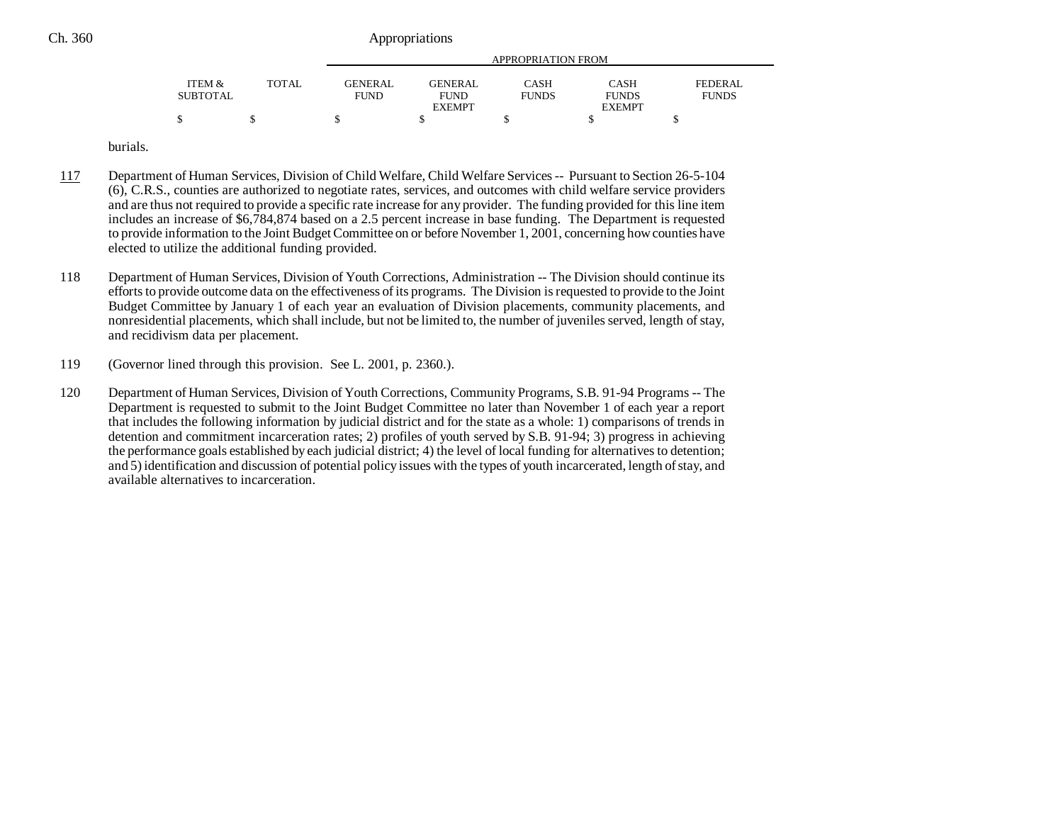| ITEM & SUBTOTAL | TOTAL | GENERAL FUND | GENERAL FUND EXEMPT | CASH FUNDS | CASH FUNDS EXEMPT | FEDERAL FUNDS |
|---|---|---|---|---|---|---|
| $ | $ | $ | $ | $ | $ | $ |

burials.

117 Department of Human Services, Division of Child Welfare, Child Welfare Services -- Pursuant to Section 26-5-104 (6), C.R.S., counties are authorized to negotiate rates, services, and outcomes with child welfare service providers and are thus not required to provide a specific rate increase for any provider. The funding provided for this line item includes an increase of $6,784,874 based on a 2.5 percent increase in base funding. The Department is requested to provide information to the Joint Budget Committee on or before November 1, 2001, concerning how counties have elected to utilize the additional funding provided.

118 Department of Human Services, Division of Youth Corrections, Administration -- The Division should continue its efforts to provide outcome data on the effectiveness of its programs. The Division is requested to provide to the Joint Budget Committee by January 1 of each year an evaluation of Division placements, community placements, and nonresidential placements, which shall include, but not be limited to, the number of juveniles served, length of stay, and recidivism data per placement.

119 (Governor lined through this provision. See L. 2001, p. 2360.).

120 Department of Human Services, Division of Youth Corrections, Community Programs, S.B. 91-94 Programs -- The Department is requested to submit to the Joint Budget Committee no later than November 1 of each year a report that includes the following information by judicial district and for the state as a whole: 1) comparisons of trends in detention and commitment incarceration rates; 2) profiles of youth served by S.B. 91-94; 3) progress in achieving the performance goals established by each judicial district; 4) the level of local funding for alternatives to detention; and 5) identification and discussion of potential policy issues with the types of youth incarcerated, length of stay, and available alternatives to incarceration.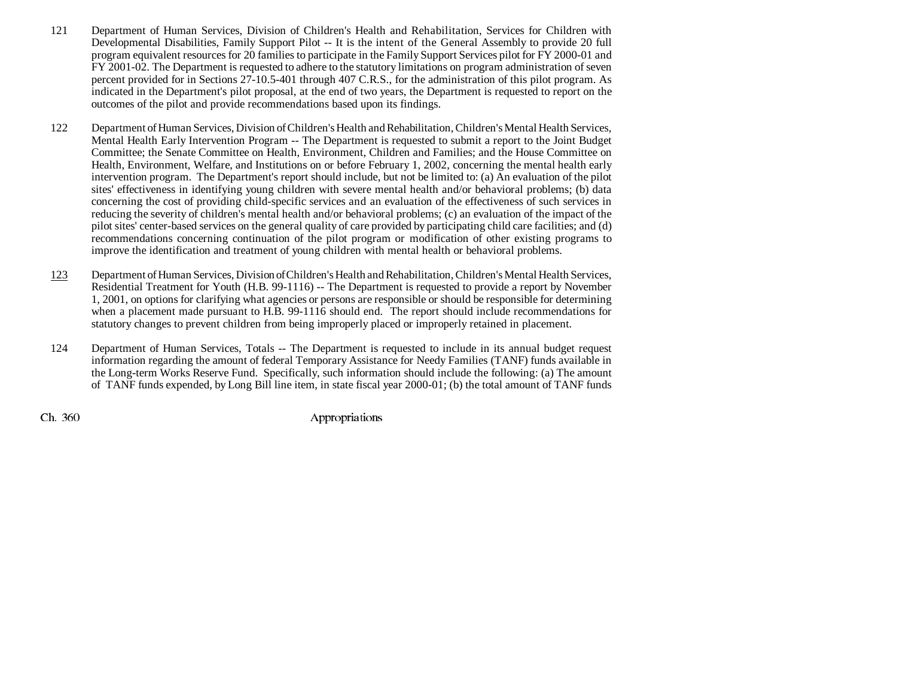121 Department of Human Services, Division of Children's Health and Rehabilitation, Services for Children with Developmental Disabilities, Family Support Pilot -- It is the intent of the General Assembly to provide 20 full program equivalent resources for 20 families to participate in the Family Support Services pilot for FY 2000-01 and FY 2001-02. The Department is requested to adhere to the statutory limitations on program administration of seven percent provided for in Sections 27-10.5-401 through 407 C.R.S., for the administration of this pilot program. As indicated in the Department's pilot proposal, at the end of two years, the Department is requested to report on the outcomes of the pilot and provide recommendations based upon its findings.

122 Department of Human Services, Division of Children's Health and Rehabilitation, Children's Mental Health Services, Mental Health Early Intervention Program -- The Department is requested to submit a report to the Joint Budget Committee; the Senate Committee on Health, Environment, Children and Families; and the House Committee on Health, Environment, Welfare, and Institutions on or before February 1, 2002, concerning the mental health early intervention program. The Department's report should include, but not be limited to: (a) An evaluation of the pilot sites' effectiveness in identifying young children with severe mental health and/or behavioral problems; (b) data concerning the cost of providing child-specific services and an evaluation of the effectiveness of such services in reducing the severity of children's mental health and/or behavioral problems; (c) an evaluation of the impact of the pilot sites' center-based services on the general quality of care provided by participating child care facilities; and (d) recommendations concerning continuation of the pilot program or modification of other existing programs to improve the identification and treatment of young children with mental health or behavioral problems.

123 Department of Human Services, Division of Children's Health and Rehabilitation, Children's Mental Health Services, Residential Treatment for Youth (H.B. 99-1116) -- The Department is requested to provide a report by November 1, 2001, on options for clarifying what agencies or persons are responsible or should be responsible for determining when a placement made pursuant to H.B. 99-1116 should end. The report should include recommendations for statutory changes to prevent children from being improperly placed or improperly retained in placement.

124 Department of Human Services, Totals -- The Department is requested to include in its annual budget request information regarding the amount of federal Temporary Assistance for Needy Families (TANF) funds available in the Long-term Works Reserve Fund. Specifically, such information should include the following: (a) The amount of TANF funds expended, by Long Bill line item, in state fiscal year 2000-01; (b) the total amount of TANF funds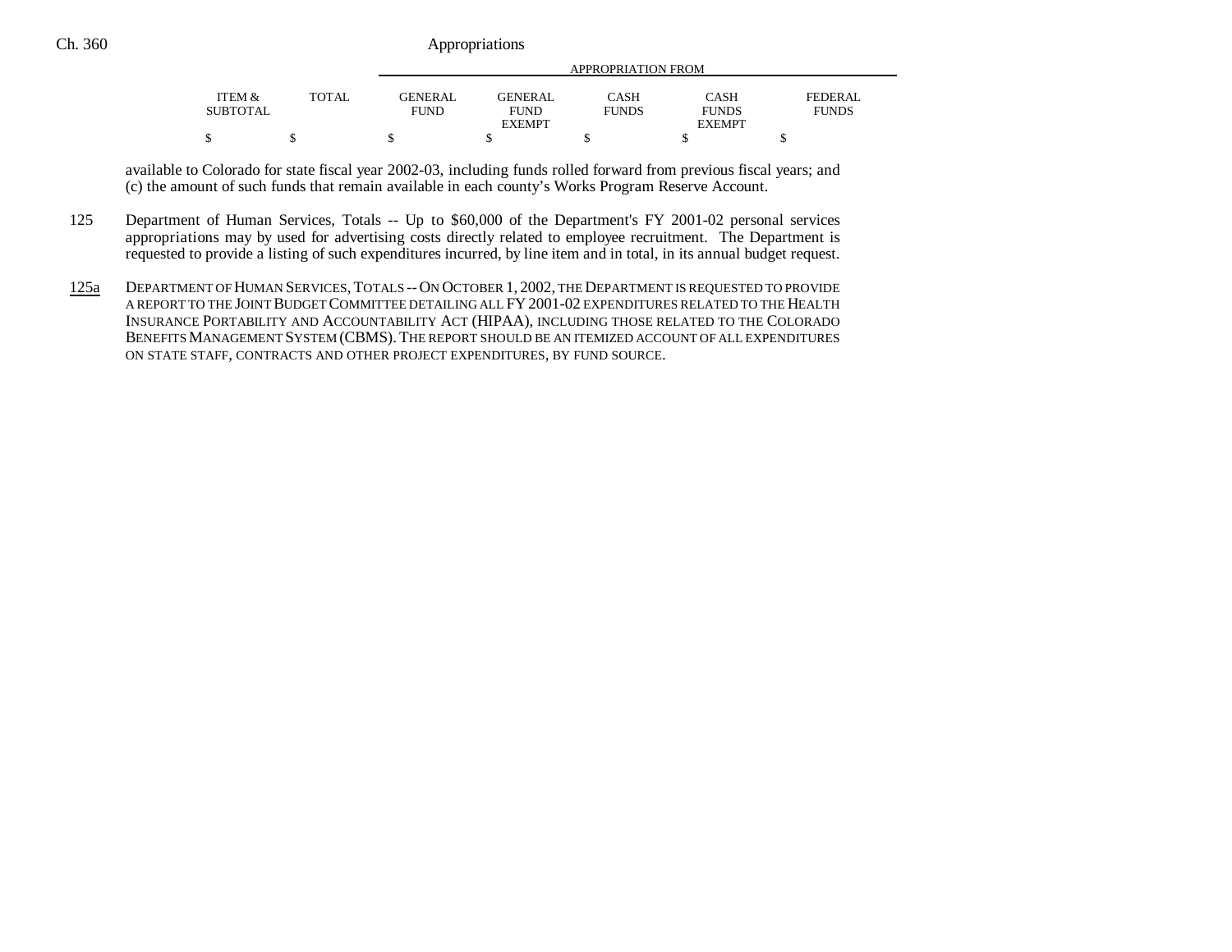| ITEM & SUBTOTAL | TOTAL | GENERAL FUND | GENERAL FUND EXEMPT | CASH FUNDS | CASH FUNDS EXEMPT | FEDERAL FUNDS |
|---|---|---|---|---|---|---|
| $ | $ | $ | $ | $ | $ | $ |

available to Colorado for state fiscal year 2002-03, including funds rolled forward from previous fiscal years; and (c) the amount of such funds that remain available in each county's Works Program Reserve Account.

125 Department of Human Services, Totals -- Up to $60,000 of the Department's FY 2001-02 personal services appropriations may by used for advertising costs directly related to employee recruitment. The Department is requested to provide a listing of such expenditures incurred, by line item and in total, in its annual budget request.

125a DEPARTMENT OF HUMAN SERVICES, TOTALS -- ON OCTOBER 1, 2002, THE DEPARTMENT IS REQUESTED TO PROVIDE A REPORT TO THE JOINT BUDGET COMMITTEE DETAILING ALL FY 2001-02 EXPENDITURES RELATED TO THE HEALTH INSURANCE PORTABILITY AND ACCOUNTABILITY ACT (HIPAA), INCLUDING THOSE RELATED TO THE COLORADO BENEFITS MANAGEMENT SYSTEM (CBMS). THE REPORT SHOULD BE AN ITEMIZED ACCOUNT OF ALL EXPENDITURES ON STATE STAFF, CONTRACTS AND OTHER PROJECT EXPENDITURES, BY FUND SOURCE.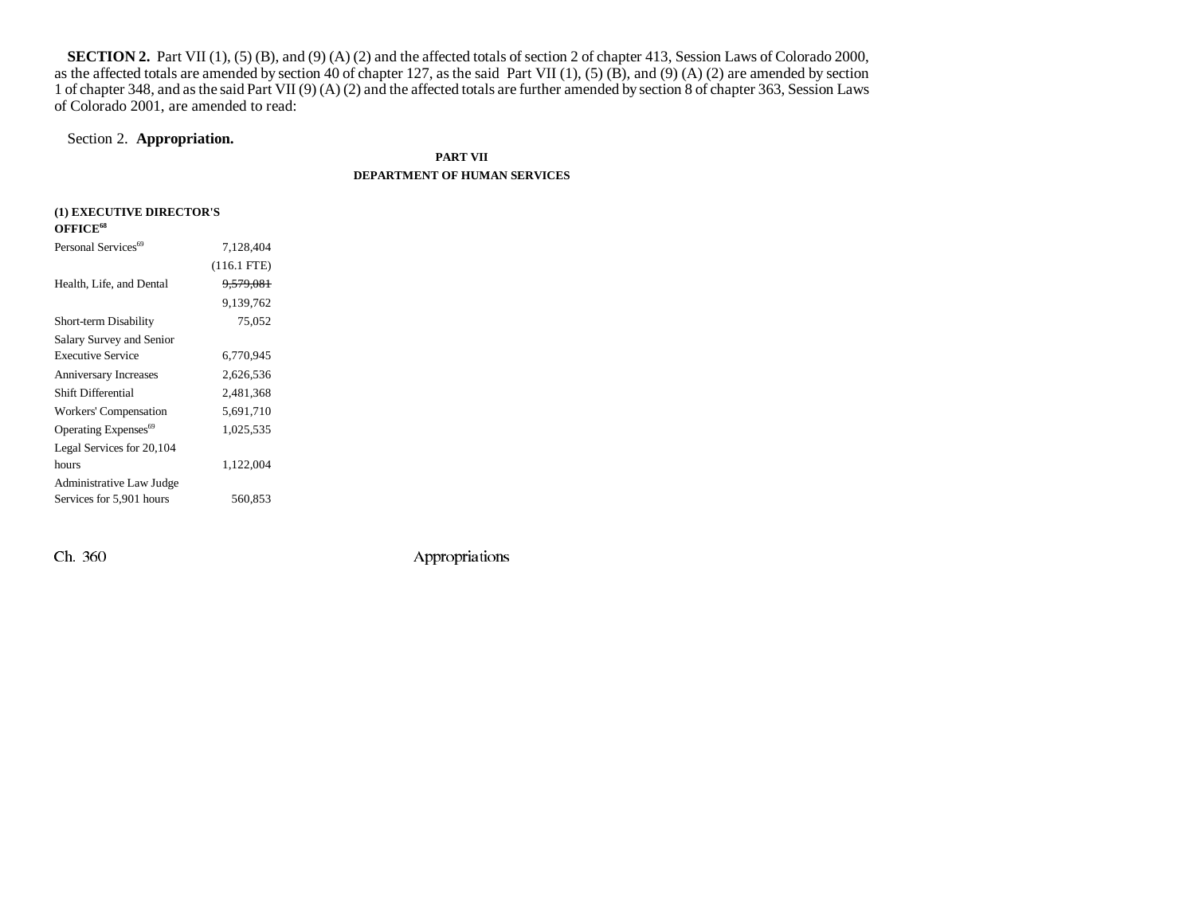**SECTION 2.** Part VII (1), (5) (B), and (9) (A) (2) and the affected totals of section 2 of chapter 413, Session Laws of Colorado 2000, as the affected totals are amended by section 40 of chapter 127, as the said Part VII (1), (5) (B), and (9) (A) (2) are amended by section 1 of chapter 348, and as the said Part VII (9) (A) (2) and the affected totals are further amended by section 8 of chapter 363, Session Laws of Colorado 2001, are amended to read:

Section 2. **Appropriation.**

**PART VII**

**DEPARTMENT OF HUMAN SERVICES**

**(1) EXECUTIVE DIRECTOR'S OFFICE[68]**

| | |
|---|---|
| Personal Services[69] | 7,128,404 |
| | (116.1 FTE) |
| Health, Life, and Dental | ~~9,579,081~~ |
| | 9,139,762 |
| Short-term Disability | 75,052 |
| Salary Survey and Senior Executive Service | 6,770,945 |
| Anniversary Increases | 2,626,536 |
| Shift Differential | 2,481,368 |
| Workers' Compensation | 5,691,710 |
| Operating Expenses[69] | 1,025,535 |
| Legal Services for 20,104 hours | 1,122,004 |
| Administrative Law Judge Services for 5,901 hours | 560,853 |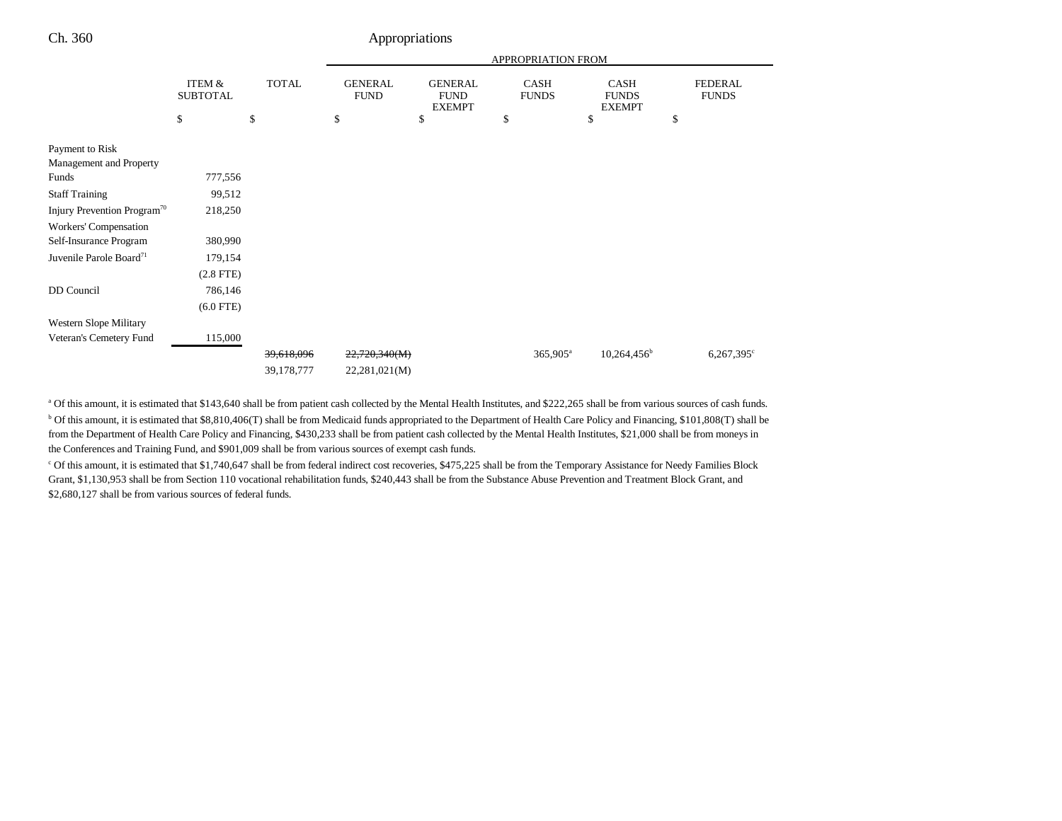Ch. 360 Appropriations

| | ITEM & SUBTOTAL | TOTAL | GENERAL FUND | GENERAL FUND EXEMPT | CASH FUNDS | CASH FUNDS EXEMPT | FEDERAL FUNDS |
|---|---|---|---|---|---|---|---|
| | | | APPROPRIATION FROM | | | | |
| | $ | $ | $ | $ | $ | $ | $ |
| Payment to Risk Management and Property Funds | 777,556 | | | | | | |
| Staff Training | 99,512 | | | | | | |
| Injury Prevention Program[70] | 218,250 | | | | | | |
| Workers' Compensation Self-Insurance Program | 380,990 | | | | | | |
| Juvenile Parole Board[71] | 179,154 | | | | | | |
| | (2.8 FTE) | | | | | | |
| DD Council | 786,146 | | | | | | |
| | (6.0 FTE) | | | | | | |
| Western Slope Military Veteran's Cemetery Fund | 115,000 | | | | | | |
| | | ~~39,618,096~~ | ~~22,720,340(M)~~ | | 365,905[a] | 10,264,456[b] | 6,267,395[c] |
| | | 39,178,777 | 22,281,021(M) | | | | |

[a] Of this amount, it is estimated that $143,640 shall be from patient cash collected by the Mental Health Institutes, and $222,265 shall be from various sources of cash funds.

[b] Of this amount, it is estimated that $8,810,406(T) shall be from Medicaid funds appropriated to the Department of Health Care Policy and Financing, $101,808(T) shall be from the Department of Health Care Policy and Financing, $430,233 shall be from patient cash collected by the Mental Health Institutes, $21,000 shall be from moneys in the Conferences and Training Fund, and $901,009 shall be from various sources of exempt cash funds.

[c] Of this amount, it is estimated that $1,740,647 shall be from federal indirect cost recoveries, $475,225 shall be from the Temporary Assistance for Needy Families Block Grant, $1,130,953 shall be from Section 110 vocational rehabilitation funds, $240,443 shall be from the Substance Abuse Prevention and Treatment Block Grant, and $2,680,127 shall be from various sources of federal funds.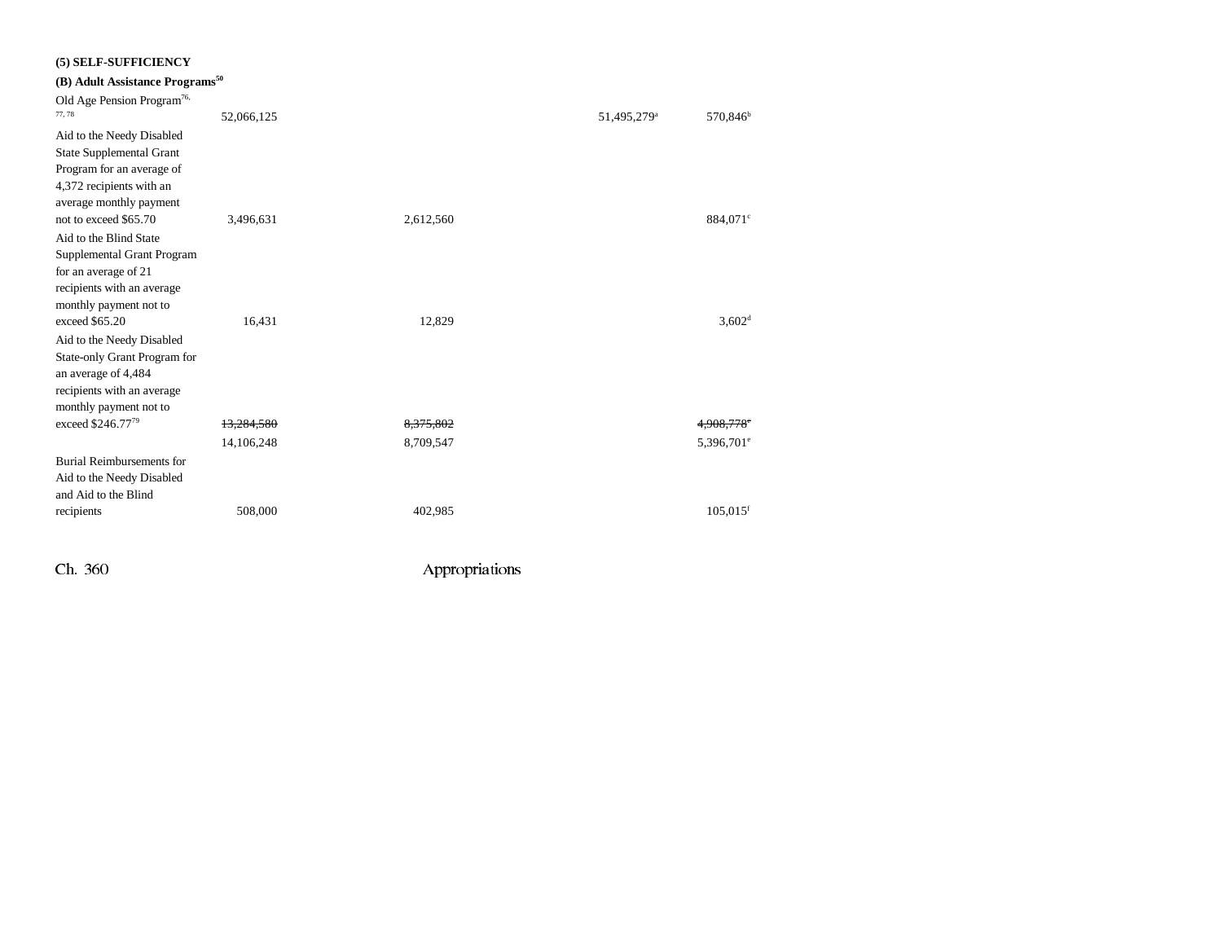**(5) SELF-SUFFICIENCY**

**(B) Adult Assistance Programs[50]**

| | | | | | |
|---|---|---|---|---|---|
| Old Age Pension Program[76, 77, 78] | 52,066,125 | | | 51,495,279[a] | 570,846[b] |
| Aid to the Needy Disabled State Supplemental Grant Program for an average of 4,372 recipients with an average monthly payment not to exceed $65.70 | 3,496,631 | 2,612,560 | | | 884,071[c] |
| Aid to the Blind State Supplemental Grant Program for an average of 21 recipients with an average monthly payment not to exceed $65.20 | 16,431 | 12,829 | | | 3,602[d] |
| Aid to the Needy Disabled State-only Grant Program for an average of 4,484 recipients with an average monthly payment not to exceed $246.77[79] | ~~13,284,580~~ | ~~8,375,802~~ | | | ~~4,908,778[e]~~ |
| | 14,106,248 | 8,709,547 | | | 5,396,701[e] |
| Burial Reimbursements for Aid to the Needy Disabled and Aid to the Blind recipients | 508,000 | 402,985 | | | 105,015[f] |

Ch. 360 Appropriations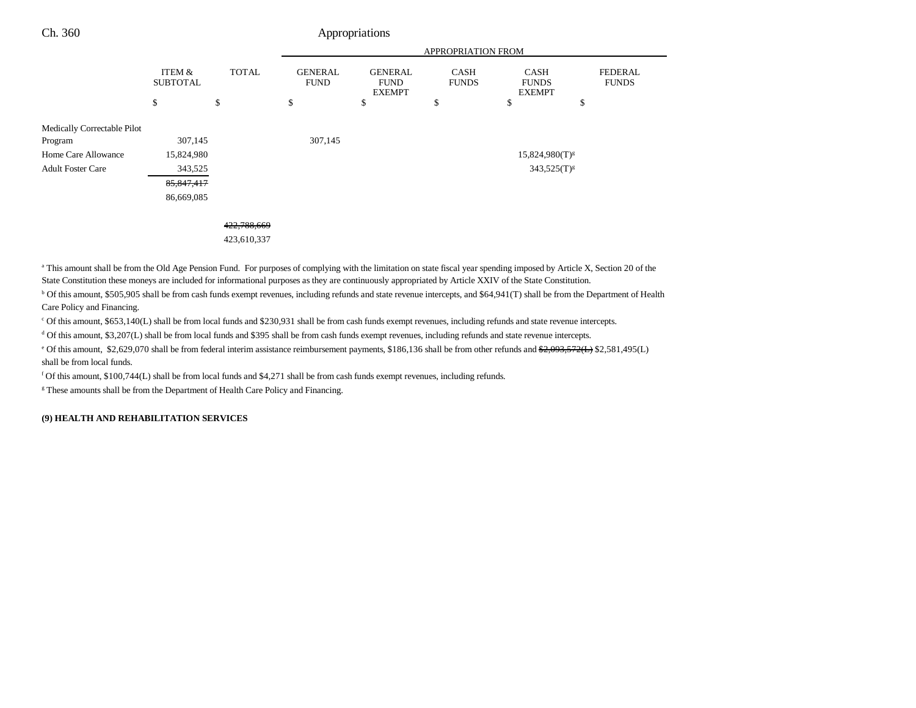| | ITEM & SUBTOTAL | TOTAL | GENERAL FUND | GENERAL FUND EXEMPT | CASH FUNDS | CASH FUNDS EXEMPT | FEDERAL FUNDS |
|---|---|---|---|---|---|---|---|
| | | | APPROPRIATION FROM | | | | |
| | $ | $ | $ | $ | $ | $ | $ |
| Medically Correctable Pilot Program | 307,145 | | 307,145 | | | | |
| Home Care Allowance | 15,824,980 | | | | | 15,824,980(T)[g] | |
| Adult Foster Care | 343,525 | | | | | 343,525(T)[g] | |
| | ~~85,847,417~~ | | | | | | |
| | 86,669,085 | | | | | | |
| | | ~~422,788,669~~ | | | | | |
| | | 423,610,337 | | | | | |

[a] This amount shall be from the Old Age Pension Fund. For purposes of complying with the limitation on state fiscal year spending imposed by Article X, Section 20 of the State Constitution these moneys are included for informational purposes as they are continuously appropriated by Article XXIV of the State Constitution.

[b] Of this amount, $505,905 shall be from cash funds exempt revenues, including refunds and state revenue intercepts, and $64,941(T) shall be from the Department of Health Care Policy and Financing.

[c] Of this amount, $653,140(L) shall be from local funds and $230,931 shall be from cash funds exempt revenues, including refunds and state revenue intercepts.

[d] Of this amount, $3,207(L) shall be from local funds and $395 shall be from cash funds exempt revenues, including refunds and state revenue intercepts.

[e] Of this amount, $2,629,070 shall be from federal interim assistance reimbursement payments, $186,136 shall be from other refunds and ~~$2,093,572(L)~~ $2,581,495(L) shall be from local funds.

[f] Of this amount, $100,744(L) shall be from local funds and $4,271 shall be from cash funds exempt revenues, including refunds.

[g] These amounts shall be from the Department of Health Care Policy and Financing.

**(9) HEALTH AND REHABILITATION SERVICES**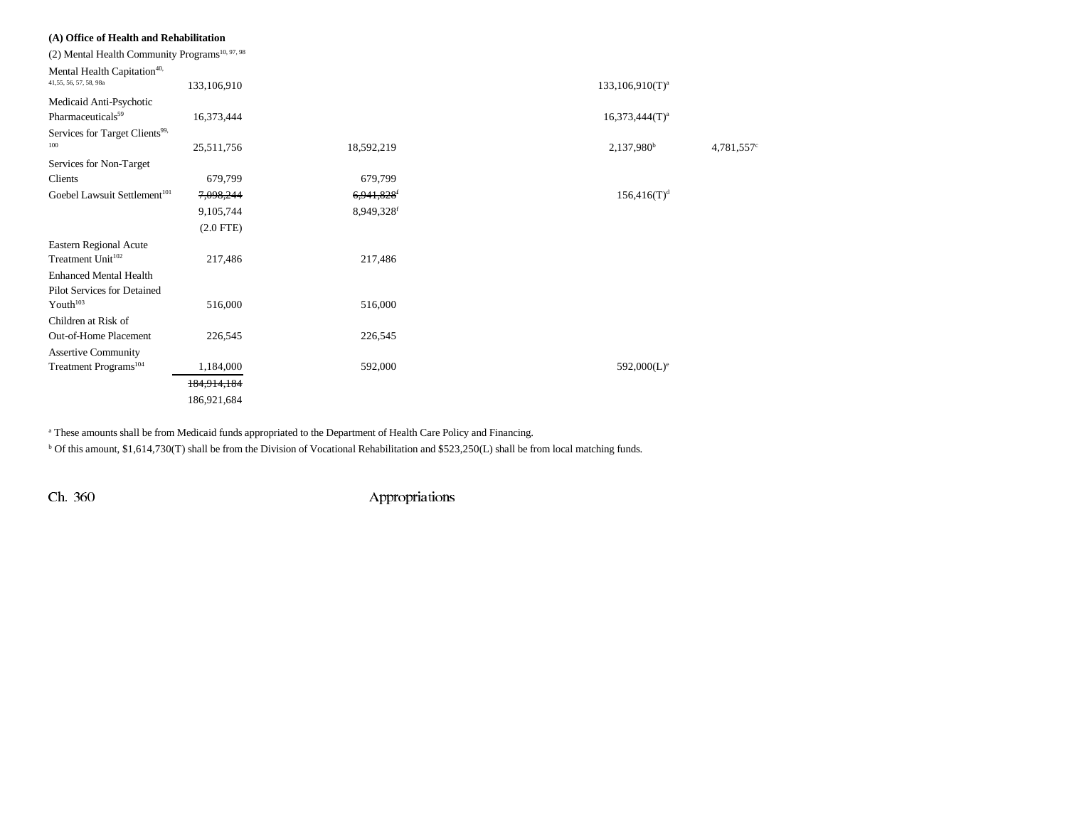**(A) Office of Health and Rehabilitation**

(2) Mental Health Community Programs[10, 97, 98]

| Item | Total | General Fund | Cash Funds | Cash Funds Exempt | Federal Funds |
|---|---|---|---|---|---|
| Mental Health Capitation[40, 41,55, 56, 57, 58, 98a] | 133,106,910 | | | 133,106,910(T)[a] | |
| Medicaid Anti-Psychotic Pharmaceuticals[59] | 16,373,444 | | | 16,373,444(T)[a] | |
| Services for Target Clients[99, 100] | 25,511,756 | 18,592,219 | | 2,137,980[b] | 4,781,557[c] |
| Services for Non-Target Clients | 679,799 | 679,799 | | | |
| Goebel Lawsuit Settlement[101] | ~~7,098,244~~ 9,105,744 (2.0 FTE) | ~~6,941,828~~[f] 8,949,328[f] | | 156,416(T)[d] | |
| Eastern Regional Acute Treatment Unit[102] | 217,486 | 217,486 | | | |
| Enhanced Mental Health Pilot Services for Detained Youth[103] | 516,000 | 516,000 | | | |
| Children at Risk of Out-of-Home Placement | 226,545 | 226,545 | | | |
| Assertive Community Treatment Programs[104] | 1,184,000 | 592,000 | | 592,000(L)[e] | |
| | ~~184,914,184~~ 186,921,684 | | | | |

[a] These amounts shall be from Medicaid funds appropriated to the Department of Health Care Policy and Financing.

[b] Of this amount, $1,614,730(T) shall be from the Division of Vocational Rehabilitation and $523,250(L) shall be from local matching funds.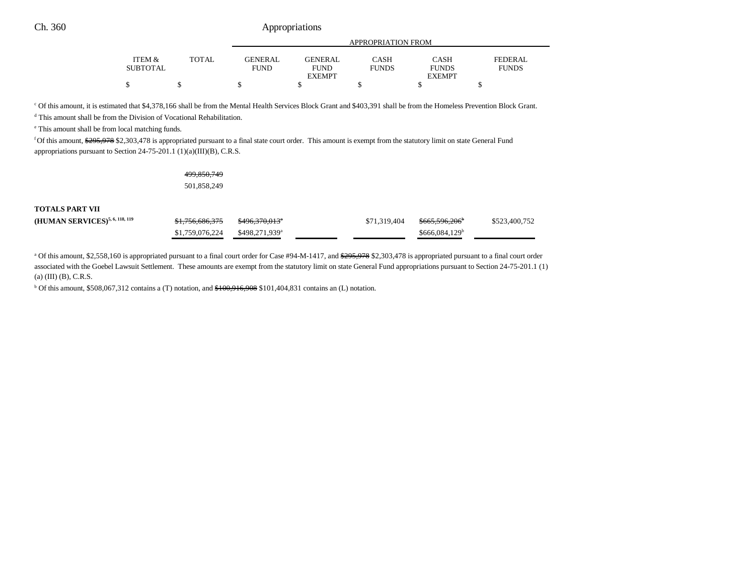| | ITEM & SUBTOTAL | TOTAL | GENERAL FUND | GENERAL FUND EXEMPT | CASH FUNDS | CASH FUNDS EXEMPT | FEDERAL FUNDS |
|---|---|---|---|---|---|---|---|
| | $ | $ | $ | $ | $ | $ | $ |

[c] Of this amount, it is estimated that $4,378,166 shall be from the Mental Health Services Block Grant and $403,391 shall be from the Homeless Prevention Block Grant.

[d] This amount shall be from the Division of Vocational Rehabilitation.

[e] This amount shall be from local matching funds.

[f] Of this amount, ~~$295,978~~ $2,303,478 is appropriated pursuant to a final state court order. This amount is exempt from the statutory limit on state General Fund appropriations pursuant to Section 24-75-201.1 (1)(a)(III)(B), C.R.S.

| | ITEM & SUBTOTAL | TOTAL | GENERAL FUND | GENERAL FUND EXEMPT | CASH FUNDS | CASH FUNDS EXEMPT | FEDERAL FUNDS |
|---|---|---|---|---|---|---|---|
| | | ~~499,850,749~~ | | | | | |
| | | 501,858,249 | | | | | |
| **TOTALS PART VII** | | | | | | | |
| **(HUMAN SERVICES)**[5, 6, 118, 119] | | ~~$1,756,686,375~~ | ~~$496,370,013~~[a] | | $71,319,404 | ~~$665,596,206~~[b] | $523,400,752 |
| | | $1,759,076,224 | $498,271,939[a] | | | $666,084,129[b] | |

[a] Of this amount, $2,558,160 is appropriated pursuant to a final court order for Case #94-M-1417, and ~~$295,978~~ $2,303,478 is appropriated pursuant to a final court order associated with the Goebel Lawsuit Settlement. These amounts are exempt from the statutory limit on state General Fund appropriations pursuant to Section 24-75-201.1 (1) (a) (III) (B), C.R.S.

[b] Of this amount, $508,067,312 contains a (T) notation, and ~~$100,916,908~~ $101,404,831 contains an (L) notation.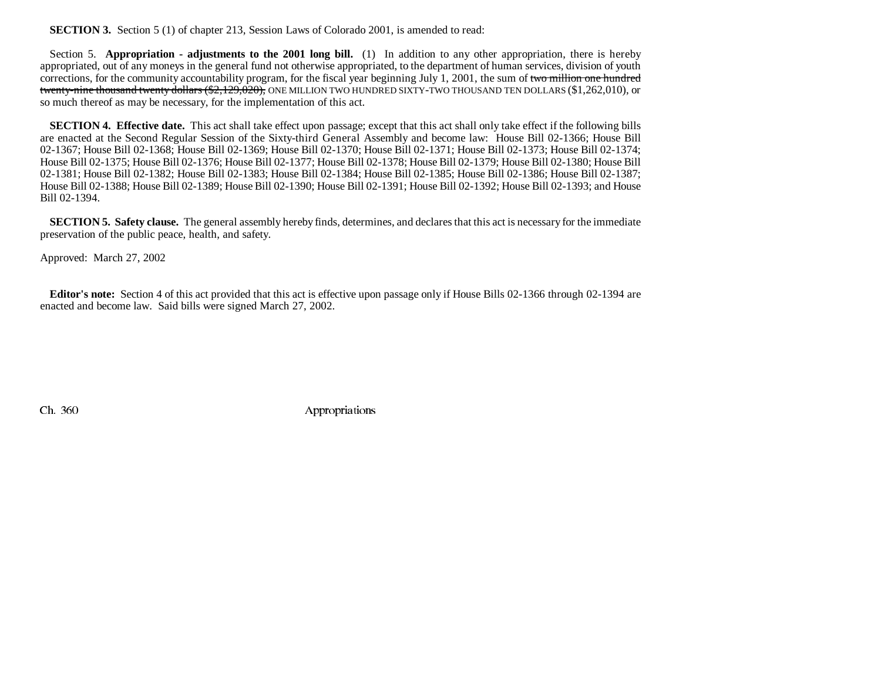**SECTION 3.** Section 5 (1) of chapter 213, Session Laws of Colorado 2001, is amended to read:

Section 5. **Appropriation - adjustments to the 2001 long bill.** (1) In addition to any other appropriation, there is hereby appropriated, out of any moneys in the general fund not otherwise appropriated, to the department of human services, division of youth corrections, for the community accountability program, for the fiscal year beginning July 1, 2001, the sum of ~~two million one hundred twenty-nine thousand twenty dollars ($2,129,020),~~ ONE MILLION TWO HUNDRED SIXTY-TWO THOUSAND TEN DOLLARS ($1,262,010), or so much thereof as may be necessary, for the implementation of this act.

**SECTION 4. Effective date.** This act shall take effect upon passage; except that this act shall only take effect if the following bills are enacted at the Second Regular Session of the Sixty-third General Assembly and become law: House Bill 02-1366; House Bill 02-1367; House Bill 02-1368; House Bill 02-1369; House Bill 02-1370; House Bill 02-1371; House Bill 02-1373; House Bill 02-1374; House Bill 02-1375; House Bill 02-1376; House Bill 02-1377; House Bill 02-1378; House Bill 02-1379; House Bill 02-1380; House Bill 02-1381; House Bill 02-1382; House Bill 02-1383; House Bill 02-1384; House Bill 02-1385; House Bill 02-1386; House Bill 02-1387; House Bill 02-1388; House Bill 02-1389; House Bill 02-1390; House Bill 02-1391; House Bill 02-1392; House Bill 02-1393; and House Bill 02-1394.

**SECTION 5. Safety clause.** The general assembly hereby finds, determines, and declares that this act is necessary for the immediate preservation of the public peace, health, and safety.

Approved: March 27, 2002

**Editor's note:** Section 4 of this act provided that this act is effective upon passage only if House Bills 02-1366 through 02-1394 are enacted and become law. Said bills were signed March 27, 2002.